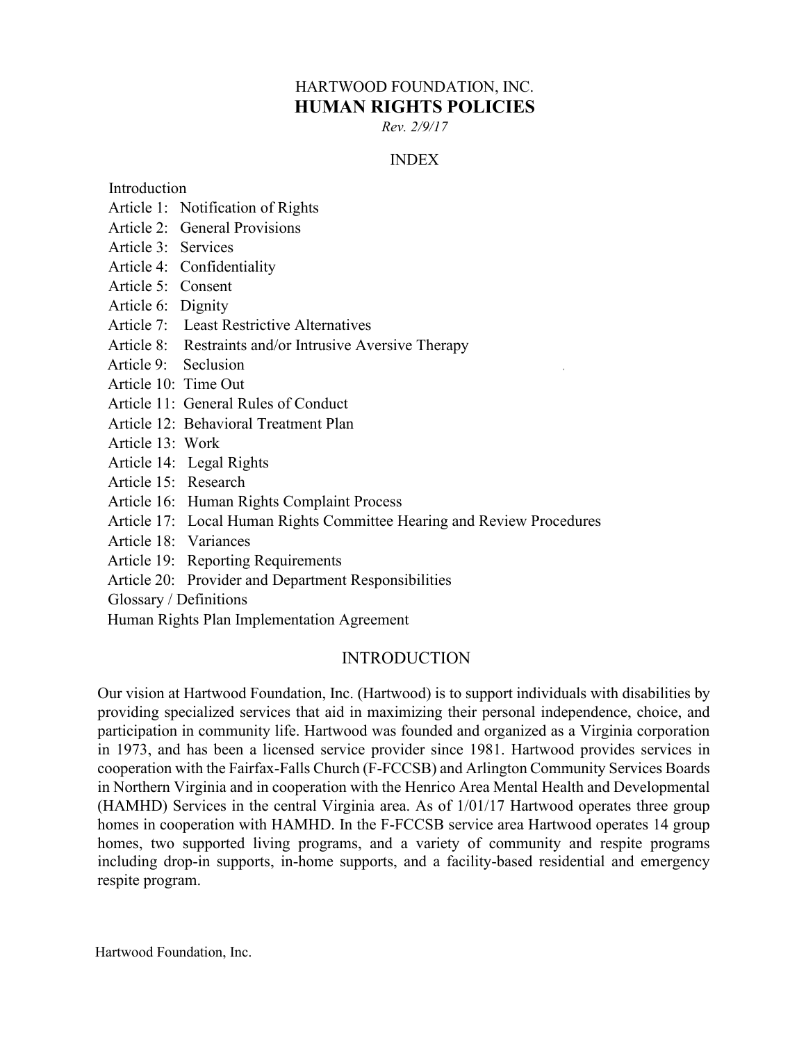HARTWOOD FOUNDATION, INC.

# HUMAN RIGHTS POLICIES

*Rev. 2/9/17*

## INDEX

- Introduction
- Article 1: Notification of Rights
- Article 2: General Provisions
- Article 3: Services
- Article 4: Confidentiality
- Article 5: Consent
- Article 6: Dignity
- Article 7: Least Restrictive Alternatives
- Article 8: Restraints and/or Intrusive Aversive Therapy
- Article 9: Seclusion
- Article 10: Time Out
- Article 11: General Rules of Conduct
- Article 12: Behavioral Treatment Plan
- Article 13: Work
- Article 14: Legal Rights
- Article 15: Research
- Article 16: Human Rights Complaint Process
- Article 17: Local Human Rights Committee Hearing and Review Procedures
- Article 18: Variances
- Article 19: Reporting Requirements
- Article 20: Provider and Department Responsibilities
- Glossary / Definitions
- Human Rights Plan Implementation Agreement

## INTRODUCTION

Our vision at Hartwood Foundation, Inc. (Hartwood) is to support individuals with disabilities by providing specialized services that aid in maximizing their personal independence, choice, and participation in community life. Hartwood was founded and organized as a Virginia corporation in 1973, and has been a licensed service provider since 1981. Hartwood provides services in cooperation with the Fairfax-Falls Church (F-FCCSB) and Arlington Community Services Boards in Northern Virginia and in cooperation with the Henrico Area Mental Health and Developmental (HAMHD) Services in the central Virginia area. As of 1/01/17 Hartwood operates three group homes in cooperation with HAMHD. In the F-FCCSB service area Hartwood operates 14 group homes, two supported living programs, and a variety of community and respite programs including drop-in supports, in-home supports, and a facility-based residential and emergency respite program.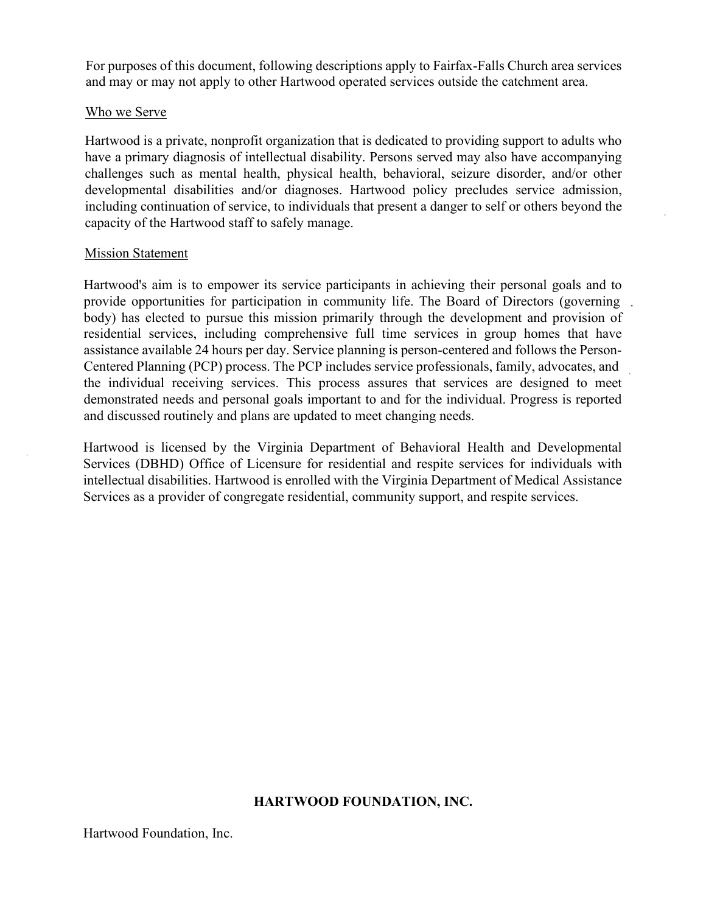For purposes of this document, following descriptions apply to Fairfax-Falls Church area services and may or may not apply to other Hartwood operated services outside the catchment area.

## Who we Serve

Hartwood is a private, nonprofit organization that is dedicated to providing support to adults who have a primary diagnosis of intellectual disability. Persons served may also have accompanying challenges such as mental health, physical health, behavioral, seizure disorder, and/or other developmental disabilities and/or diagnoses. Hartwood policy precludes service admission, including continuation of service, to individuals that present a danger to self or others beyond the capacity of the Hartwood staff to safely manage.

## Mission Statement

Hartwood's aim is to empower its service participants in achieving their personal goals and to provide opportunities for participation in community life. The Board of Directors (governing body) has elected to pursue this mission primarily through the development and provision of residential services, including comprehensive full time services in group homes that have assistance available 24 hours per day. Service planning is person-centered and follows the Person-Centered Planning (PCP) process. The PCP includes service professionals, family, advocates, and the individual receiving services. This process assures that services are designed to meet demonstrated needs and personal goals important to and for the individual. Progress is reported and discussed routinely and plans are updated to meet changing needs.

Hartwood is licensed by the Virginia Department of Behavioral Health and Developmental Services (DBHD) Office of Licensure for residential and respite services for individuals with intellectual disabilities. Hartwood is enrolled with the Virginia Department of Medical Assistance Services as a provider of congregate residential, community support, and respite services.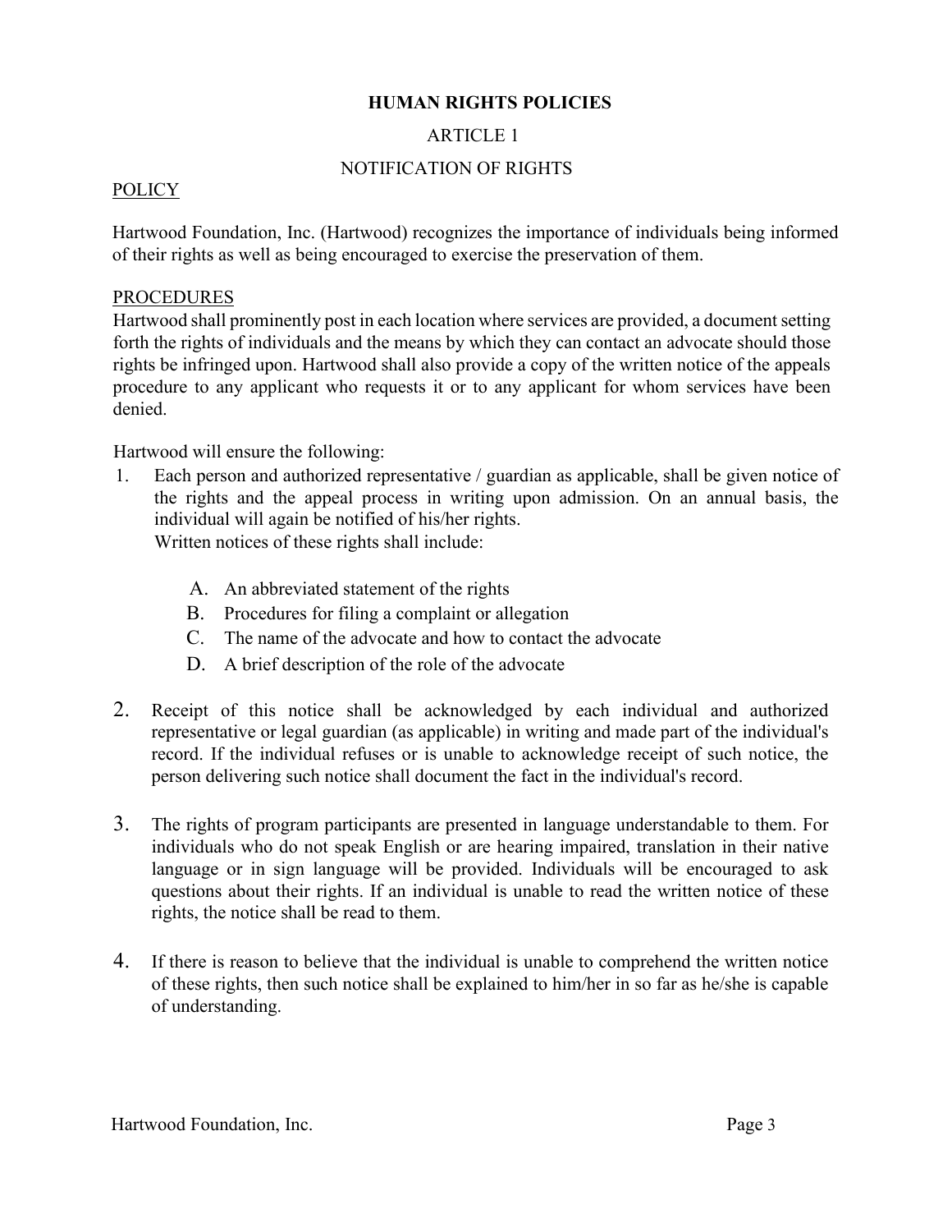# HUMAN RIGHTS POLICIES

## ARTICLE 1

## NOTIFICATION OF RIGHTS

POLICY

Hartwood Foundation, Inc. (Hartwood) recognizes the importance of individuals being informed of their rights as well as being encouraged to exercise the preservation of them.

PROCEDURES

Hartwood shall prominently post in each location where services are provided, a document setting forth the rights of individuals and the means by which they can contact an advocate should those rights be infringed upon. Hartwood shall also provide a copy of the written notice of the appeals procedure to any applicant who requests it or to any applicant for whom services have been denied.

Hartwood will ensure the following:

1. Each person and authorized representative / guardian as applicable, shall be given notice of the rights and the appeal process in writing upon admission. On an annual basis, the individual will again be notified of his/her rights.
   Written notices of these rights shall include:

   A. An abbreviated statement of the rights
   B. Procedures for filing a complaint or allegation
   C. The name of the advocate and how to contact the advocate
   D. A brief description of the role of the advocate

2. Receipt of this notice shall be acknowledged by each individual and authorized representative or legal guardian (as applicable) in writing and made part of the individual's record. If the individual refuses or is unable to acknowledge receipt of such notice, the person delivering such notice shall document the fact in the individual's record.

3. The rights of program participants are presented in language understandable to them. For individuals who do not speak English or are hearing impaired, translation in their native language or in sign language will be provided. Individuals will be encouraged to ask questions about their rights. If an individual is unable to read the written notice of these rights, the notice shall be read to them.

4. If there is reason to believe that the individual is unable to comprehend the written notice of these rights, then such notice shall be explained to him/her in so far as he/she is capable of understanding.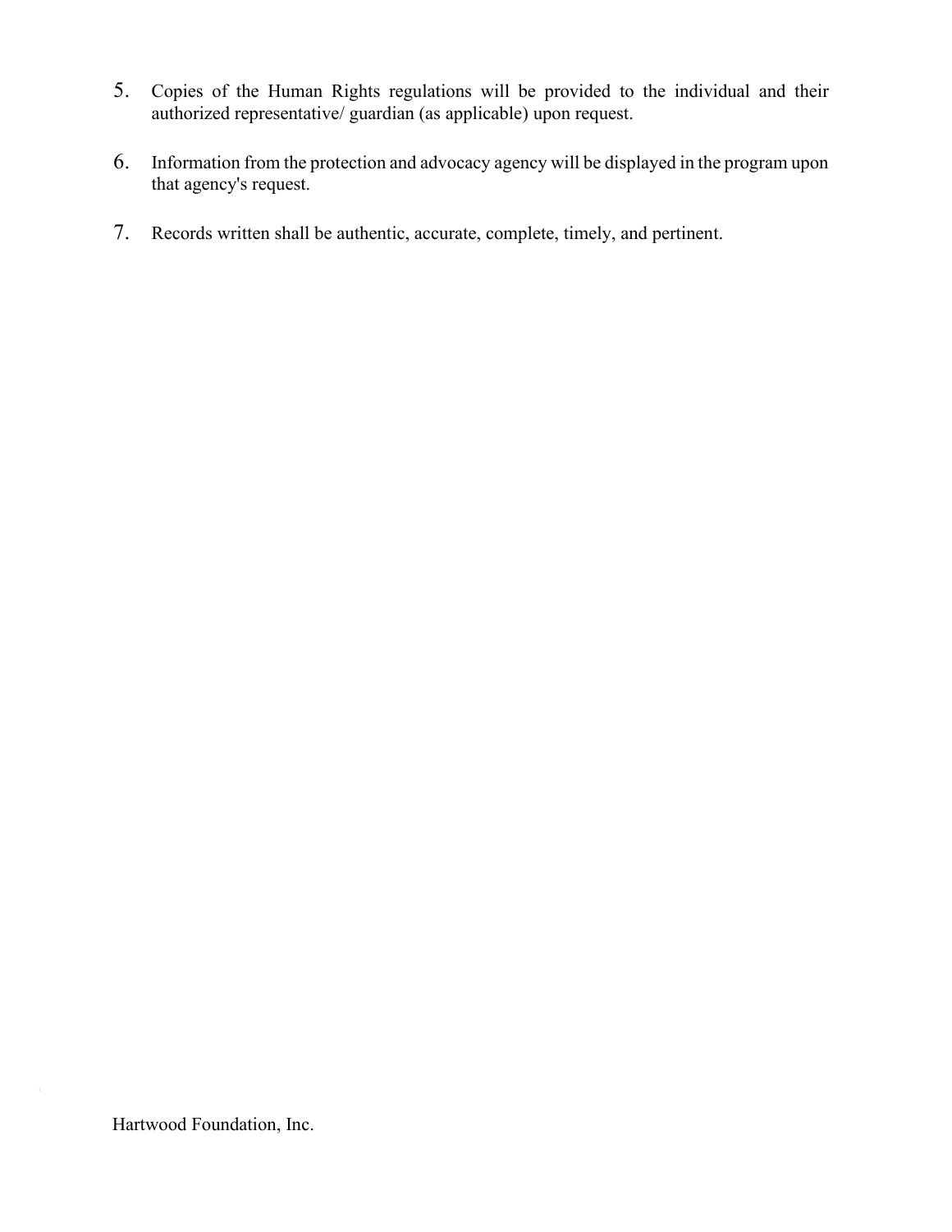5. Copies of the Human Rights regulations will be provided to the individual and their authorized representative/ guardian (as applicable) upon request.

6. Information from the protection and advocacy agency will be displayed in the program upon that agency's request.

7. Records written shall be authentic, accurate, complete, timely, and pertinent.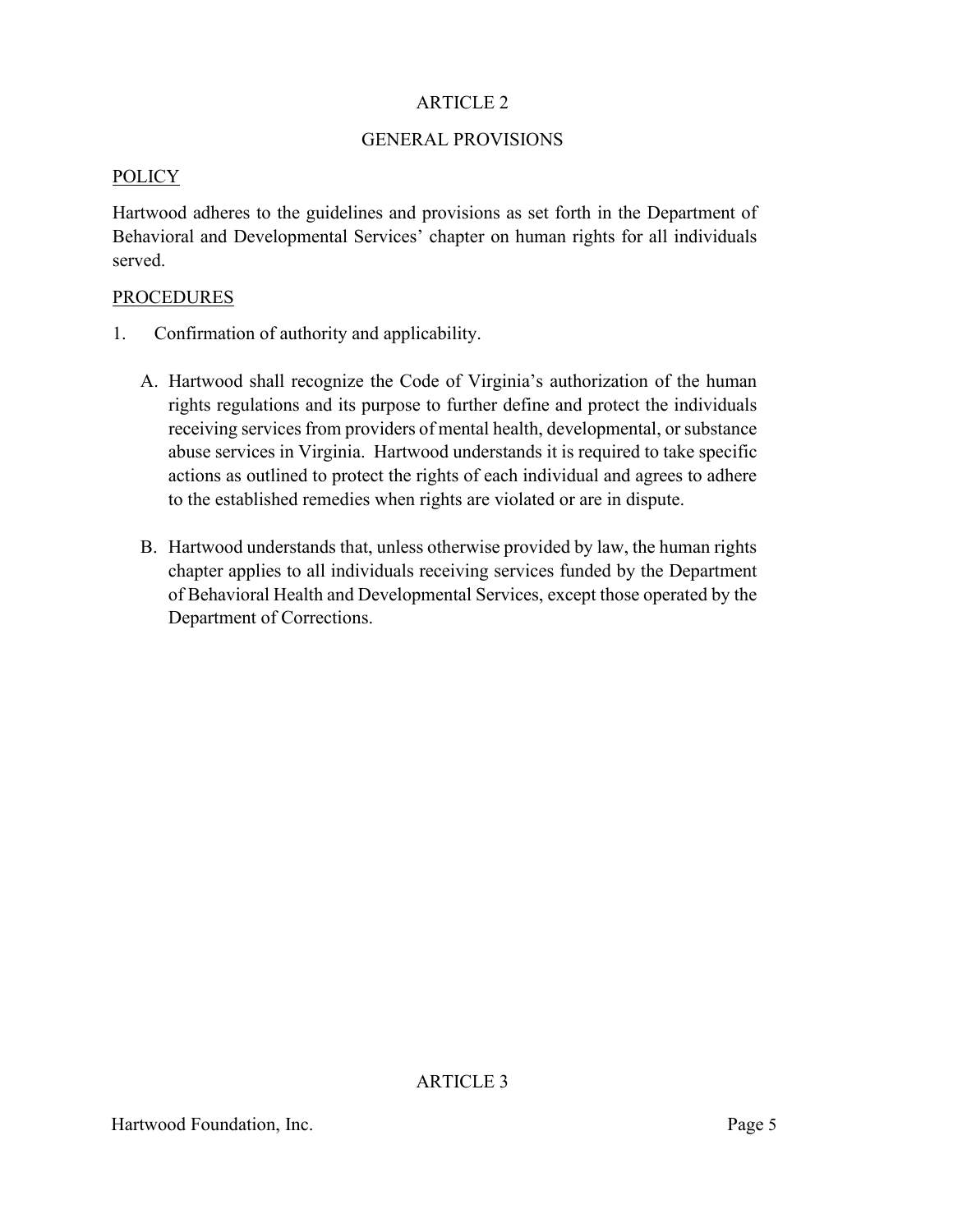# ARTICLE 2

## GENERAL PROVISIONS

<u>POLICY</u>

Hartwood adheres to the guidelines and provisions as set forth in the Department of Behavioral and Developmental Services' chapter on human rights for all individuals served.

<u>PROCEDURES</u>

1. Confirmation of authority and applicability.

   A. Hartwood shall recognize the Code of Virginia's authorization of the human rights regulations and its purpose to further define and protect the individuals receiving services from providers of mental health, developmental, or substance abuse services in Virginia. Hartwood understands it is required to take specific actions as outlined to protect the rights of each individual and agrees to adhere to the established remedies when rights are violated or are in dispute.

   B. Hartwood understands that, unless otherwise provided by law, the human rights chapter applies to all individuals receiving services funded by the Department of Behavioral Health and Developmental Services, except those operated by the Department of Corrections.

# ARTICLE 3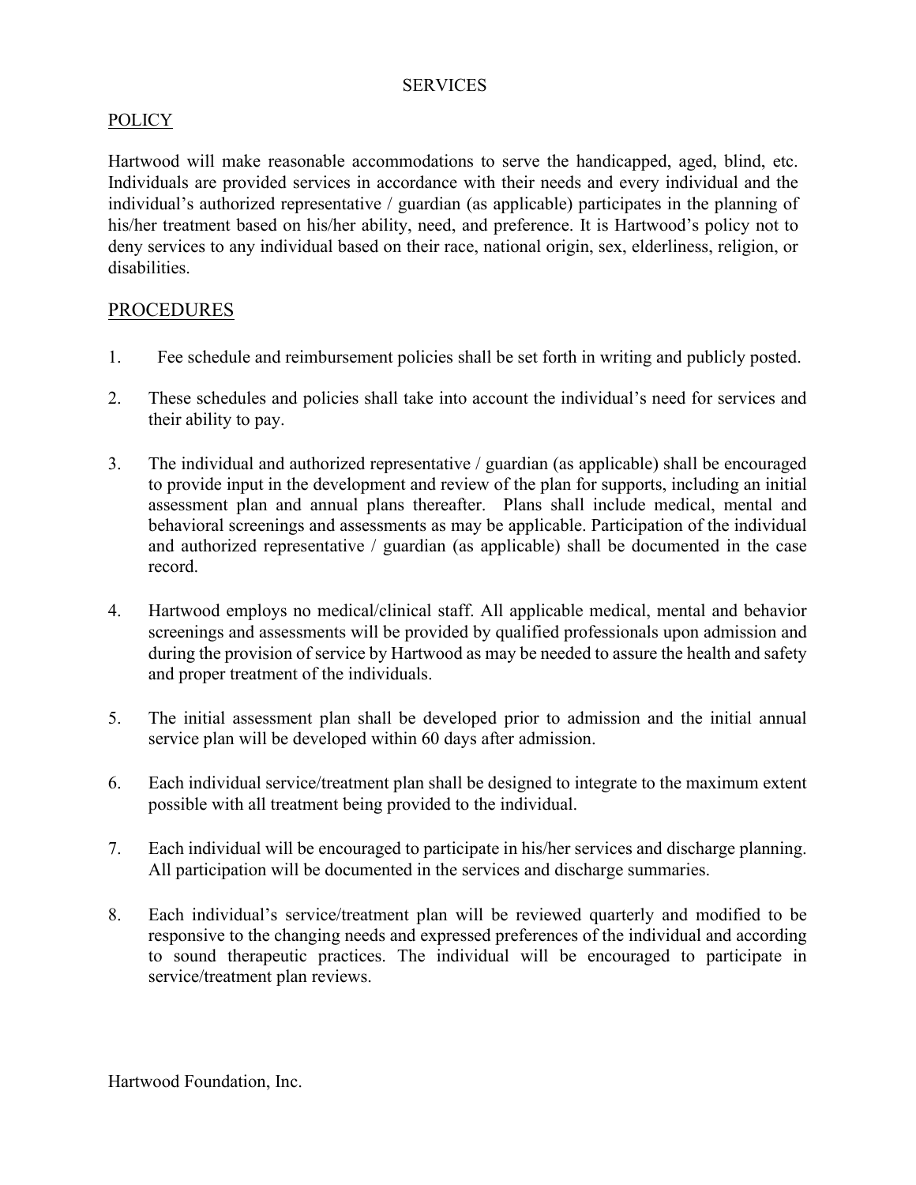# SERVICES

## POLICY

Hartwood will make reasonable accommodations to serve the handicapped, aged, blind, etc. Individuals are provided services in accordance with their needs and every individual and the individual's authorized representative / guardian (as applicable) participates in the planning of his/her treatment based on his/her ability, need, and preference. It is Hartwood's policy not to deny services to any individual based on their race, national origin, sex, elderliness, religion, or disabilities.

## PROCEDURES

1. Fee schedule and reimbursement policies shall be set forth in writing and publicly posted.

2. These schedules and policies shall take into account the individual's need for services and their ability to pay.

3. The individual and authorized representative / guardian (as applicable) shall be encouraged to provide input in the development and review of the plan for supports, including an initial assessment plan and annual plans thereafter. Plans shall include medical, mental and behavioral screenings and assessments as may be applicable. Participation of the individual and authorized representative / guardian (as applicable) shall be documented in the case record.

4. Hartwood employs no medical/clinical staff. All applicable medical, mental and behavior screenings and assessments will be provided by qualified professionals upon admission and during the provision of service by Hartwood as may be needed to assure the health and safety and proper treatment of the individuals.

5. The initial assessment plan shall be developed prior to admission and the initial annual service plan will be developed within 60 days after admission.

6. Each individual service/treatment plan shall be designed to integrate to the maximum extent possible with all treatment being provided to the individual.

7. Each individual will be encouraged to participate in his/her services and discharge planning. All participation will be documented in the services and discharge summaries.

8. Each individual's service/treatment plan will be reviewed quarterly and modified to be responsive to the changing needs and expressed preferences of the individual and according to sound therapeutic practices. The individual will be encouraged to participate in service/treatment plan reviews.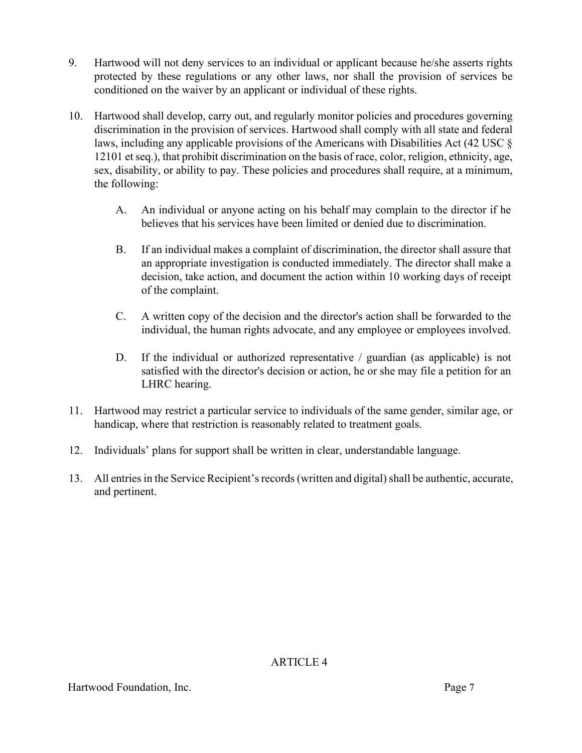9. Hartwood will not deny services to an individual or applicant because he/she asserts rights protected by these regulations or any other laws, nor shall the provision of services be conditioned on the waiver by an applicant or individual of these rights.

10. Hartwood shall develop, carry out, and regularly monitor policies and procedures governing discrimination in the provision of services. Hartwood shall comply with all state and federal laws, including any applicable provisions of the Americans with Disabilities Act (42 USC § 12101 et seq.), that prohibit discrimination on the basis of race, color, religion, ethnicity, age, sex, disability, or ability to pay. These policies and procedures shall require, at a minimum, the following:

    A. An individual or anyone acting on his behalf may complain to the director if he believes that his services have been limited or denied due to discrimination.

    B. If an individual makes a complaint of discrimination, the director shall assure that an appropriate investigation is conducted immediately. The director shall make a decision, take action, and document the action within 10 working days of receipt of the complaint.

    C. A written copy of the decision and the director's action shall be forwarded to the individual, the human rights advocate, and any employee or employees involved.

    D. If the individual or authorized representative / guardian (as applicable) is not satisfied with the director's decision or action, he or she may file a petition for an LHRC hearing.

11. Hartwood may restrict a particular service to individuals of the same gender, similar age, or handicap, where that restriction is reasonably related to treatment goals.

12. Individuals' plans for support shall be written in clear, understandable language.

13. All entries in the Service Recipient's records (written and digital) shall be authentic, accurate, and pertinent.

## ARTICLE 4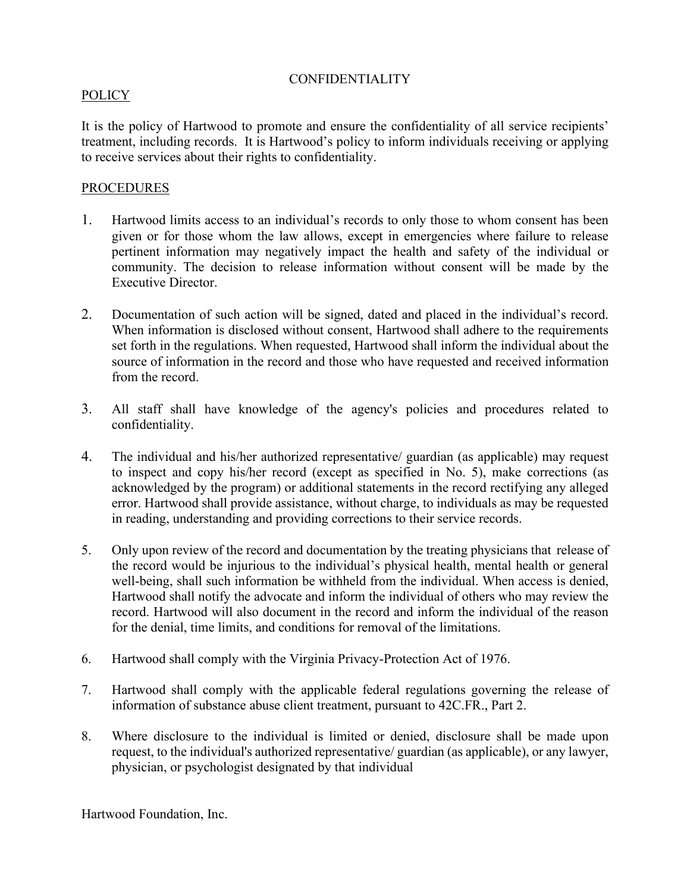# CONFIDENTIALITY

## POLICY

It is the policy of Hartwood to promote and ensure the confidentiality of all service recipients' treatment, including records. It is Hartwood's policy to inform individuals receiving or applying to receive services about their rights to confidentiality.

## PROCEDURES

1. Hartwood limits access to an individual's records to only those to whom consent has been given or for those whom the law allows, except in emergencies where failure to release pertinent information may negatively impact the health and safety of the individual or community. The decision to release information without consent will be made by the Executive Director.

2. Documentation of such action will be signed, dated and placed in the individual's record. When information is disclosed without consent, Hartwood shall adhere to the requirements set forth in the regulations. When requested, Hartwood shall inform the individual about the source of information in the record and those who have requested and received information from the record.

3. All staff shall have knowledge of the agency's policies and procedures related to confidentiality.

4. The individual and his/her authorized representative/ guardian (as applicable) may request to inspect and copy his/her record (except as specified in No. 5), make corrections (as acknowledged by the program) or additional statements in the record rectifying any alleged error. Hartwood shall provide assistance, without charge, to individuals as may be requested in reading, understanding and providing corrections to their service records.

5. Only upon review of the record and documentation by the treating physicians that release of the record would be injurious to the individual's physical health, mental health or general well-being, shall such information be withheld from the individual. When access is denied, Hartwood shall notify the advocate and inform the individual of others who may review the record. Hartwood will also document in the record and inform the individual of the reason for the denial, time limits, and conditions for removal of the limitations.

6. Hartwood shall comply with the Virginia Privacy-Protection Act of 1976.

7. Hartwood shall comply with the applicable federal regulations governing the release of information of substance abuse client treatment, pursuant to 42C.FR., Part 2.

8. Where disclosure to the individual is limited or denied, disclosure shall be made upon request, to the individual's authorized representative/ guardian (as applicable), or any lawyer, physician, or psychologist designated by that individual

Hartwood Foundation, Inc.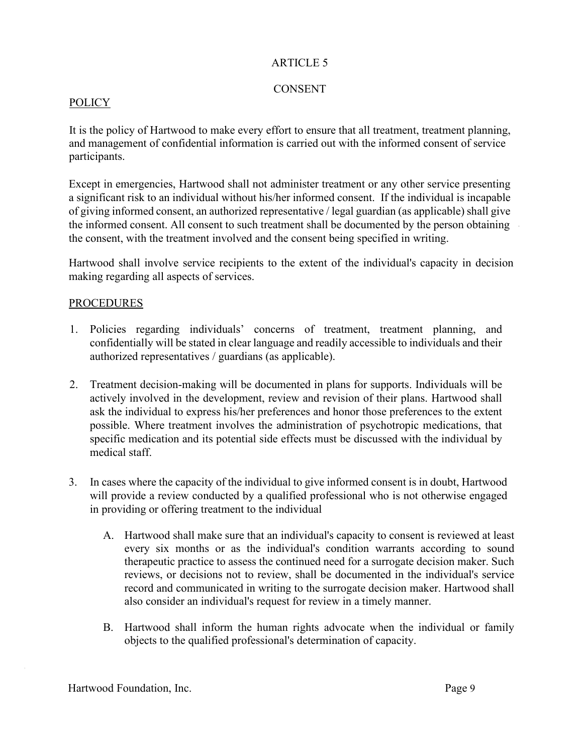# ARTICLE 5

# CONSENT

## POLICY

It is the policy of Hartwood to make every effort to ensure that all treatment, treatment planning, and management of confidential information is carried out with the informed consent of service participants.

Except in emergencies, Hartwood shall not administer treatment or any other service presenting a significant risk to an individual without his/her informed consent. If the individual is incapable of giving informed consent, an authorized representative / legal guardian (as applicable) shall give the informed consent. All consent to such treatment shall be documented by the person obtaining the consent, with the treatment involved and the consent being specified in writing.

Hartwood shall involve service recipients to the extent of the individual's capacity in decision making regarding all aspects of services.

## PROCEDURES

1. Policies regarding individuals' concerns of treatment, treatment planning, and confidentially will be stated in clear language and readily accessible to individuals and their authorized representatives / guardians (as applicable).

2. Treatment decision-making will be documented in plans for supports. Individuals will be actively involved in the development, review and revision of their plans. Hartwood shall ask the individual to express his/her preferences and honor those preferences to the extent possible. Where treatment involves the administration of psychotropic medications, that specific medication and its potential side effects must be discussed with the individual by medical staff.

3. In cases where the capacity of the individual to give informed consent is in doubt, Hartwood will provide a review conducted by a qualified professional who is not otherwise engaged in providing or offering treatment to the individual

   A. Hartwood shall make sure that an individual's capacity to consent is reviewed at least every six months or as the individual's condition warrants according to sound therapeutic practice to assess the continued need for a surrogate decision maker. Such reviews, or decisions not to review, shall be documented in the individual's service record and communicated in writing to the surrogate decision maker. Hartwood shall also consider an individual's request for review in a timely manner.

   B. Hartwood shall inform the human rights advocate when the individual or family objects to the qualified professional's determination of capacity.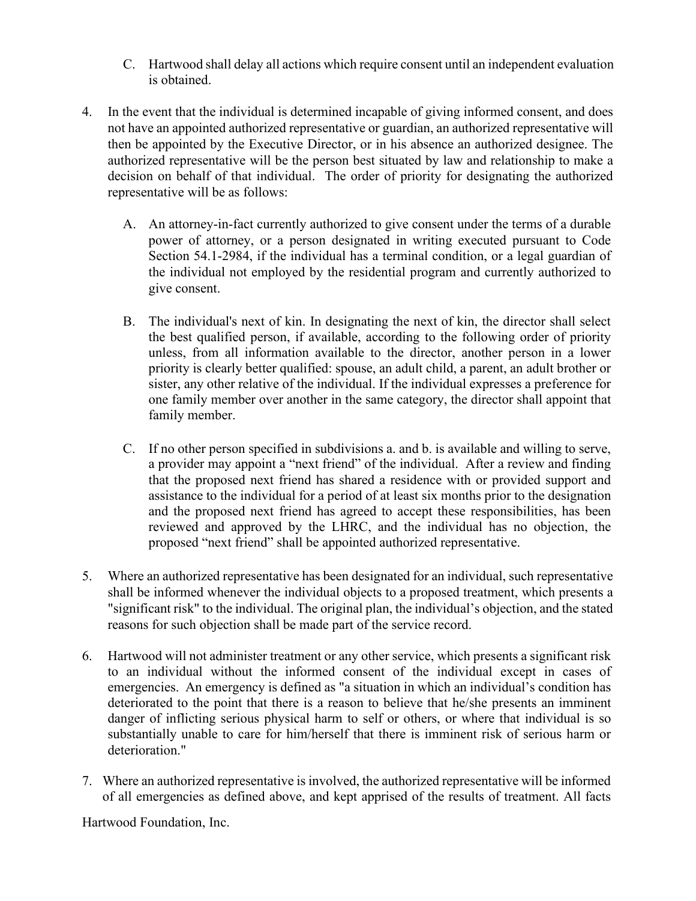C. Hartwood shall delay all actions which require consent until an independent evaluation is obtained.

4. In the event that the individual is determined incapable of giving informed consent, and does not have an appointed authorized representative or guardian, an authorized representative will then be appointed by the Executive Director, or in his absence an authorized designee. The authorized representative will be the person best situated by law and relationship to make a decision on behalf of that individual. The order of priority for designating the authorized representative will be as follows:

   A. An attorney-in-fact currently authorized to give consent under the terms of a durable power of attorney, or a person designated in writing executed pursuant to Code Section 54.1-2984, if the individual has a terminal condition, or a legal guardian of the individual not employed by the residential program and currently authorized to give consent.

   B. The individual's next of kin. In designating the next of kin, the director shall select the best qualified person, if available, according to the following order of priority unless, from all information available to the director, another person in a lower priority is clearly better qualified: spouse, an adult child, a parent, an adult brother or sister, any other relative of the individual. If the individual expresses a preference for one family member over another in the same category, the director shall appoint that family member.

   C. If no other person specified in subdivisions a. and b. is available and willing to serve, a provider may appoint a "next friend" of the individual. After a review and finding that the proposed next friend has shared a residence with or provided support and assistance to the individual for a period of at least six months prior to the designation and the proposed next friend has agreed to accept these responsibilities, has been reviewed and approved by the LHRC, and the individual has no objection, the proposed "next friend" shall be appointed authorized representative.

5. Where an authorized representative has been designated for an individual, such representative shall be informed whenever the individual objects to a proposed treatment, which presents a "significant risk" to the individual. The original plan, the individual's objection, and the stated reasons for such objection shall be made part of the service record.

6. Hartwood will not administer treatment or any other service, which presents a significant risk to an individual without the informed consent of the individual except in cases of emergencies. An emergency is defined as "a situation in which an individual's condition has deteriorated to the point that there is a reason to believe that he/she presents an imminent danger of inflicting serious physical harm to self or others, or where that individual is so substantially unable to care for him/herself that there is imminent risk of serious harm or deterioration."

7. Where an authorized representative is involved, the authorized representative will be informed of all emergencies as defined above, and kept apprised of the results of treatment. All facts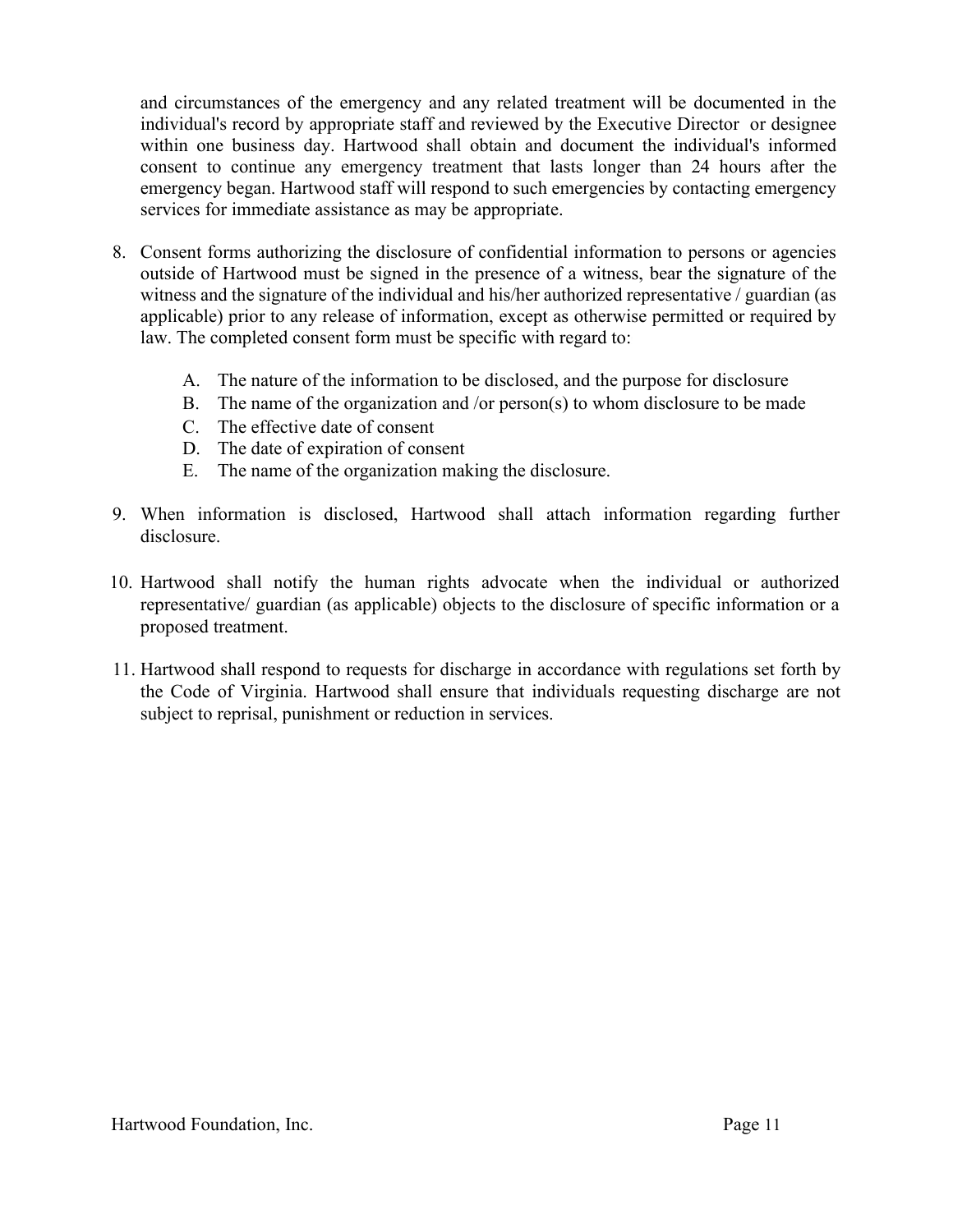and circumstances of the emergency and any related treatment will be documented in the individual's record by appropriate staff and reviewed by the Executive Director or designee within one business day. Hartwood shall obtain and document the individual's informed consent to continue any emergency treatment that lasts longer than 24 hours after the emergency began. Hartwood staff will respond to such emergencies by contacting emergency services for immediate assistance as may be appropriate.

8. Consent forms authorizing the disclosure of confidential information to persons or agencies outside of Hartwood must be signed in the presence of a witness, bear the signature of the witness and the signature of the individual and his/her authorized representative / guardian (as applicable) prior to any release of information, except as otherwise permitted or required by law. The completed consent form must be specific with regard to:

   A. The nature of the information to be disclosed, and the purpose for disclosure
   B. The name of the organization and /or person(s) to whom disclosure to be made
   C. The effective date of consent
   D. The date of expiration of consent
   E. The name of the organization making the disclosure.

9. When information is disclosed, Hartwood shall attach information regarding further disclosure.

10. Hartwood shall notify the human rights advocate when the individual or authorized representative/ guardian (as applicable) objects to the disclosure of specific information or a proposed treatment.

11. Hartwood shall respond to requests for discharge in accordance with regulations set forth by the Code of Virginia. Hartwood shall ensure that individuals requesting discharge are not subject to reprisal, punishment or reduction in services.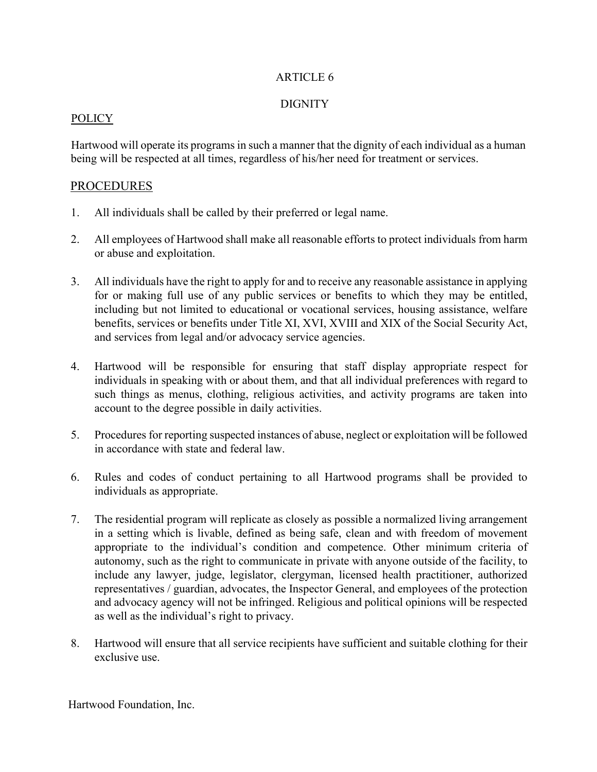# ARTICLE 6

## DIGNITY

### POLICY

Hartwood will operate its programs in such a manner that the dignity of each individual as a human being will be respected at all times, regardless of his/her need for treatment or services.

### PROCEDURES

1. All individuals shall be called by their preferred or legal name.

2. All employees of Hartwood shall make all reasonable efforts to protect individuals from harm or abuse and exploitation.

3. All individuals have the right to apply for and to receive any reasonable assistance in applying for or making full use of any public services or benefits to which they may be entitled, including but not limited to educational or vocational services, housing assistance, welfare benefits, services or benefits under Title XI, XVI, XVIII and XIX of the Social Security Act, and services from legal and/or advocacy service agencies.

4. Hartwood will be responsible for ensuring that staff display appropriate respect for individuals in speaking with or about them, and that all individual preferences with regard to such things as menus, clothing, religious activities, and activity programs are taken into account to the degree possible in daily activities.

5. Procedures for reporting suspected instances of abuse, neglect or exploitation will be followed in accordance with state and federal law.

6. Rules and codes of conduct pertaining to all Hartwood programs shall be provided to individuals as appropriate.

7. The residential program will replicate as closely as possible a normalized living arrangement in a setting which is livable, defined as being safe, clean and with freedom of movement appropriate to the individual's condition and competence. Other minimum criteria of autonomy, such as the right to communicate in private with anyone outside of the facility, to include any lawyer, judge, legislator, clergyman, licensed health practitioner, authorized representatives / guardian, advocates, the Inspector General, and employees of the protection and advocacy agency will not be infringed. Religious and political opinions will be respected as well as the individual's right to privacy.

8. Hartwood will ensure that all service recipients have sufficient and suitable clothing for their exclusive use.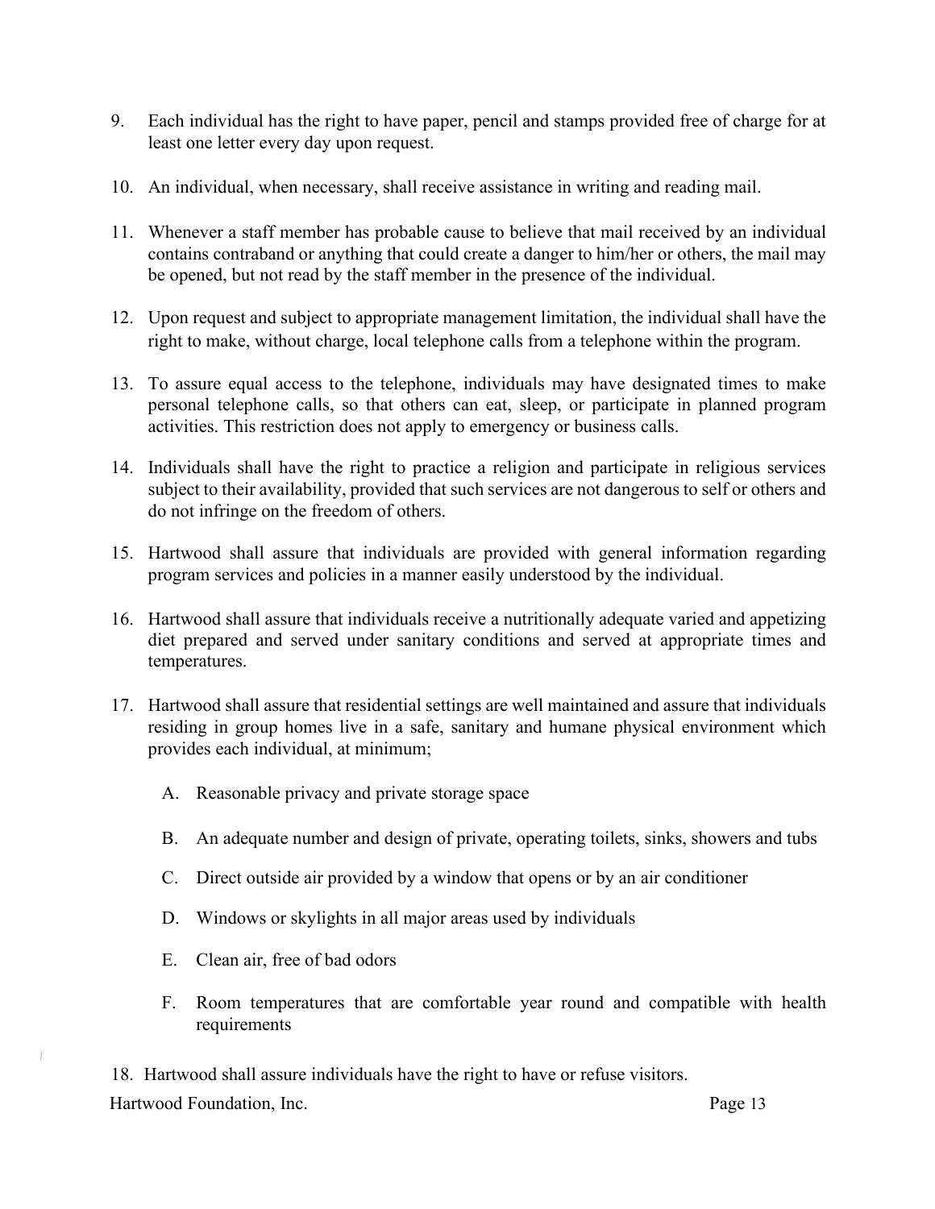9. Each individual has the right to have paper, pencil and stamps provided free of charge for at least one letter every day upon request.

10. An individual, when necessary, shall receive assistance in writing and reading mail.

11. Whenever a staff member has probable cause to believe that mail received by an individual contains contraband or anything that could create a danger to him/her or others, the mail may be opened, but not read by the staff member in the presence of the individual.

12. Upon request and subject to appropriate management limitation, the individual shall have the right to make, without charge, local telephone calls from a telephone within the program.

13. To assure equal access to the telephone, individuals may have designated times to make personal telephone calls, so that others can eat, sleep, or participate in planned program activities. This restriction does not apply to emergency or business calls.

14. Individuals shall have the right to practice a religion and participate in religious services subject to their availability, provided that such services are not dangerous to self or others and do not infringe on the freedom of others.

15. Hartwood shall assure that individuals are provided with general information regarding program services and policies in a manner easily understood by the individual.

16. Hartwood shall assure that individuals receive a nutritionally adequate varied and appetizing diet prepared and served under sanitary conditions and served at appropriate times and temperatures.

17. Hartwood shall assure that residential settings are well maintained and assure that individuals residing in group homes live in a safe, sanitary and humane physical environment which provides each individual, at minimum;

    A. Reasonable privacy and private storage space

    B. An adequate number and design of private, operating toilets, sinks, showers and tubs

    C. Direct outside air provided by a window that opens or by an air conditioner

    D. Windows or skylights in all major areas used by individuals

    E. Clean air, free of bad odors

    F. Room temperatures that are comfortable year round and compatible with health requirements

18. Hartwood shall assure individuals have the right to have or refuse visitors.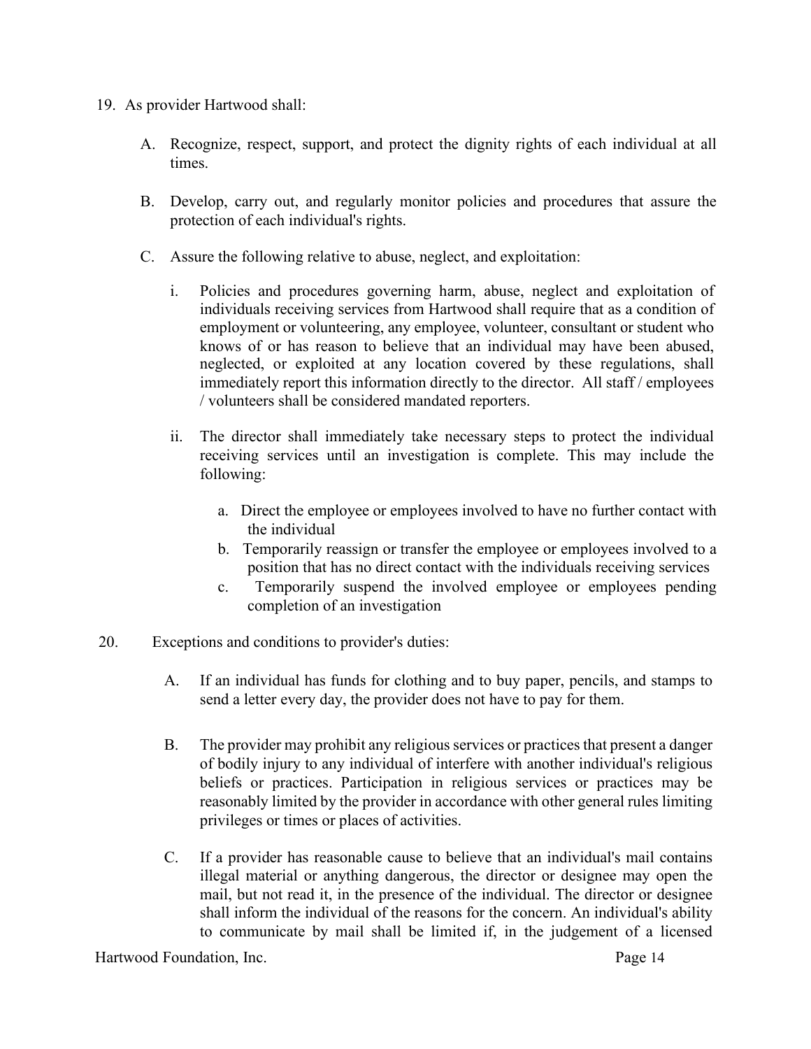19. As provider Hartwood shall:

    A. Recognize, respect, support, and protect the dignity rights of each individual at all times.

    B. Develop, carry out, and regularly monitor policies and procedures that assure the protection of each individual's rights.

    C. Assure the following relative to abuse, neglect, and exploitation:

       i. Policies and procedures governing harm, abuse, neglect and exploitation of individuals receiving services from Hartwood shall require that as a condition of employment or volunteering, any employee, volunteer, consultant or student who knows of or has reason to believe that an individual may have been abused, neglected, or exploited at any location covered by these regulations, shall immediately report this information directly to the director. All staff / employees / volunteers shall be considered mandated reporters.

       ii. The director shall immediately take necessary steps to protect the individual receiving services until an investigation is complete. This may include the following:

           a. Direct the employee or employees involved to have no further contact with the individual
           b. Temporarily reassign or transfer the employee or employees involved to a position that has no direct contact with the individuals receiving services
           c. Temporarily suspend the involved employee or employees pending completion of an investigation

20. Exceptions and conditions to provider's duties:

    A. If an individual has funds for clothing and to buy paper, pencils, and stamps to send a letter every day, the provider does not have to pay for them.

    B. The provider may prohibit any religious services or practices that present a danger of bodily injury to any individual of interfere with another individual's religious beliefs or practices. Participation in religious services or practices may be reasonably limited by the provider in accordance with other general rules limiting privileges or times or places of activities.

    C. If a provider has reasonable cause to believe that an individual's mail contains illegal material or anything dangerous, the director or designee may open the mail, but not read it, in the presence of the individual. The director or designee shall inform the individual of the reasons for the concern. An individual's ability to communicate by mail shall be limited if, in the judgement of a licensed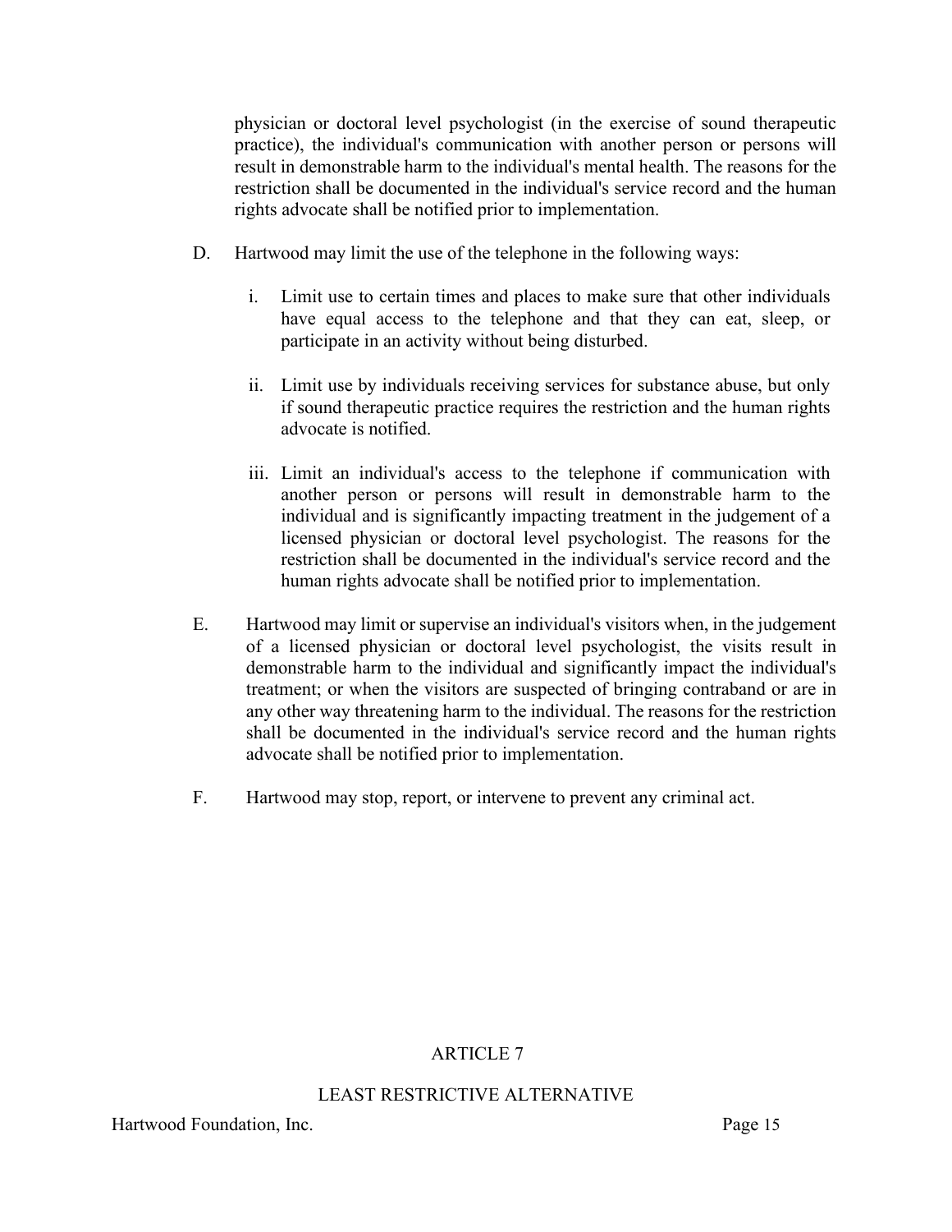physician or doctoral level psychologist (in the exercise of sound therapeutic practice), the individual's communication with another person or persons will result in demonstrable harm to the individual's mental health. The reasons for the restriction shall be documented in the individual's service record and the human rights advocate shall be notified prior to implementation.

D. Hartwood may limit the use of the telephone in the following ways:

   i. Limit use to certain times and places to make sure that other individuals have equal access to the telephone and that they can eat, sleep, or participate in an activity without being disturbed.

   ii. Limit use by individuals receiving services for substance abuse, but only if sound therapeutic practice requires the restriction and the human rights advocate is notified.

   iii. Limit an individual's access to the telephone if communication with another person or persons will result in demonstrable harm to the individual and is significantly impacting treatment in the judgement of a licensed physician or doctoral level psychologist. The reasons for the restriction shall be documented in the individual's service record and the human rights advocate shall be notified prior to implementation.

E. Hartwood may limit or supervise an individual's visitors when, in the judgement of a licensed physician or doctoral level psychologist, the visits result in demonstrable harm to the individual and significantly impact the individual's treatment; or when the visitors are suspected of bringing contraband or are in any other way threatening harm to the individual. The reasons for the restriction shall be documented in the individual's service record and the human rights advocate shall be notified prior to implementation.

F. Hartwood may stop, report, or intervene to prevent any criminal act.

## ARTICLE 7

## LEAST RESTRICTIVE ALTERNATIVE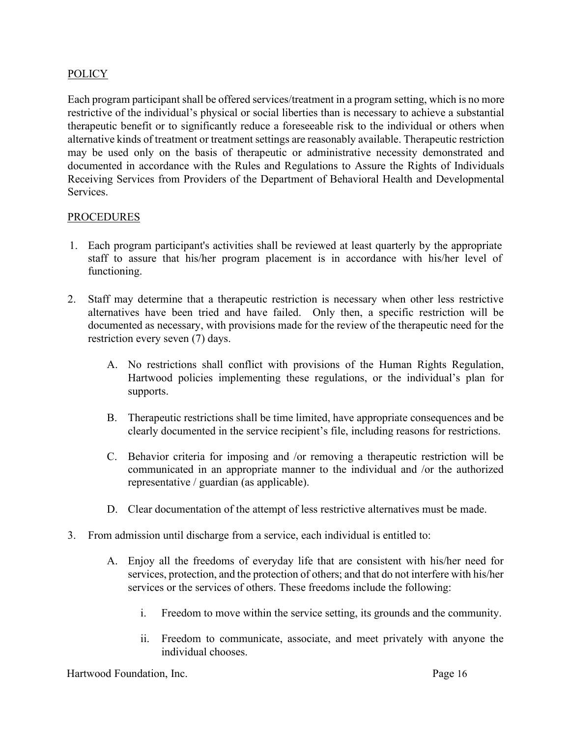## POLICY

Each program participant shall be offered services/treatment in a program setting, which is no more restrictive of the individual's physical or social liberties than is necessary to achieve a substantial therapeutic benefit or to significantly reduce a foreseeable risk to the individual or others when alternative kinds of treatment or treatment settings are reasonably available. Therapeutic restriction may be used only on the basis of therapeutic or administrative necessity demonstrated and documented in accordance with the Rules and Regulations to Assure the Rights of Individuals Receiving Services from Providers of the Department of Behavioral Health and Developmental Services.

## PROCEDURES

1. Each program participant's activities shall be reviewed at least quarterly by the appropriate staff to assure that his/her program placement is in accordance with his/her level of functioning.

2. Staff may determine that a therapeutic restriction is necessary when other less restrictive alternatives have been tried and have failed. Only then, a specific restriction will be documented as necessary, with provisions made for the review of the therapeutic need for the restriction every seven (7) days.

   A. No restrictions shall conflict with provisions of the Human Rights Regulation, Hartwood policies implementing these regulations, or the individual's plan for supports.

   B. Therapeutic restrictions shall be time limited, have appropriate consequences and be clearly documented in the service recipient's file, including reasons for restrictions.

   C. Behavior criteria for imposing and /or removing a therapeutic restriction will be communicated in an appropriate manner to the individual and /or the authorized representative / guardian (as applicable).

   D. Clear documentation of the attempt of less restrictive alternatives must be made.

3. From admission until discharge from a service, each individual is entitled to:

   A. Enjoy all the freedoms of everyday life that are consistent with his/her need for services, protection, and the protection of others; and that do not interfere with his/her services or the services of others. These freedoms include the following:

      i. Freedom to move within the service setting, its grounds and the community.

      ii. Freedom to communicate, associate, and meet privately with anyone the individual chooses.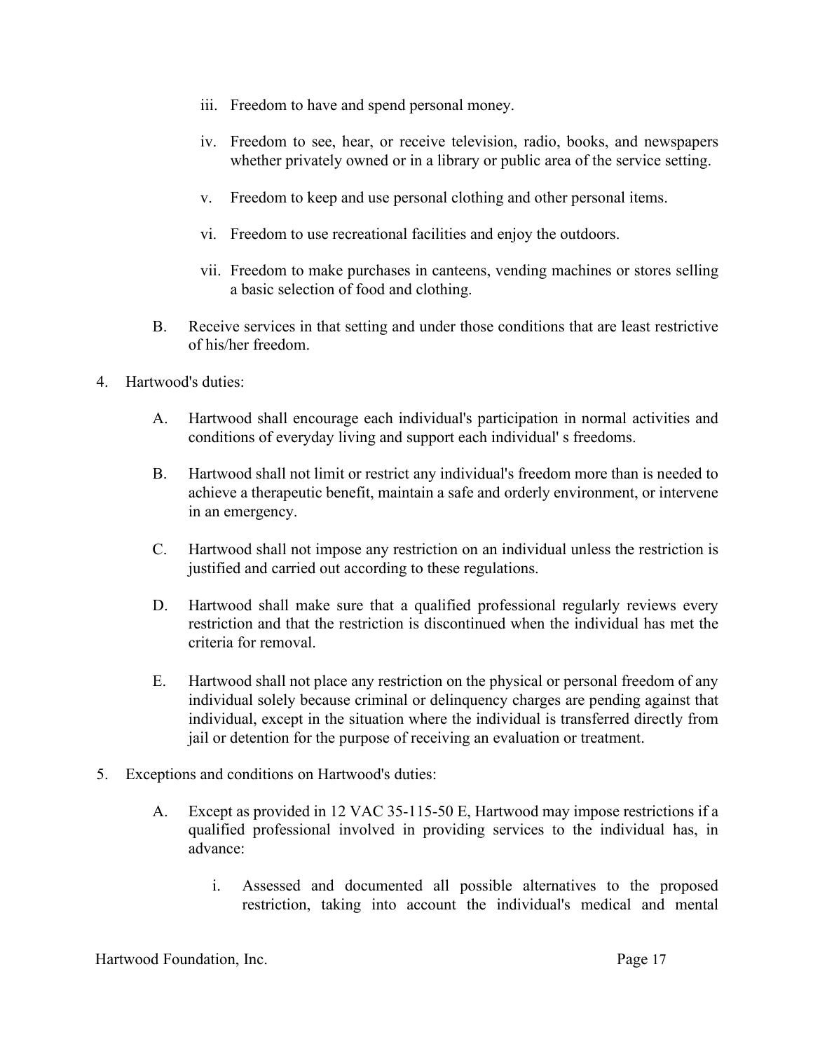iii. Freedom to have and spend personal money.

iv. Freedom to see, hear, or receive television, radio, books, and newspapers whether privately owned or in a library or public area of the service setting.

v. Freedom to keep and use personal clothing and other personal items.

vi. Freedom to use recreational facilities and enjoy the outdoors.

vii. Freedom to make purchases in canteens, vending machines or stores selling a basic selection of food and clothing.

B. Receive services in that setting and under those conditions that are least restrictive of his/her freedom.

4. Hartwood's duties:

A. Hartwood shall encourage each individual's participation in normal activities and conditions of everyday living and support each individual' s freedoms.

B. Hartwood shall not limit or restrict any individual's freedom more than is needed to achieve a therapeutic benefit, maintain a safe and orderly environment, or intervene in an emergency.

C. Hartwood shall not impose any restriction on an individual unless the restriction is justified and carried out according to these regulations.

D. Hartwood shall make sure that a qualified professional regularly reviews every restriction and that the restriction is discontinued when the individual has met the criteria for removal.

E. Hartwood shall not place any restriction on the physical or personal freedom of any individual solely because criminal or delinquency charges are pending against that individual, except in the situation where the individual is transferred directly from jail or detention for the purpose of receiving an evaluation or treatment.

5. Exceptions and conditions on Hartwood's duties:

A. Except as provided in 12 VAC 35-115-50 E, Hartwood may impose restrictions if a qualified professional involved in providing services to the individual has, in advance:

i. Assessed and documented all possible alternatives to the proposed restriction, taking into account the individual's medical and mental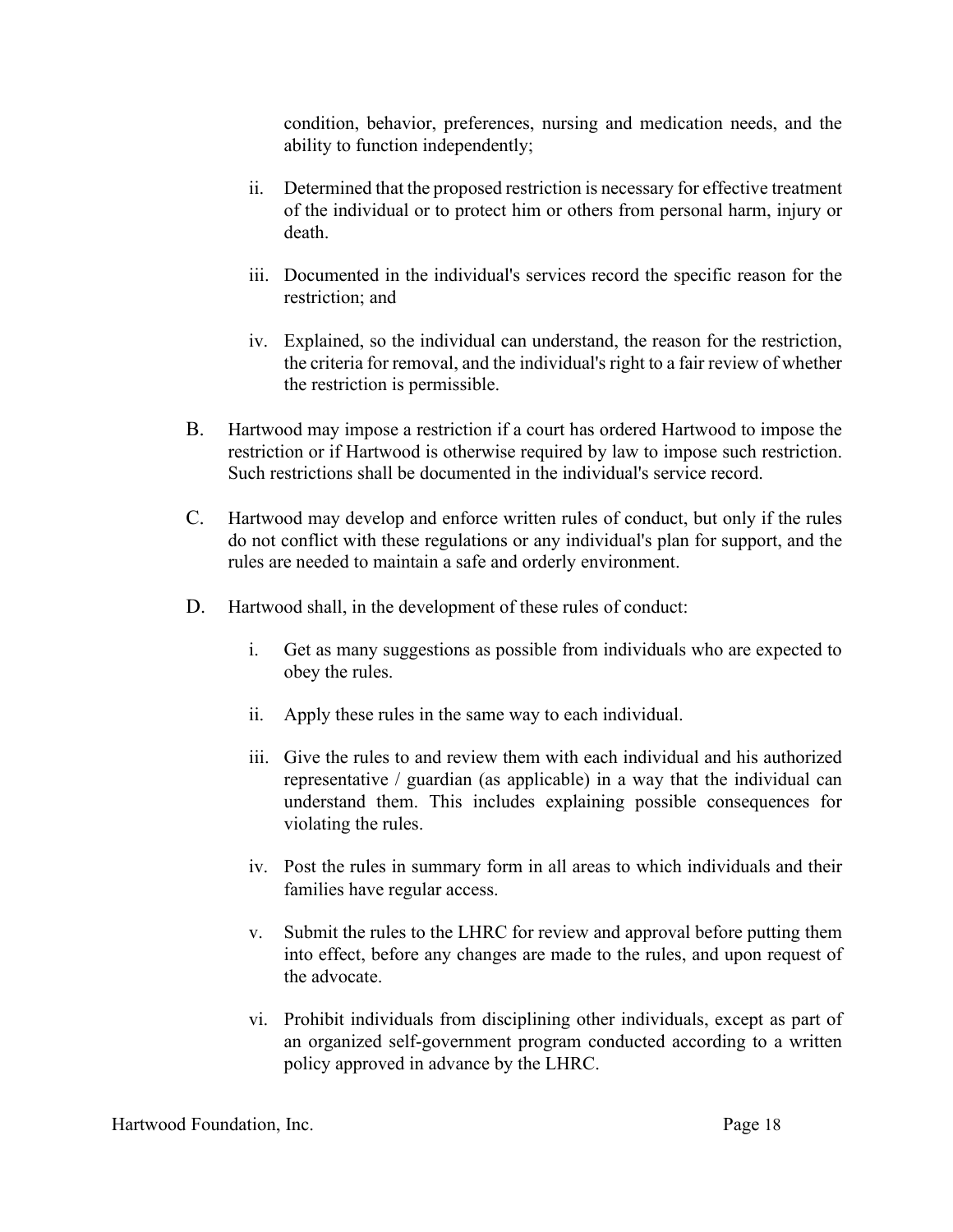condition, behavior, preferences, nursing and medication needs, and the ability to function independently;

ii. Determined that the proposed restriction is necessary for effective treatment of the individual or to protect him or others from personal harm, injury or death.

iii. Documented in the individual's services record the specific reason for the restriction; and

iv. Explained, so the individual can understand, the reason for the restriction, the criteria for removal, and the individual's right to a fair review of whether the restriction is permissible.

B. Hartwood may impose a restriction if a court has ordered Hartwood to impose the restriction or if Hartwood is otherwise required by law to impose such restriction. Such restrictions shall be documented in the individual's service record.

C. Hartwood may develop and enforce written rules of conduct, but only if the rules do not conflict with these regulations or any individual's plan for support, and the rules are needed to maintain a safe and orderly environment.

D. Hartwood shall, in the development of these rules of conduct:

i. Get as many suggestions as possible from individuals who are expected to obey the rules.

ii. Apply these rules in the same way to each individual.

iii. Give the rules to and review them with each individual and his authorized representative / guardian (as applicable) in a way that the individual can understand them. This includes explaining possible consequences for violating the rules.

iv. Post the rules in summary form in all areas to which individuals and their families have regular access.

v. Submit the rules to the LHRC for review and approval before putting them into effect, before any changes are made to the rules, and upon request of the advocate.

vi. Prohibit individuals from disciplining other individuals, except as part of an organized self-government program conducted according to a written policy approved in advance by the LHRC.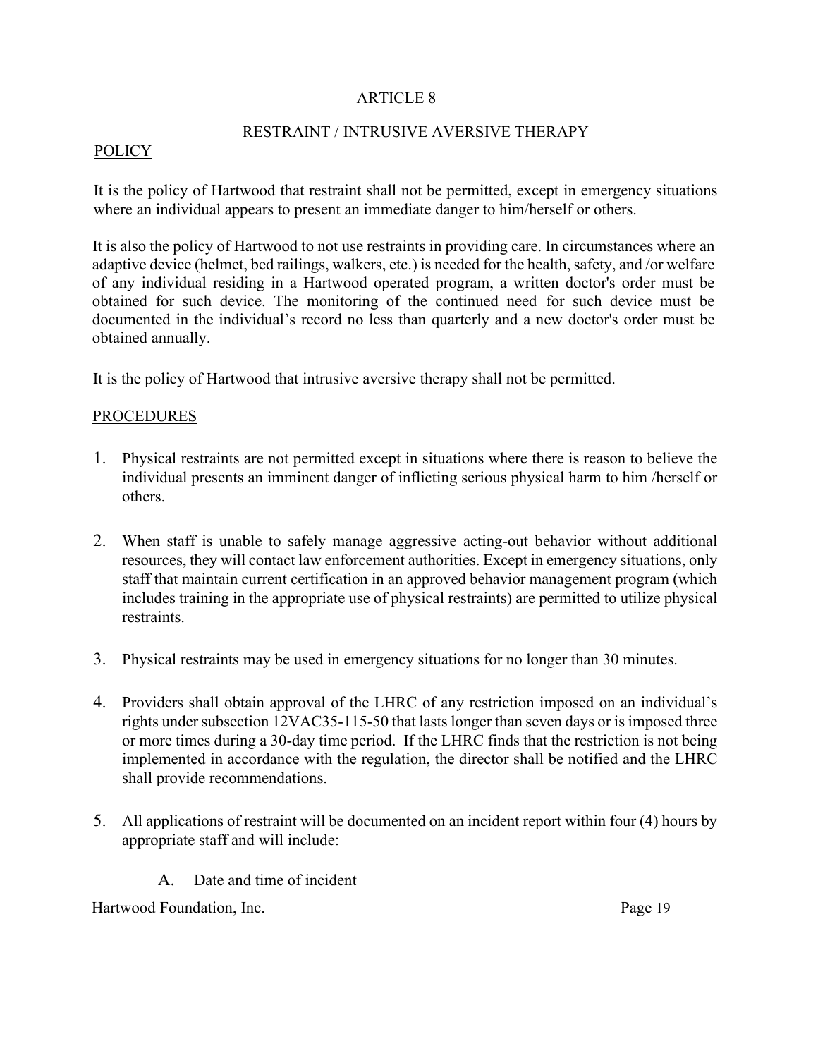# ARTICLE 8

## RESTRAINT / INTRUSIVE AVERSIVE THERAPY

POLICY

It is the policy of Hartwood that restraint shall not be permitted, except in emergency situations where an individual appears to present an immediate danger to him/herself or others.

It is also the policy of Hartwood to not use restraints in providing care. In circumstances where an adaptive device (helmet, bed railings, walkers, etc.) is needed for the health, safety, and /or welfare of any individual residing in a Hartwood operated program, a written doctor's order must be obtained for such device. The monitoring of the continued need for such device must be documented in the individual's record no less than quarterly and a new doctor's order must be obtained annually.

It is the policy of Hartwood that intrusive aversive therapy shall not be permitted.

PROCEDURES

1. Physical restraints are not permitted except in situations where there is reason to believe the individual presents an imminent danger of inflicting serious physical harm to him /herself or others.

2. When staff is unable to safely manage aggressive acting-out behavior without additional resources, they will contact law enforcement authorities. Except in emergency situations, only staff that maintain current certification in an approved behavior management program (which includes training in the appropriate use of physical restraints) are permitted to utilize physical restraints.

3. Physical restraints may be used in emergency situations for no longer than 30 minutes.

4. Providers shall obtain approval of the LHRC of any restriction imposed on an individual's rights under subsection 12VAC35-115-50 that lasts longer than seven days or is imposed three or more times during a 30-day time period. If the LHRC finds that the restriction is not being implemented in accordance with the regulation, the director shall be notified and the LHRC shall provide recommendations.

5. All applications of restraint will be documented on an incident report within four (4) hours by appropriate staff and will include:

   A. Date and time of incident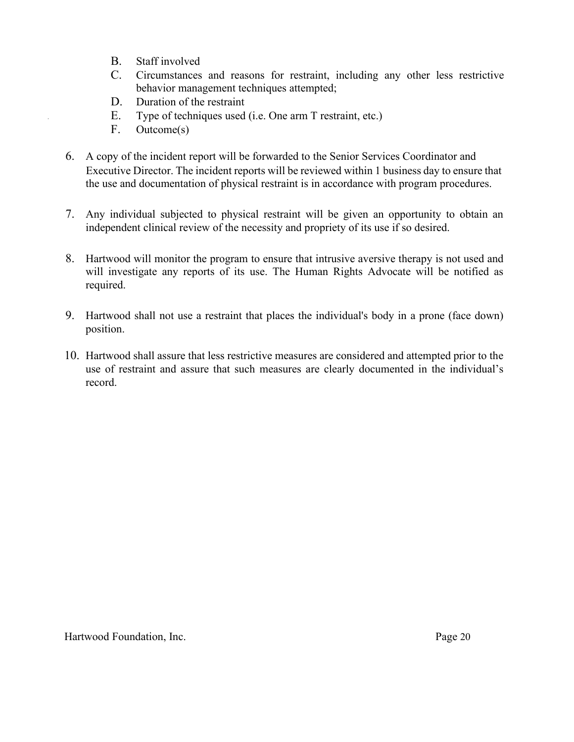B. Staff involved
C. Circumstances and reasons for restraint, including any other less restrictive behavior management techniques attempted;
D. Duration of the restraint
E. Type of techniques used (i.e. One arm T restraint, etc.)
F. Outcome(s)

6. A copy of the incident report will be forwarded to the Senior Services Coordinator and Executive Director. The incident reports will be reviewed within 1 business day to ensure that the use and documentation of physical restraint is in accordance with program procedures.

7. Any individual subjected to physical restraint will be given an opportunity to obtain an independent clinical review of the necessity and propriety of its use if so desired.

8. Hartwood will monitor the program to ensure that intrusive aversive therapy is not used and will investigate any reports of its use. The Human Rights Advocate will be notified as required.

9. Hartwood shall not use a restraint that places the individual's body in a prone (face down) position.

10. Hartwood shall assure that less restrictive measures are considered and attempted prior to the use of restraint and assure that such measures are clearly documented in the individual's record.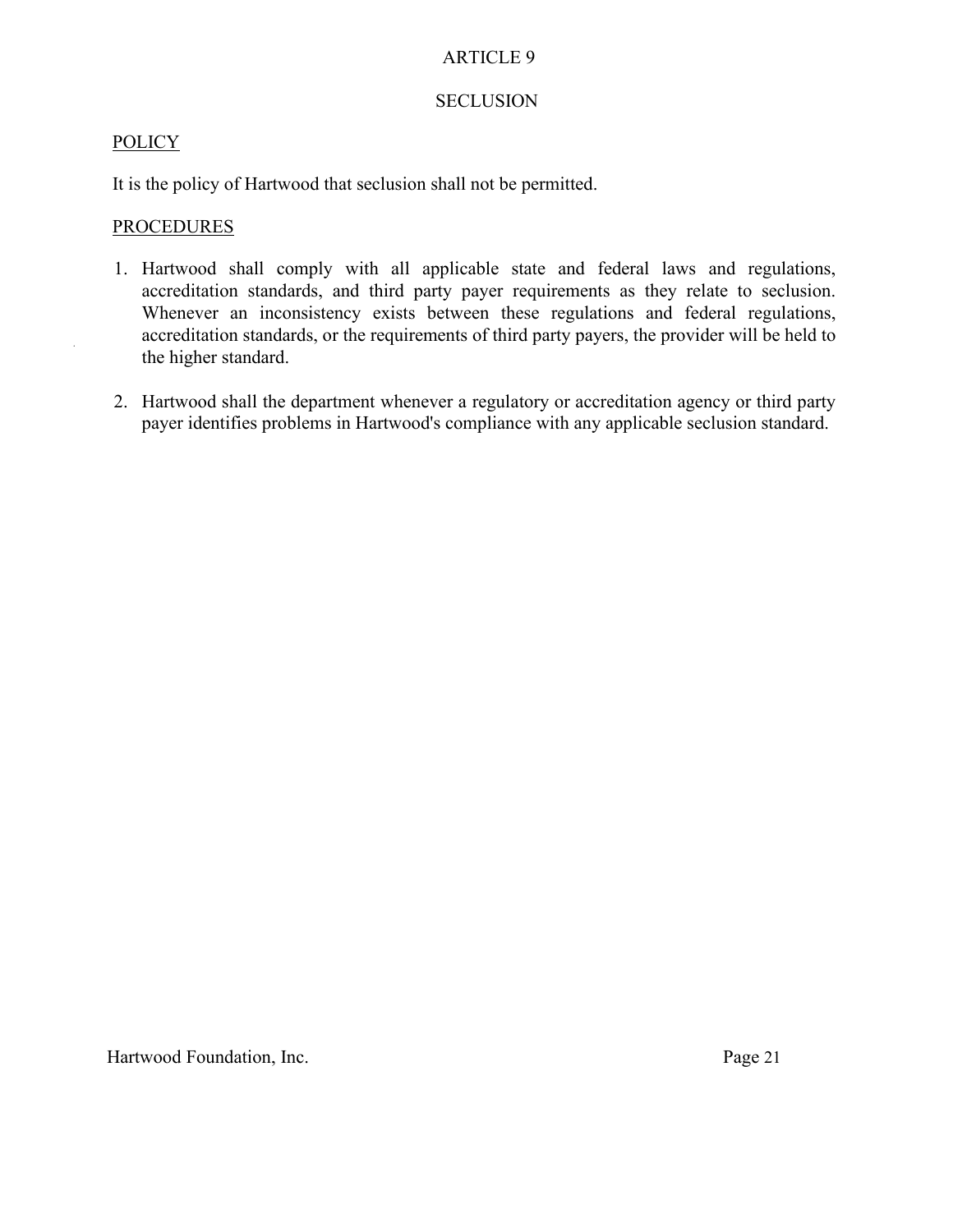# ARTICLE 9

## SECLUSION

POLICY

It is the policy of Hartwood that seclusion shall not be permitted.

PROCEDURES

1. Hartwood shall comply with all applicable state and federal laws and regulations, accreditation standards, and third party payer requirements as they relate to seclusion. Whenever an inconsistency exists between these regulations and federal regulations, accreditation standards, or the requirements of third party payers, the provider will be held to the higher standard.

2. Hartwood shall the department whenever a regulatory or accreditation agency or third party payer identifies problems in Hartwood's compliance with any applicable seclusion standard.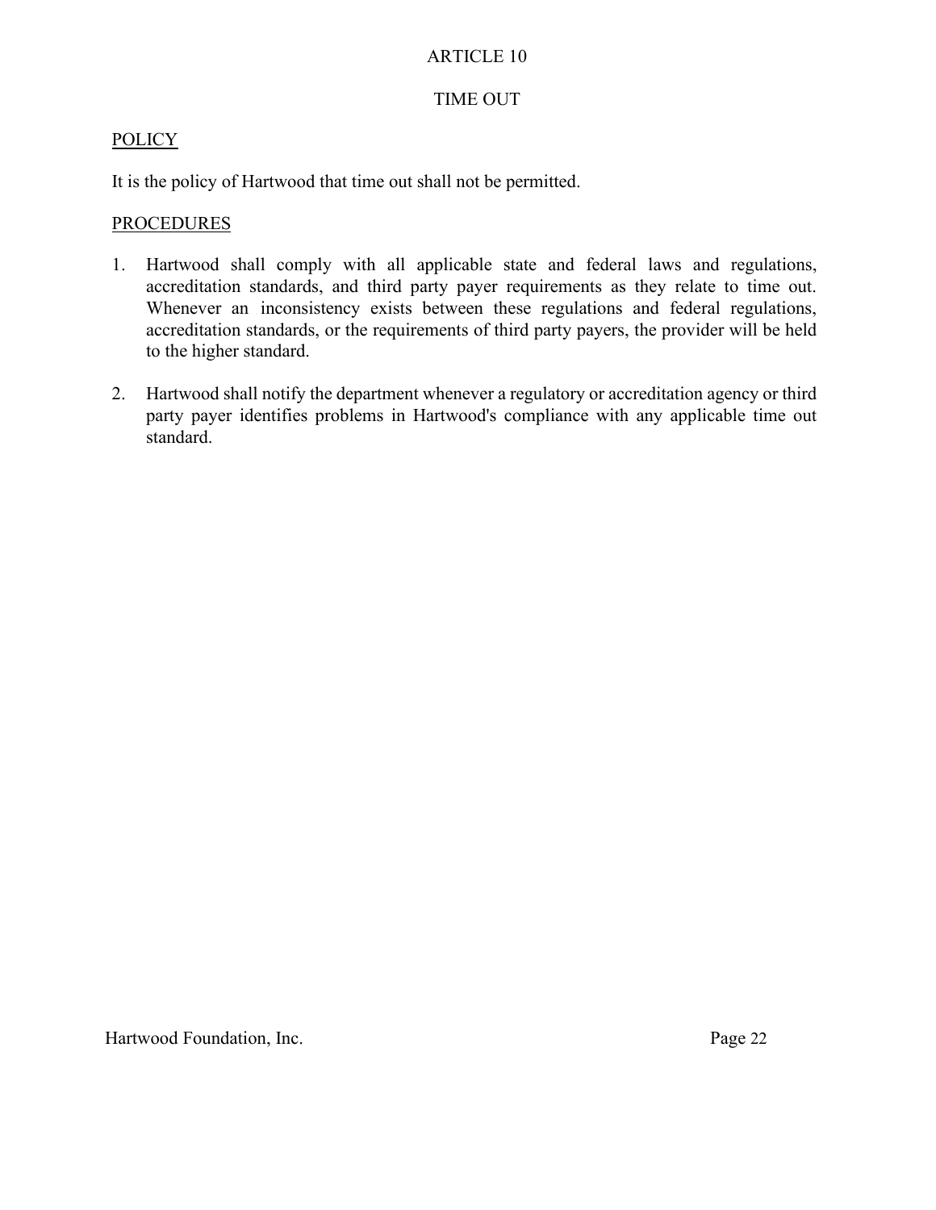# ARTICLE 10

## TIME OUT

POLICY

It is the policy of Hartwood that time out shall not be permitted.

PROCEDURES

1. Hartwood shall comply with all applicable state and federal laws and regulations, accreditation standards, and third party payer requirements as they relate to time out. Whenever an inconsistency exists between these regulations and federal regulations, accreditation standards, or the requirements of third party payers, the provider will be held to the higher standard.

2. Hartwood shall notify the department whenever a regulatory or accreditation agency or third party payer identifies problems in Hartwood's compliance with any applicable time out standard.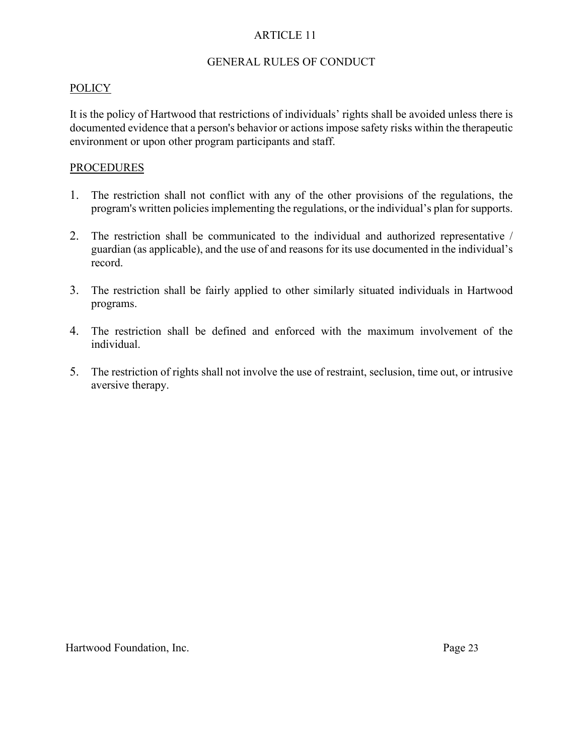# ARTICLE 11

## GENERAL RULES OF CONDUCT

### POLICY

It is the policy of Hartwood that restrictions of individuals' rights shall be avoided unless there is documented evidence that a person's behavior or actions impose safety risks within the therapeutic environment or upon other program participants and staff.

### PROCEDURES

1. The restriction shall not conflict with any of the other provisions of the regulations, the program's written policies implementing the regulations, or the individual's plan for supports.

2. The restriction shall be communicated to the individual and authorized representative / guardian (as applicable), and the use of and reasons for its use documented in the individual's record.

3. The restriction shall be fairly applied to other similarly situated individuals in Hartwood programs.

4. The restriction shall be defined and enforced with the maximum involvement of the individual.

5. The restriction of rights shall not involve the use of restraint, seclusion, time out, or intrusive aversive therapy.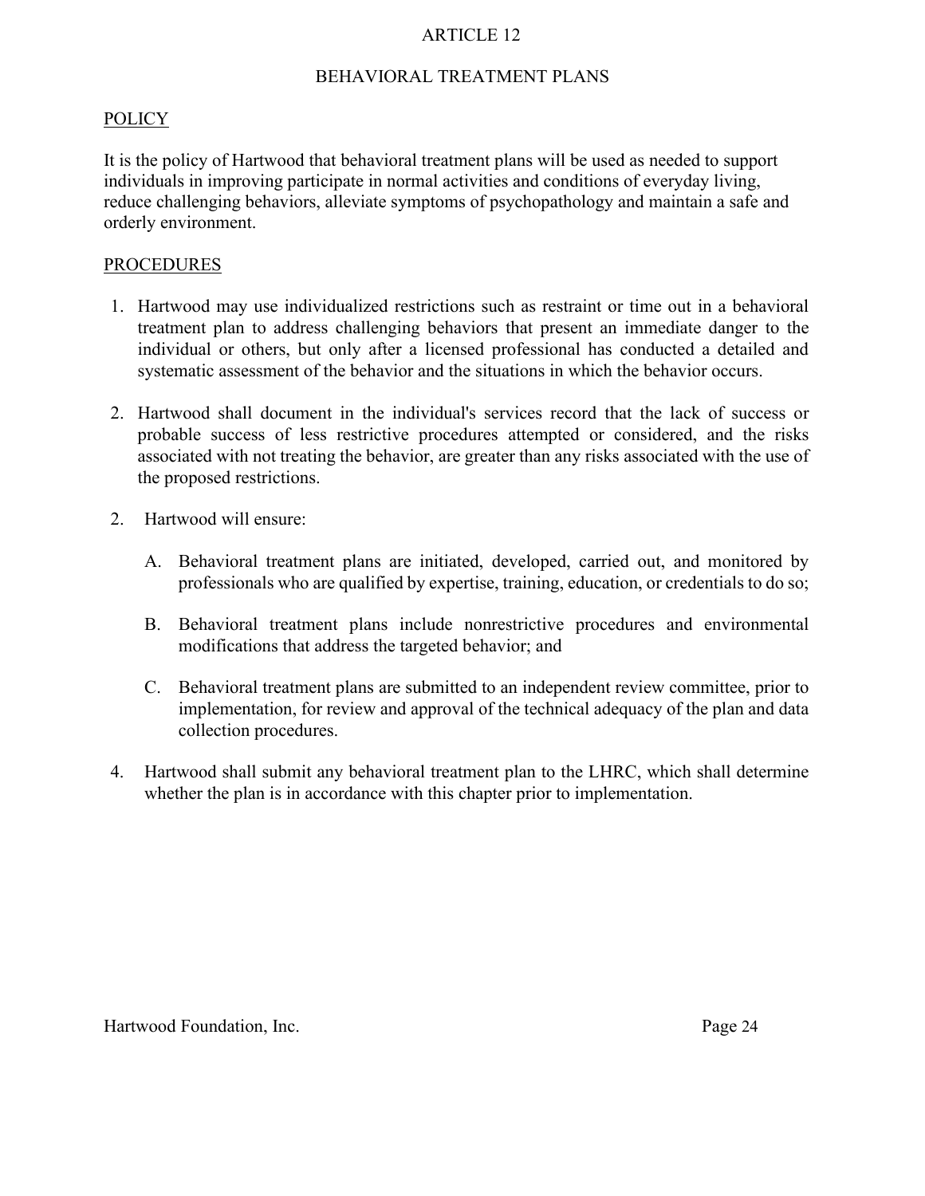# ARTICLE 12

## BEHAVIORAL TREATMENT PLANS

### POLICY

It is the policy of Hartwood that behavioral treatment plans will be used as needed to support individuals in improving participate in normal activities and conditions of everyday living, reduce challenging behaviors, alleviate symptoms of psychopathology and maintain a safe and orderly environment.

### PROCEDURES

1. Hartwood may use individualized restrictions such as restraint or time out in a behavioral treatment plan to address challenging behaviors that present an immediate danger to the individual or others, but only after a licensed professional has conducted a detailed and systematic assessment of the behavior and the situations in which the behavior occurs.

2. Hartwood shall document in the individual's services record that the lack of success or probable success of less restrictive procedures attempted or considered, and the risks associated with not treating the behavior, are greater than any risks associated with the use of the proposed restrictions.

2. Hartwood will ensure:

   A. Behavioral treatment plans are initiated, developed, carried out, and monitored by professionals who are qualified by expertise, training, education, or credentials to do so;

   B. Behavioral treatment plans include nonrestrictive procedures and environmental modifications that address the targeted behavior; and

   C. Behavioral treatment plans are submitted to an independent review committee, prior to implementation, for review and approval of the technical adequacy of the plan and data collection procedures.

4. Hartwood shall submit any behavioral treatment plan to the LHRC, which shall determine whether the plan is in accordance with this chapter prior to implementation.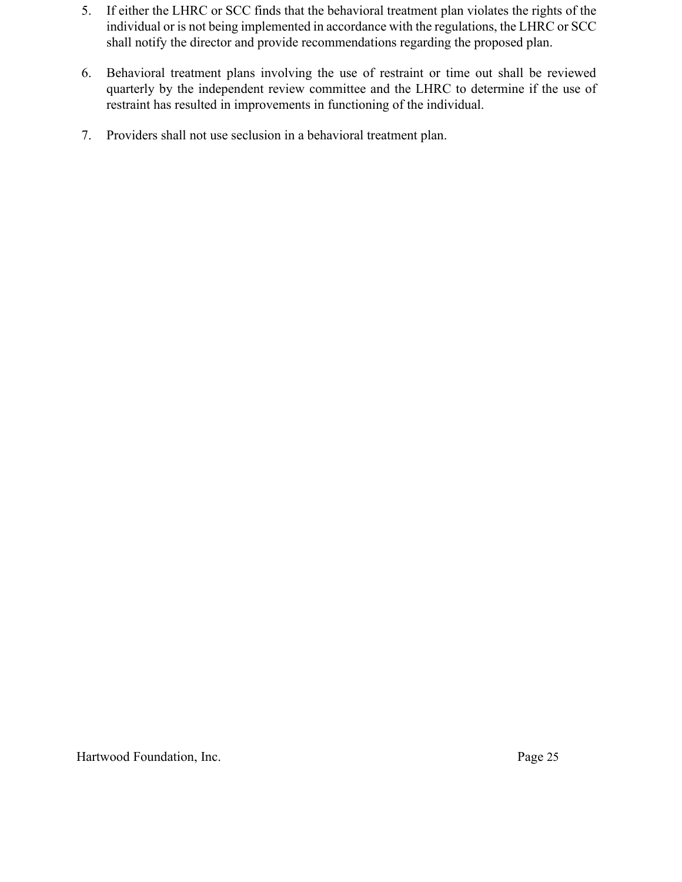5. If either the LHRC or SCC finds that the behavioral treatment plan violates the rights of the individual or is not being implemented in accordance with the regulations, the LHRC or SCC shall notify the director and provide recommendations regarding the proposed plan.

6. Behavioral treatment plans involving the use of restraint or time out shall be reviewed quarterly by the independent review committee and the LHRC to determine if the use of restraint has resulted in improvements in functioning of the individual.

7. Providers shall not use seclusion in a behavioral treatment plan.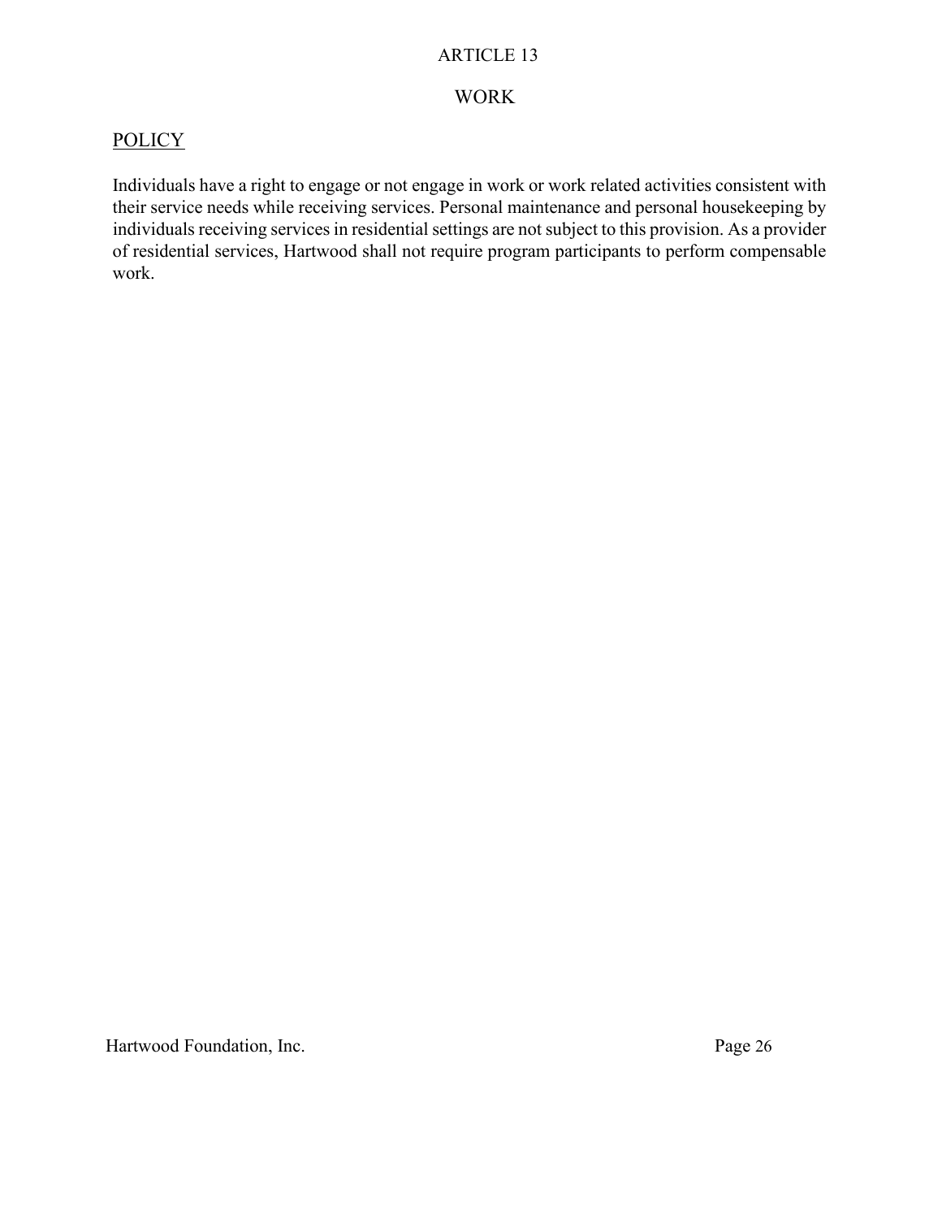# ARTICLE 13

## WORK

### POLICY

Individuals have a right to engage or not engage in work or work related activities consistent with their service needs while receiving services. Personal maintenance and personal housekeeping by individuals receiving services in residential settings are not subject to this provision. As a provider of residential services, Hartwood shall not require program participants to perform compensable work.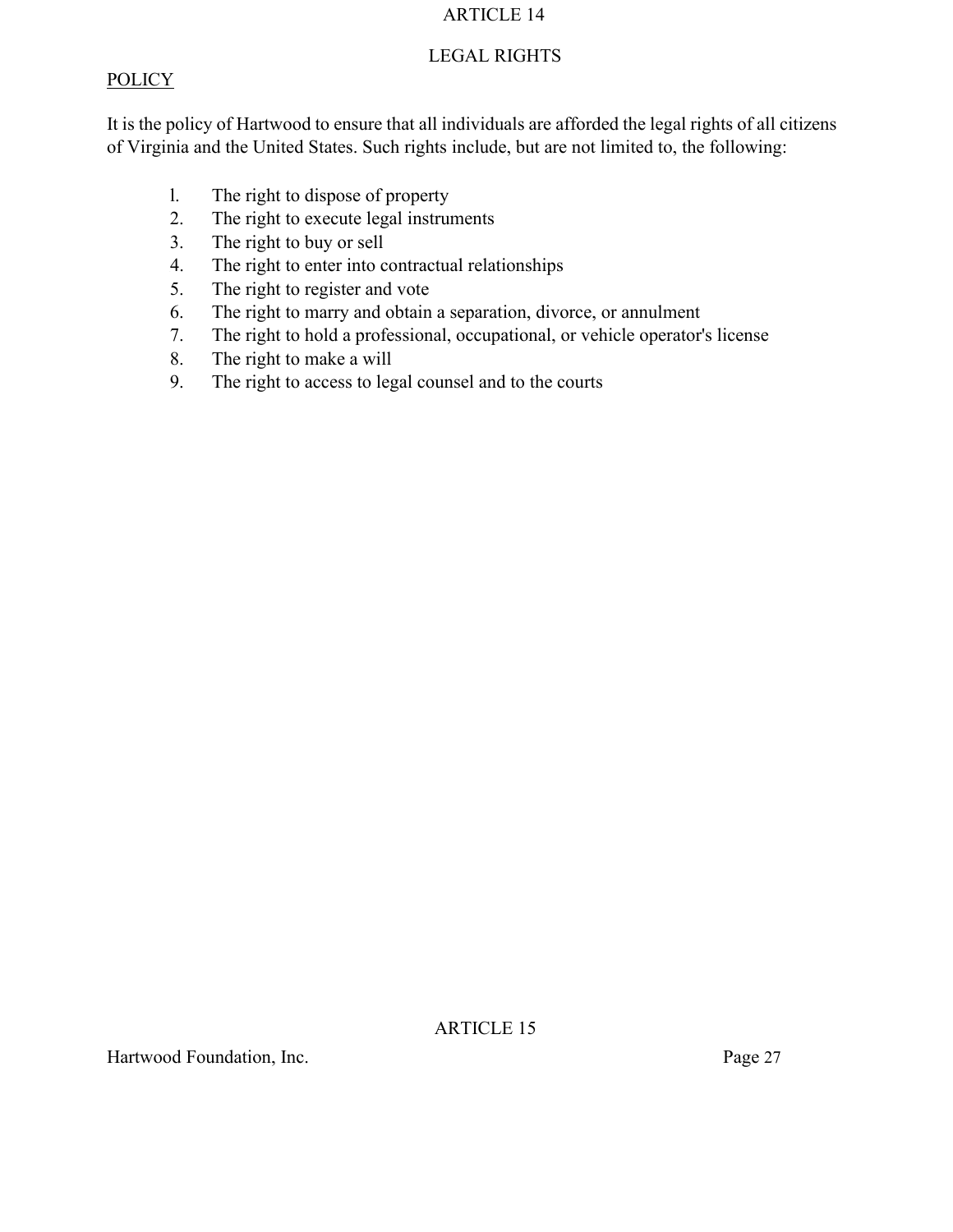# ARTICLE 14

## LEGAL RIGHTS

POLICY

It is the policy of Hartwood to ensure that all individuals are afforded the legal rights of all citizens of Virginia and the United States. Such rights include, but are not limited to, the following:

1. The right to dispose of property
2. The right to execute legal instruments
3. The right to buy or sell
4. The right to enter into contractual relationships
5. The right to register and vote
6. The right to marry and obtain a separation, divorce, or annulment
7. The right to hold a professional, occupational, or vehicle operator's license
8. The right to make a will
9. The right to access to legal counsel and to the courts

# ARTICLE 15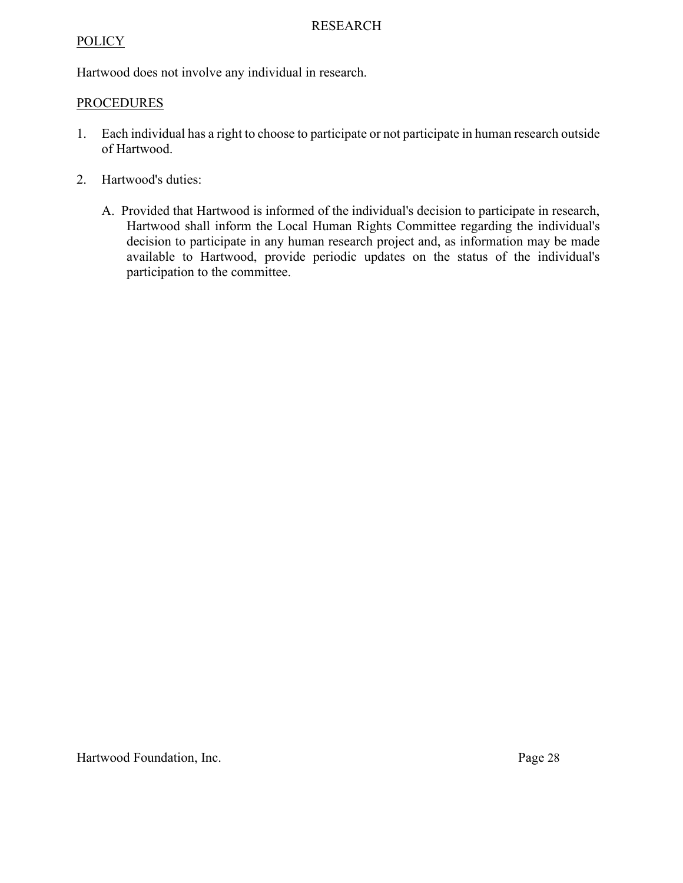# RESEARCH

## POLICY

Hartwood does not involve any individual in research.

## PROCEDURES

1. Each individual has a right to choose to participate or not participate in human research outside of Hartwood.

2. Hartwood's duties:

   A. Provided that Hartwood is informed of the individual's decision to participate in research, Hartwood shall inform the Local Human Rights Committee regarding the individual's decision to participate in any human research project and, as information may be made available to Hartwood, provide periodic updates on the status of the individual's participation to the committee.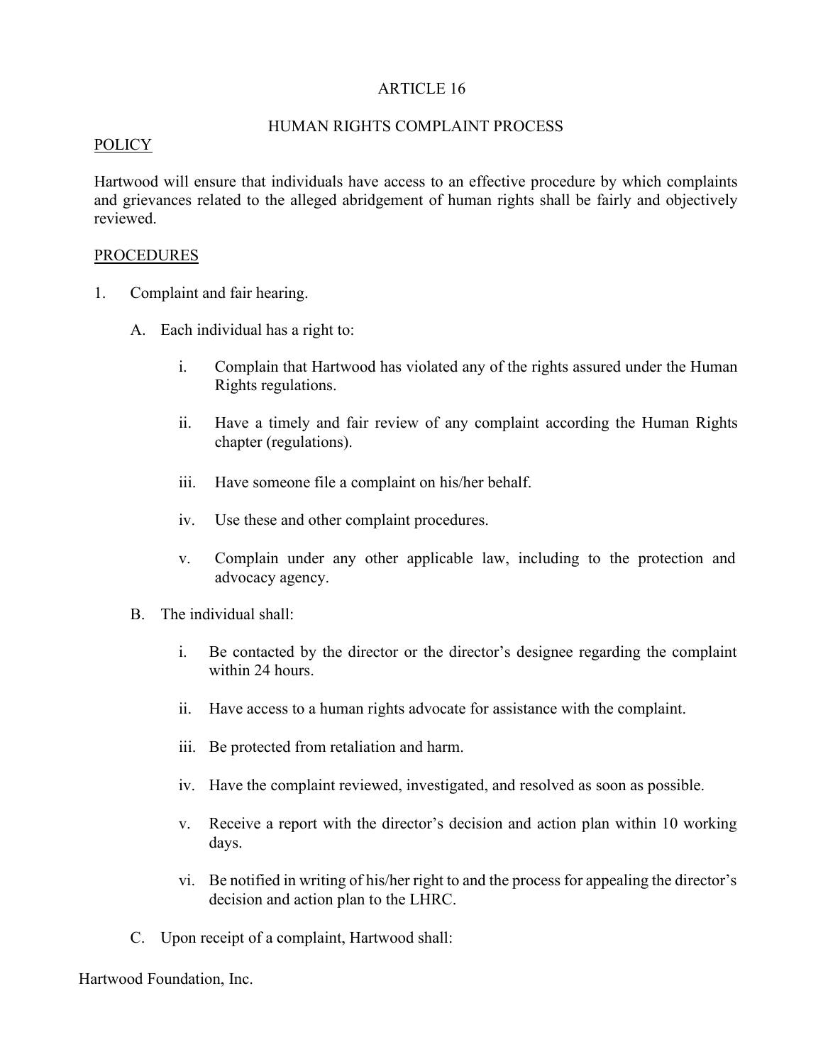# ARTICLE 16

## HUMAN RIGHTS COMPLAINT PROCESS

### POLICY

Hartwood will ensure that individuals have access to an effective procedure by which complaints and grievances related to the alleged abridgement of human rights shall be fairly and objectively reviewed.

### PROCEDURES

1. Complaint and fair hearing.

   A. Each individual has a right to:

      i. Complain that Hartwood has violated any of the rights assured under the Human Rights regulations.

      ii. Have a timely and fair review of any complaint according the Human Rights chapter (regulations).

      iii. Have someone file a complaint on his/her behalf.

      iv. Use these and other complaint procedures.

      v. Complain under any other applicable law, including to the protection and advocacy agency.

   B. The individual shall:

      i. Be contacted by the director or the director's designee regarding the complaint within 24 hours.

      ii. Have access to a human rights advocate for assistance with the complaint.

      iii. Be protected from retaliation and harm.

      iv. Have the complaint reviewed, investigated, and resolved as soon as possible.

      v. Receive a report with the director's decision and action plan within 10 working days.

      vi. Be notified in writing of his/her right to and the process for appealing the director's decision and action plan to the LHRC.

   C. Upon receipt of a complaint, Hartwood shall: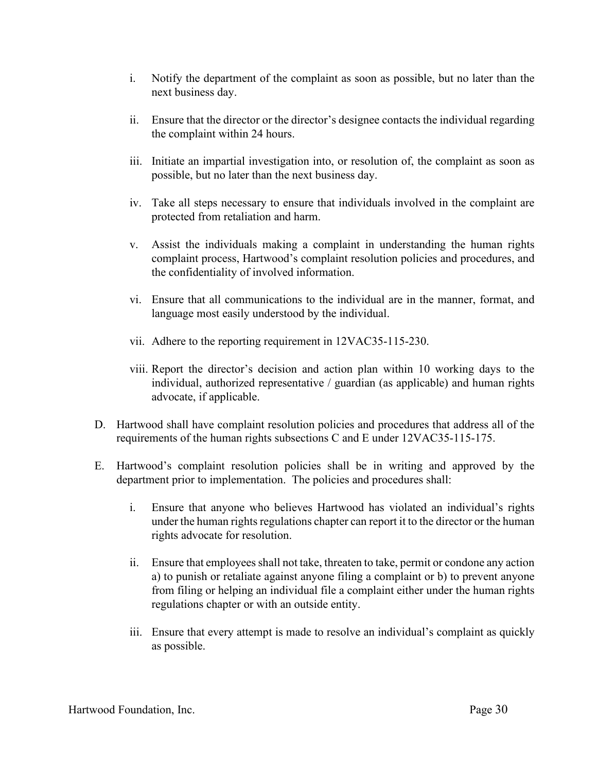i. Notify the department of the complaint as soon as possible, but no later than the next business day.

ii. Ensure that the director or the director's designee contacts the individual regarding the complaint within 24 hours.

iii. Initiate an impartial investigation into, or resolution of, the complaint as soon as possible, but no later than the next business day.

iv. Take all steps necessary to ensure that individuals involved in the complaint are protected from retaliation and harm.

v. Assist the individuals making a complaint in understanding the human rights complaint process, Hartwood's complaint resolution policies and procedures, and the confidentiality of involved information.

vi. Ensure that all communications to the individual are in the manner, format, and language most easily understood by the individual.

vii. Adhere to the reporting requirement in 12VAC35-115-230.

viii. Report the director's decision and action plan within 10 working days to the individual, authorized representative / guardian (as applicable) and human rights advocate, if applicable.

D. Hartwood shall have complaint resolution policies and procedures that address all of the requirements of the human rights subsections C and E under 12VAC35-115-175.

E. Hartwood's complaint resolution policies shall be in writing and approved by the department prior to implementation. The policies and procedures shall:

i. Ensure that anyone who believes Hartwood has violated an individual's rights under the human rights regulations chapter can report it to the director or the human rights advocate for resolution.

ii. Ensure that employees shall not take, threaten to take, permit or condone any action a) to punish or retaliate against anyone filing a complaint or b) to prevent anyone from filing or helping an individual file a complaint either under the human rights regulations chapter or with an outside entity.

iii. Ensure that every attempt is made to resolve an individual's complaint as quickly as possible.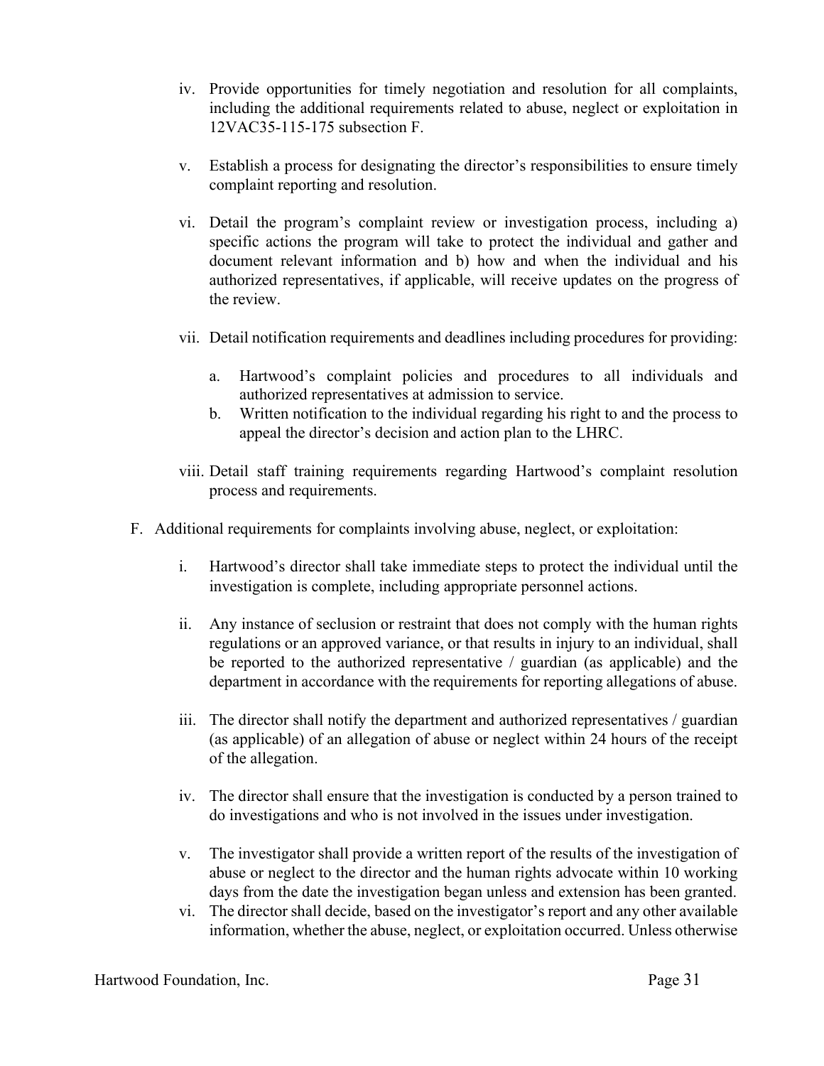iv. Provide opportunities for timely negotiation and resolution for all complaints, including the additional requirements related to abuse, neglect or exploitation in 12VAC35-115-175 subsection F.

v. Establish a process for designating the director's responsibilities to ensure timely complaint reporting and resolution.

vi. Detail the program's complaint review or investigation process, including a) specific actions the program will take to protect the individual and gather and document relevant information and b) how and when the individual and his authorized representatives, if applicable, will receive updates on the progress of the review.

vii. Detail notification requirements and deadlines including procedures for providing:

   a. Hartwood's complaint policies and procedures to all individuals and authorized representatives at admission to service.
   b. Written notification to the individual regarding his right to and the process to appeal the director's decision and action plan to the LHRC.

viii. Detail staff training requirements regarding Hartwood's complaint resolution process and requirements.

F. Additional requirements for complaints involving abuse, neglect, or exploitation:

   i. Hartwood's director shall take immediate steps to protect the individual until the investigation is complete, including appropriate personnel actions.

   ii. Any instance of seclusion or restraint that does not comply with the human rights regulations or an approved variance, or that results in injury to an individual, shall be reported to the authorized representative / guardian (as applicable) and the department in accordance with the requirements for reporting allegations of abuse.

   iii. The director shall notify the department and authorized representatives / guardian (as applicable) of an allegation of abuse or neglect within 24 hours of the receipt of the allegation.

   iv. The director shall ensure that the investigation is conducted by a person trained to do investigations and who is not involved in the issues under investigation.

   v. The investigator shall provide a written report of the results of the investigation of abuse or neglect to the director and the human rights advocate within 10 working days from the date the investigation began unless and extension has been granted.

   vi. The director shall decide, based on the investigator's report and any other available information, whether the abuse, neglect, or exploitation occurred. Unless otherwise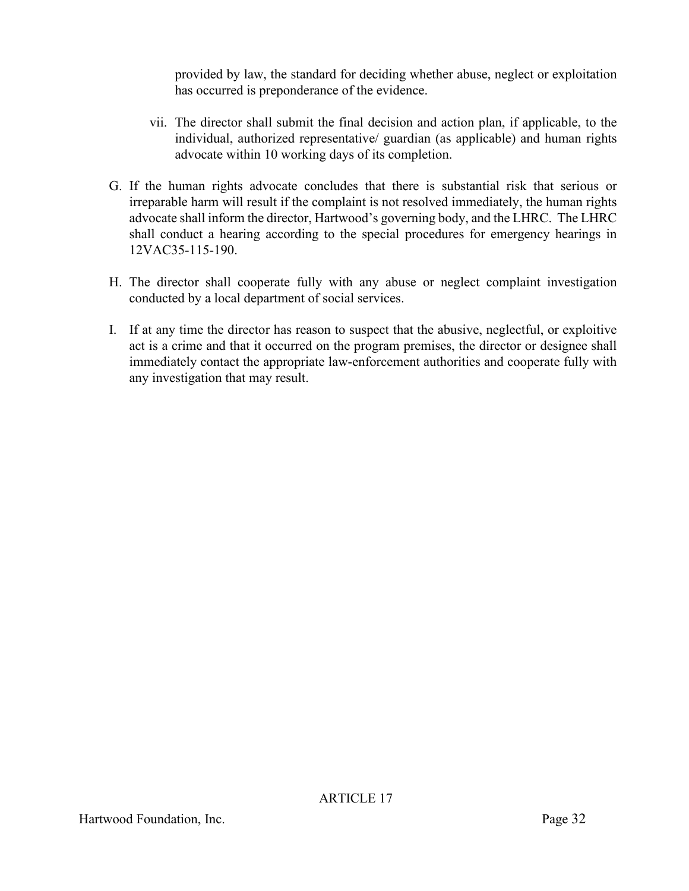provided by law, the standard for deciding whether abuse, neglect or exploitation has occurred is preponderance of the evidence.

vii. The director shall submit the final decision and action plan, if applicable, to the individual, authorized representative/ guardian (as applicable) and human rights advocate within 10 working days of its completion.

G. If the human rights advocate concludes that there is substantial risk that serious or irreparable harm will result if the complaint is not resolved immediately, the human rights advocate shall inform the director, Hartwood's governing body, and the LHRC. The LHRC shall conduct a hearing according to the special procedures for emergency hearings in 12VAC35-115-190.

H. The director shall cooperate fully with any abuse or neglect complaint investigation conducted by a local department of social services.

I. If at any time the director has reason to suspect that the abusive, neglectful, or exploitive act is a crime and that it occurred on the program premises, the director or designee shall immediately contact the appropriate law-enforcement authorities and cooperate fully with any investigation that may result.

## ARTICLE 17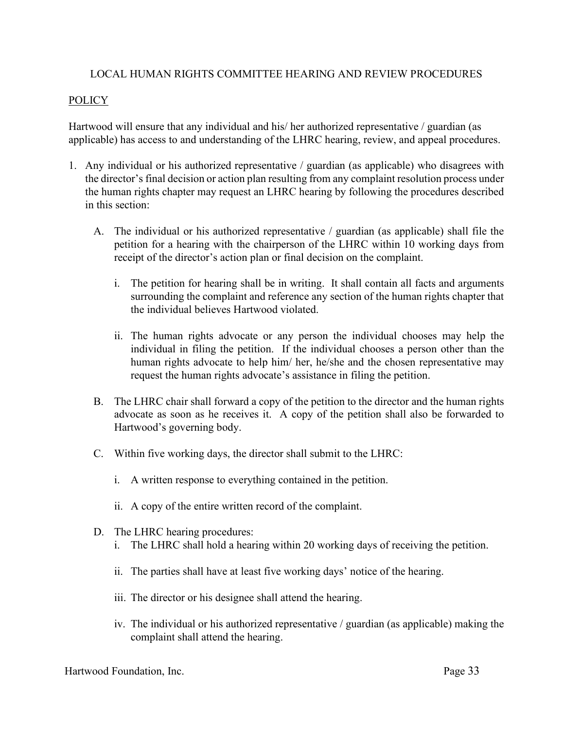# LOCAL HUMAN RIGHTS COMMITTEE HEARING AND REVIEW PROCEDURES

## POLICY

Hartwood will ensure that any individual and his/ her authorized representative / guardian (as applicable) has access to and understanding of the LHRC hearing, review, and appeal procedures.

1. Any individual or his authorized representative / guardian (as applicable) who disagrees with the director's final decision or action plan resulting from any complaint resolution process under the human rights chapter may request an LHRC hearing by following the procedures described in this section:

   A. The individual or his authorized representative / guardian (as applicable) shall file the petition for a hearing with the chairperson of the LHRC within 10 working days from receipt of the director's action plan or final decision on the complaint.

      i. The petition for hearing shall be in writing. It shall contain all facts and arguments surrounding the complaint and reference any section of the human rights chapter that the individual believes Hartwood violated.

      ii. The human rights advocate or any person the individual chooses may help the individual in filing the petition. If the individual chooses a person other than the human rights advocate to help him/ her, he/she and the chosen representative may request the human rights advocate's assistance in filing the petition.

   B. The LHRC chair shall forward a copy of the petition to the director and the human rights advocate as soon as he receives it. A copy of the petition shall also be forwarded to Hartwood's governing body.

   C. Within five working days, the director shall submit to the LHRC:

      i. A written response to everything contained in the petition.

      ii. A copy of the entire written record of the complaint.

   D. The LHRC hearing procedures:

      i. The LHRC shall hold a hearing within 20 working days of receiving the petition.

      ii. The parties shall have at least five working days' notice of the hearing.

      iii. The director or his designee shall attend the hearing.

      iv. The individual or his authorized representative / guardian (as applicable) making the complaint shall attend the hearing.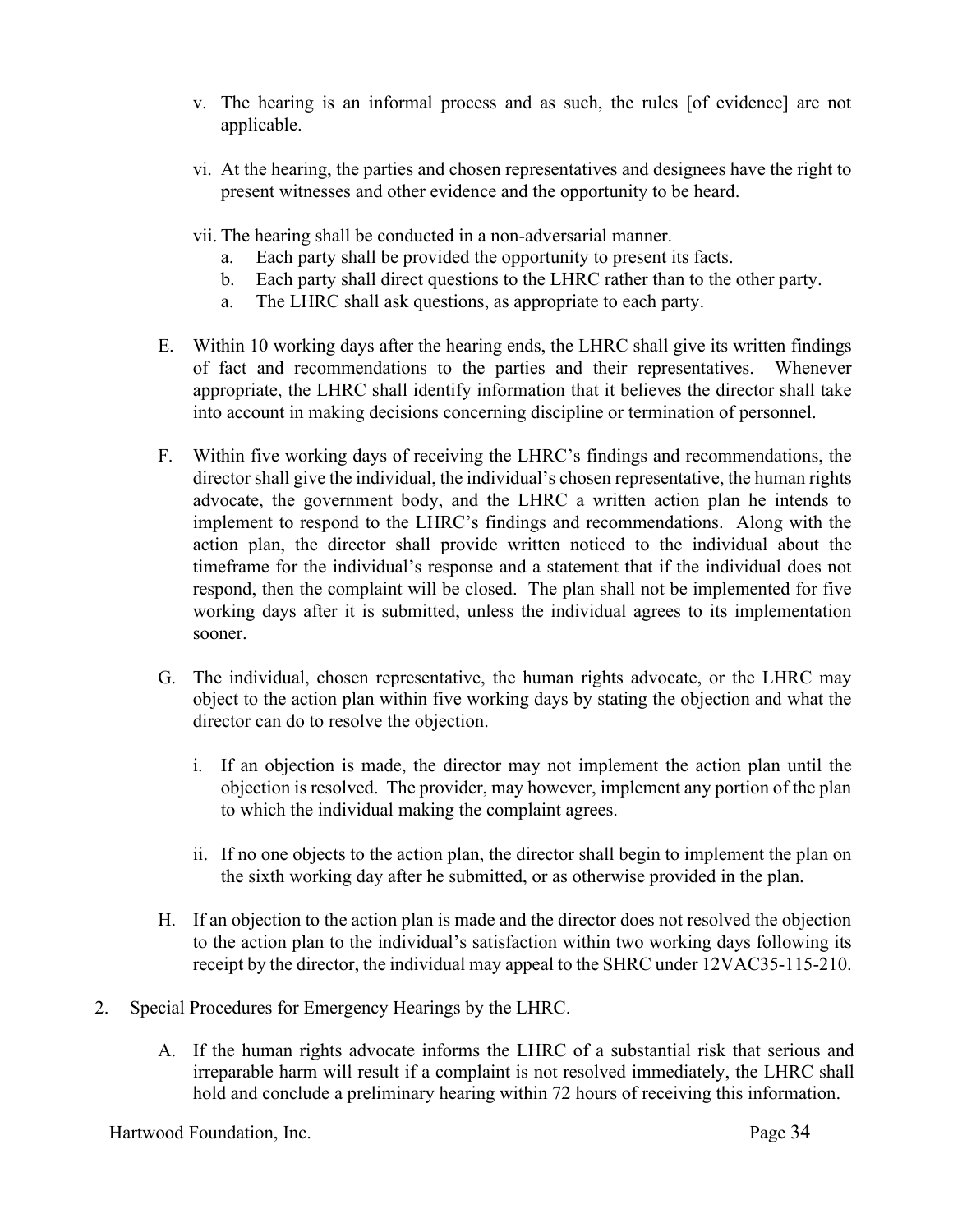v. The hearing is an informal process and as such, the rules [of evidence] are not applicable.

vi. At the hearing, the parties and chosen representatives and designees have the right to present witnesses and other evidence and the opportunity to be heard.

vii. The hearing shall be conducted in a non-adversarial manner.
   a. Each party shall be provided the opportunity to present its facts.
   b. Each party shall direct questions to the LHRC rather than to the other party.
   a. The LHRC shall ask questions, as appropriate to each party.

E. Within 10 working days after the hearing ends, the LHRC shall give its written findings of fact and recommendations to the parties and their representatives. Whenever appropriate, the LHRC shall identify information that it believes the director shall take into account in making decisions concerning discipline or termination of personnel.

F. Within five working days of receiving the LHRC's findings and recommendations, the director shall give the individual, the individual's chosen representative, the human rights advocate, the government body, and the LHRC a written action plan he intends to implement to respond to the LHRC's findings and recommendations. Along with the action plan, the director shall provide written noticed to the individual about the timeframe for the individual's response and a statement that if the individual does not respond, then the complaint will be closed. The plan shall not be implemented for five working days after it is submitted, unless the individual agrees to its implementation sooner.

G. The individual, chosen representative, the human rights advocate, or the LHRC may object to the action plan within five working days by stating the objection and what the director can do to resolve the objection.

   i. If an objection is made, the director may not implement the action plan until the objection is resolved. The provider, may however, implement any portion of the plan to which the individual making the complaint agrees.

   ii. If no one objects to the action plan, the director shall begin to implement the plan on the sixth working day after he submitted, or as otherwise provided in the plan.

H. If an objection to the action plan is made and the director does not resolved the objection to the action plan to the individual's satisfaction within two working days following its receipt by the director, the individual may appeal to the SHRC under 12VAC35-115-210.

2. Special Procedures for Emergency Hearings by the LHRC.

   A. If the human rights advocate informs the LHRC of a substantial risk that serious and irreparable harm will result if a complaint is not resolved immediately, the LHRC shall hold and conclude a preliminary hearing within 72 hours of receiving this information.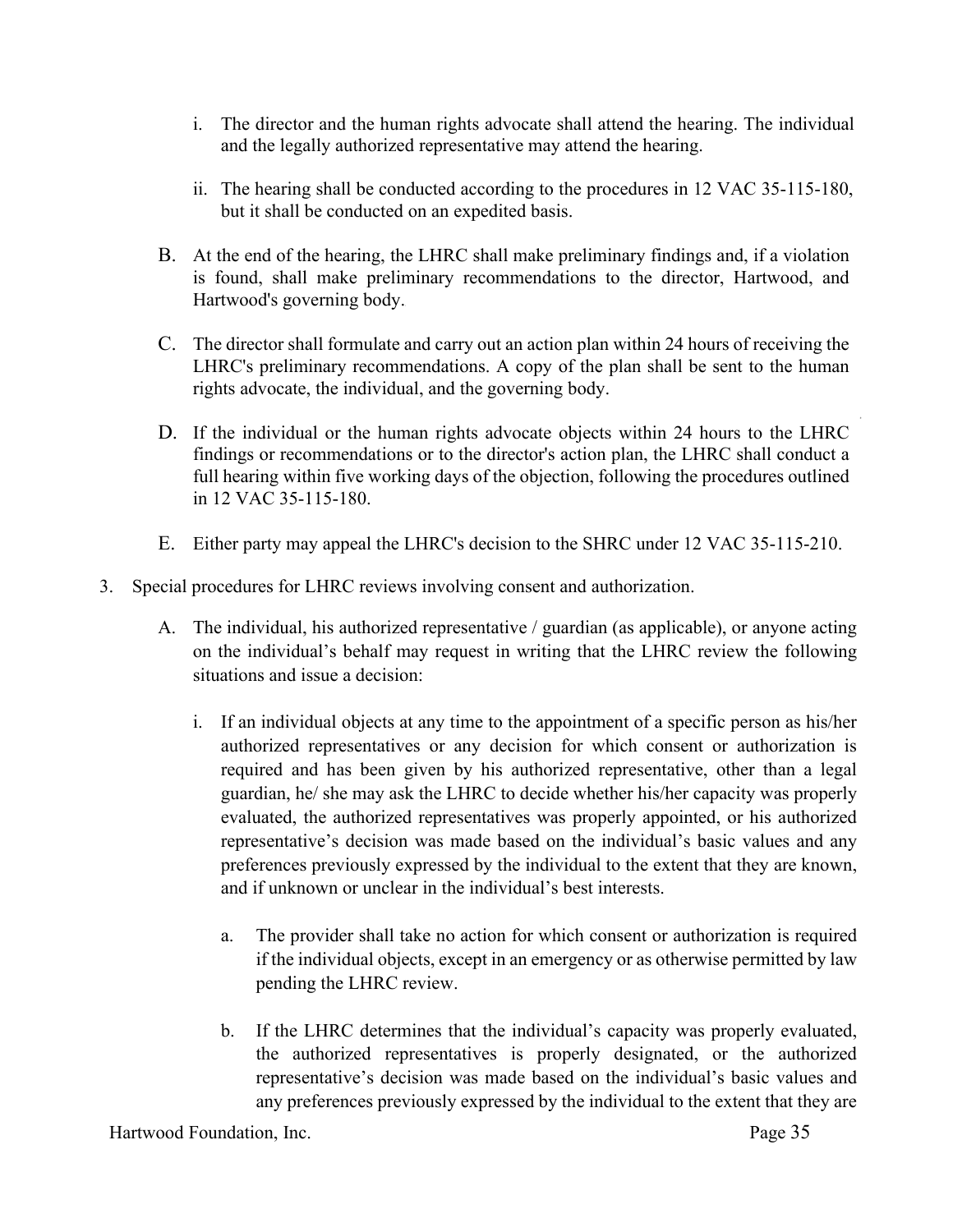i. The director and the human rights advocate shall attend the hearing. The individual and the legally authorized representative may attend the hearing.

ii. The hearing shall be conducted according to the procedures in 12 VAC 35-115-180, but it shall be conducted on an expedited basis.

B. At the end of the hearing, the LHRC shall make preliminary findings and, if a violation is found, shall make preliminary recommendations to the director, Hartwood, and Hartwood's governing body.

C. The director shall formulate and carry out an action plan within 24 hours of receiving the LHRC's preliminary recommendations. A copy of the plan shall be sent to the human rights advocate, the individual, and the governing body.

D. If the individual or the human rights advocate objects within 24 hours to the LHRC findings or recommendations or to the director's action plan, the LHRC shall conduct a full hearing within five working days of the objection, following the procedures outlined in 12 VAC 35-115-180.

E. Either party may appeal the LHRC's decision to the SHRC under 12 VAC 35-115-210.

3. Special procedures for LHRC reviews involving consent and authorization.

   A. The individual, his authorized representative / guardian (as applicable), or anyone acting on the individual's behalf may request in writing that the LHRC review the following situations and issue a decision:

      i. If an individual objects at any time to the appointment of a specific person as his/her authorized representatives or any decision for which consent or authorization is required and has been given by his authorized representative, other than a legal guardian, he/ she may ask the LHRC to decide whether his/her capacity was properly evaluated, the authorized representatives was properly appointed, or his authorized representative's decision was made based on the individual's basic values and any preferences previously expressed by the individual to the extent that they are known, and if unknown or unclear in the individual's best interests.

         a. The provider shall take no action for which consent or authorization is required if the individual objects, except in an emergency or as otherwise permitted by law pending the LHRC review.

         b. If the LHRC determines that the individual's capacity was properly evaluated, the authorized representatives is properly designated, or the authorized representative's decision was made based on the individual's basic values and any preferences previously expressed by the individual to the extent that they are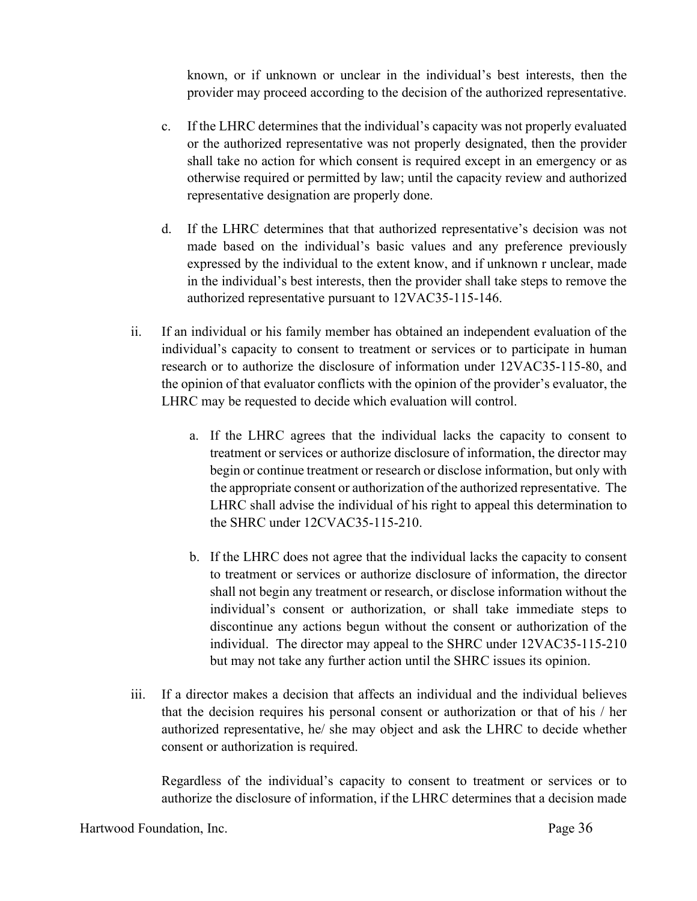known, or if unknown or unclear in the individual's best interests, then the provider may proceed according to the decision of the authorized representative.

c. If the LHRC determines that the individual's capacity was not properly evaluated or the authorized representative was not properly designated, then the provider shall take no action for which consent is required except in an emergency or as otherwise required or permitted by law; until the capacity review and authorized representative designation are properly done.

d. If the LHRC determines that that authorized representative's decision was not made based on the individual's basic values and any preference previously expressed by the individual to the extent know, and if unknown r unclear, made in the individual's best interests, then the provider shall take steps to remove the authorized representative pursuant to 12VAC35-115-146.

ii. If an individual or his family member has obtained an independent evaluation of the individual's capacity to consent to treatment or services or to participate in human research or to authorize the disclosure of information under 12VAC35-115-80, and the opinion of that evaluator conflicts with the opinion of the provider's evaluator, the LHRC may be requested to decide which evaluation will control.

a. If the LHRC agrees that the individual lacks the capacity to consent to treatment or services or authorize disclosure of information, the director may begin or continue treatment or research or disclose information, but only with the appropriate consent or authorization of the authorized representative. The LHRC shall advise the individual of his right to appeal this determination to the SHRC under 12CVAC35-115-210.

b. If the LHRC does not agree that the individual lacks the capacity to consent to treatment or services or authorize disclosure of information, the director shall not begin any treatment or research, or disclose information without the individual's consent or authorization, or shall take immediate steps to discontinue any actions begun without the consent or authorization of the individual. The director may appeal to the SHRC under 12VAC35-115-210 but may not take any further action until the SHRC issues its opinion.

iii. If a director makes a decision that affects an individual and the individual believes that the decision requires his personal consent or authorization or that of his / her authorized representative, he/ she may object and ask the LHRC to decide whether consent or authorization is required.

Regardless of the individual's capacity to consent to treatment or services or to authorize the disclosure of information, if the LHRC determines that a decision made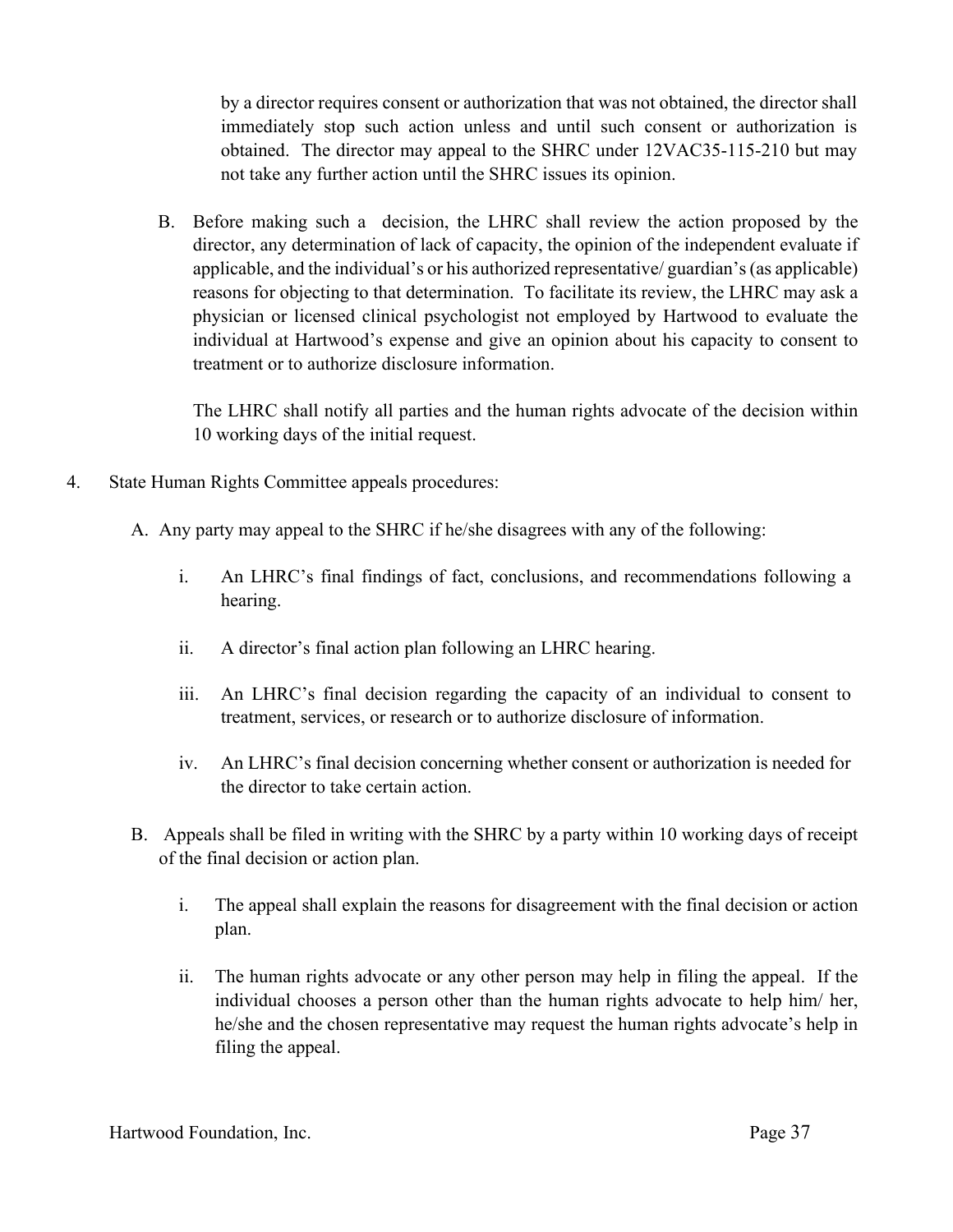by a director requires consent or authorization that was not obtained, the director shall immediately stop such action unless and until such consent or authorization is obtained. The director may appeal to the SHRC under 12VAC35-115-210 but may not take any further action until the SHRC issues its opinion.

B. Before making such a decision, the LHRC shall review the action proposed by the director, any determination of lack of capacity, the opinion of the independent evaluate if applicable, and the individual's or his authorized representative/ guardian's (as applicable) reasons for objecting to that determination. To facilitate its review, the LHRC may ask a physician or licensed clinical psychologist not employed by Hartwood to evaluate the individual at Hartwood's expense and give an opinion about his capacity to consent to treatment or to authorize disclosure information.

   The LHRC shall notify all parties and the human rights advocate of the decision within 10 working days of the initial request.

4. State Human Rights Committee appeals procedures:

   A. Any party may appeal to the SHRC if he/she disagrees with any of the following:

      i. An LHRC's final findings of fact, conclusions, and recommendations following a hearing.

      ii. A director's final action plan following an LHRC hearing.

      iii. An LHRC's final decision regarding the capacity of an individual to consent to treatment, services, or research or to authorize disclosure of information.

      iv. An LHRC's final decision concerning whether consent or authorization is needed for the director to take certain action.

   B. Appeals shall be filed in writing with the SHRC by a party within 10 working days of receipt of the final decision or action plan.

      i. The appeal shall explain the reasons for disagreement with the final decision or action plan.

      ii. The human rights advocate or any other person may help in filing the appeal. If the individual chooses a person other than the human rights advocate to help him/ her, he/she and the chosen representative may request the human rights advocate's help in filing the appeal.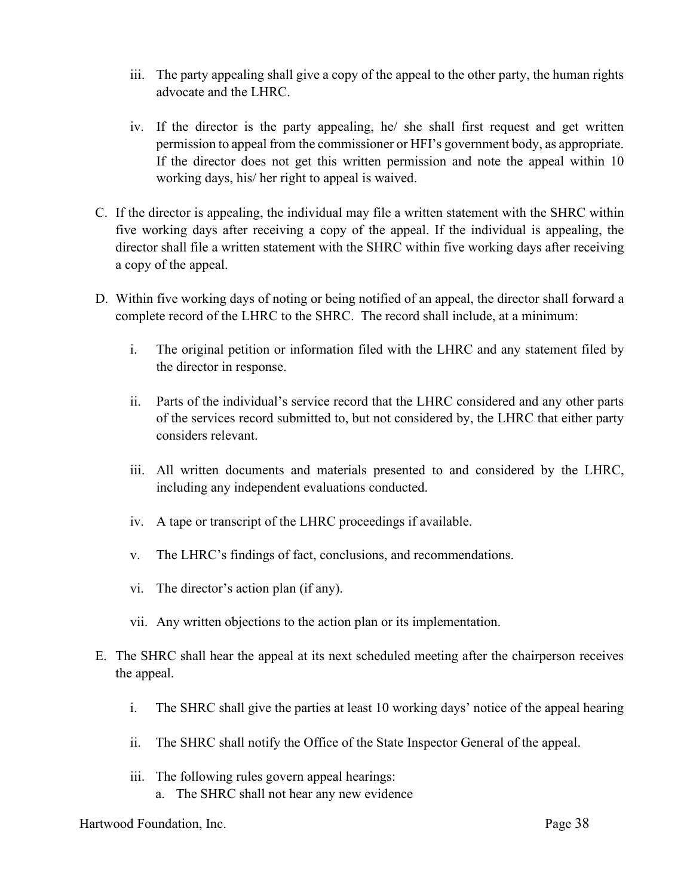iii. The party appealing shall give a copy of the appeal to the other party, the human rights advocate and the LHRC.

iv. If the director is the party appealing, he/ she shall first request and get written permission to appeal from the commissioner or HFI's government body, as appropriate. If the director does not get this written permission and note the appeal within 10 working days, his/ her right to appeal is waived.

C. If the director is appealing, the individual may file a written statement with the SHRC within five working days after receiving a copy of the appeal. If the individual is appealing, the director shall file a written statement with the SHRC within five working days after receiving a copy of the appeal.

D. Within five working days of noting or being notified of an appeal, the director shall forward a complete record of the LHRC to the SHRC. The record shall include, at a minimum:

i. The original petition or information filed with the LHRC and any statement filed by the director in response.

ii. Parts of the individual's service record that the LHRC considered and any other parts of the services record submitted to, but not considered by, the LHRC that either party considers relevant.

iii. All written documents and materials presented to and considered by the LHRC, including any independent evaluations conducted.

iv. A tape or transcript of the LHRC proceedings if available.

v. The LHRC's findings of fact, conclusions, and recommendations.

vi. The director's action plan (if any).

vii. Any written objections to the action plan or its implementation.

E. The SHRC shall hear the appeal at its next scheduled meeting after the chairperson receives the appeal.

i. The SHRC shall give the parties at least 10 working days' notice of the appeal hearing

ii. The SHRC shall notify the Office of the State Inspector General of the appeal.

iii. The following rules govern appeal hearings:

a. The SHRC shall not hear any new evidence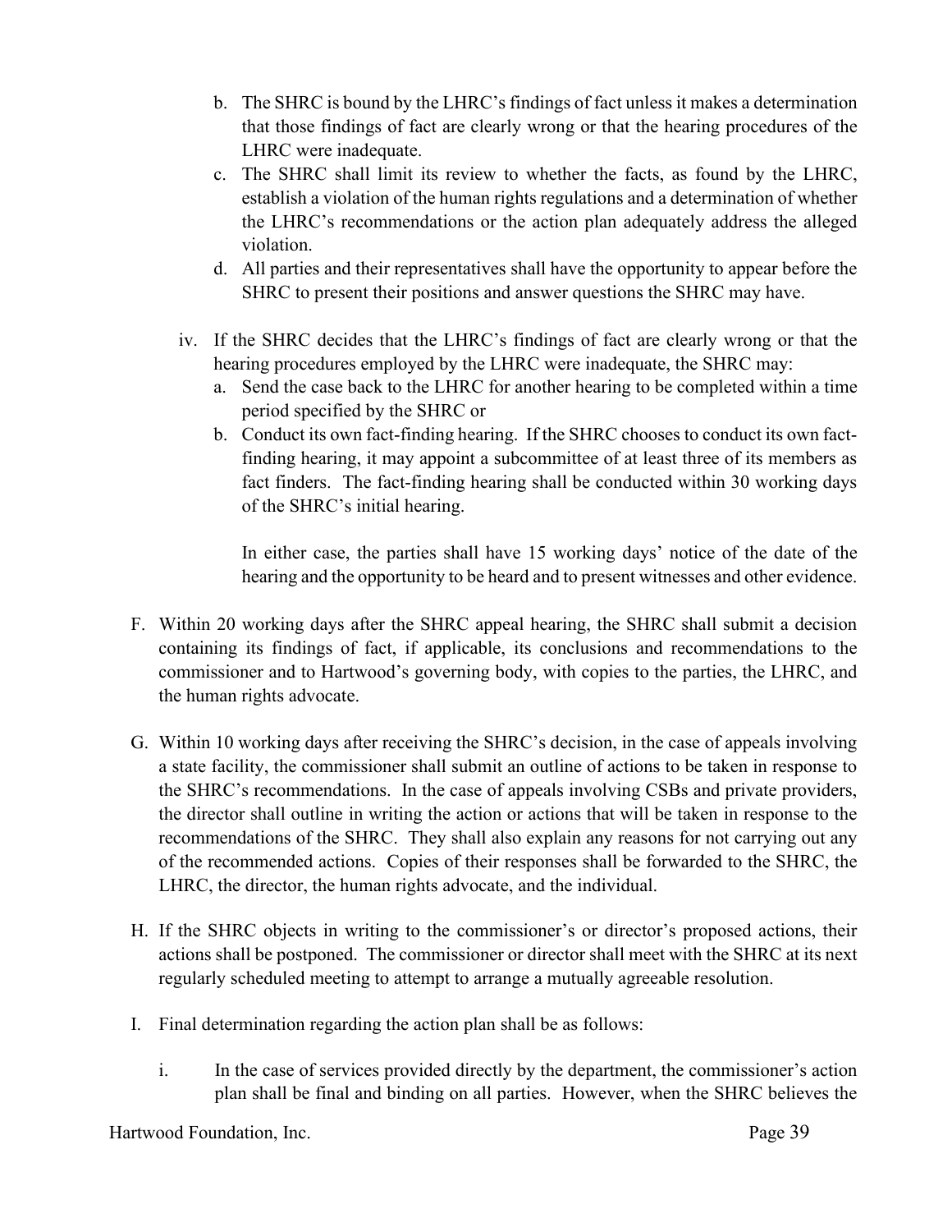b. The SHRC is bound by the LHRC's findings of fact unless it makes a determination that those findings of fact are clearly wrong or that the hearing procedures of the LHRC were inadequate.
c. The SHRC shall limit its review to whether the facts, as found by the LHRC, establish a violation of the human rights regulations and a determination of whether the LHRC's recommendations or the action plan adequately address the alleged violation.
d. All parties and their representatives shall have the opportunity to appear before the SHRC to present their positions and answer questions the SHRC may have.

iv. If the SHRC decides that the LHRC's findings of fact are clearly wrong or that the hearing procedures employed by the LHRC were inadequate, the SHRC may:
   a. Send the case back to the LHRC for another hearing to be completed within a time period specified by the SHRC or
   b. Conduct its own fact-finding hearing. If the SHRC chooses to conduct its own fact-finding hearing, it may appoint a subcommittee of at least three of its members as fact finders. The fact-finding hearing shall be conducted within 30 working days of the SHRC's initial hearing.

   In either case, the parties shall have 15 working days' notice of the date of the hearing and the opportunity to be heard and to present witnesses and other evidence.

F. Within 20 working days after the SHRC appeal hearing, the SHRC shall submit a decision containing its findings of fact, if applicable, its conclusions and recommendations to the commissioner and to Hartwood's governing body, with copies to the parties, the LHRC, and the human rights advocate.

G. Within 10 working days after receiving the SHRC's decision, in the case of appeals involving a state facility, the commissioner shall submit an outline of actions to be taken in response to the SHRC's recommendations. In the case of appeals involving CSBs and private providers, the director shall outline in writing the action or actions that will be taken in response to the recommendations of the SHRC. They shall also explain any reasons for not carrying out any of the recommended actions. Copies of their responses shall be forwarded to the SHRC, the LHRC, the director, the human rights advocate, and the individual.

H. If the SHRC objects in writing to the commissioner's or director's proposed actions, their actions shall be postponed. The commissioner or director shall meet with the SHRC at its next regularly scheduled meeting to attempt to arrange a mutually agreeable resolution.

I. Final determination regarding the action plan shall be as follows:

   i. In the case of services provided directly by the department, the commissioner's action plan shall be final and binding on all parties. However, when the SHRC believes the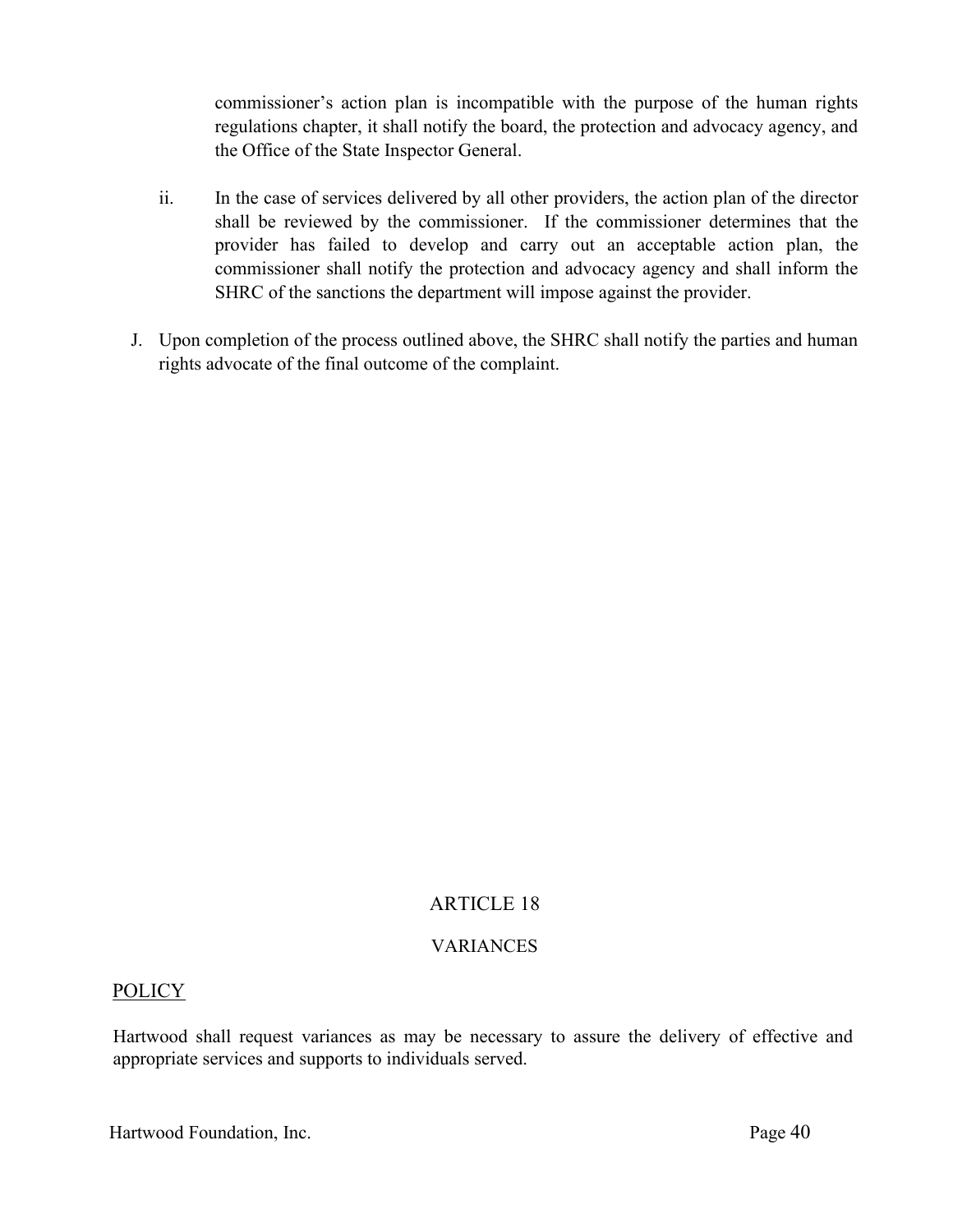commissioner's action plan is incompatible with the purpose of the human rights regulations chapter, it shall notify the board, the protection and advocacy agency, and the Office of the State Inspector General.

ii. In the case of services delivered by all other providers, the action plan of the director shall be reviewed by the commissioner. If the commissioner determines that the provider has failed to develop and carry out an acceptable action plan, the commissioner shall notify the protection and advocacy agency and shall inform the SHRC of the sanctions the department will impose against the provider.

J. Upon completion of the process outlined above, the SHRC shall notify the parties and human rights advocate of the final outcome of the complaint.

## ARTICLE 18

## VARIANCES

POLICY

Hartwood shall request variances as may be necessary to assure the delivery of effective and appropriate services and supports to individuals served.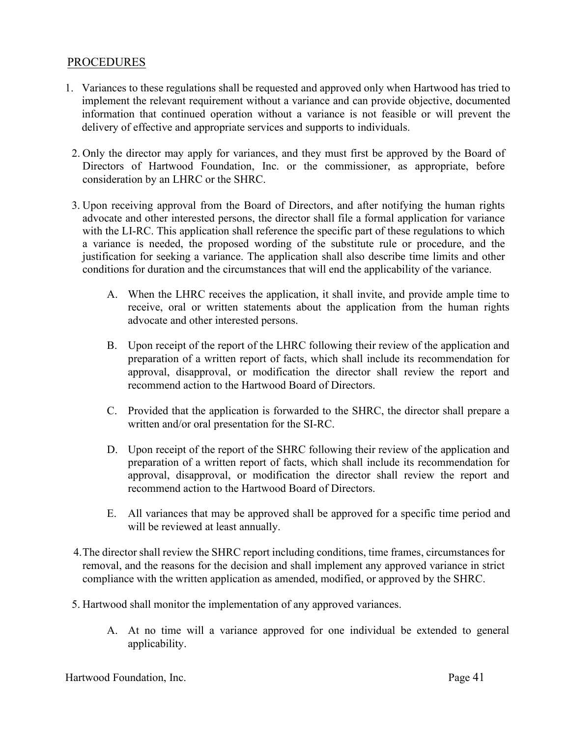PROCEDURES

1. Variances to these regulations shall be requested and approved only when Hartwood has tried to implement the relevant requirement without a variance and can provide objective, documented information that continued operation without a variance is not feasible or will prevent the delivery of effective and appropriate services and supports to individuals.

2. Only the director may apply for variances, and they must first be approved by the Board of Directors of Hartwood Foundation, Inc. or the commissioner, as appropriate, before consideration by an LHRC or the SHRC.

3. Upon receiving approval from the Board of Directors, and after notifying the human rights advocate and other interested persons, the director shall file a formal application for variance with the LI-RC. This application shall reference the specific part of these regulations to which a variance is needed, the proposed wording of the substitute rule or procedure, and the justification for seeking a variance. The application shall also describe time limits and other conditions for duration and the circumstances that will end the applicability of the variance.

   A. When the LHRC receives the application, it shall invite, and provide ample time to receive, oral or written statements about the application from the human rights advocate and other interested persons.

   B. Upon receipt of the report of the LHRC following their review of the application and preparation of a written report of facts, which shall include its recommendation for approval, disapproval, or modification the director shall review the report and recommend action to the Hartwood Board of Directors.

   C. Provided that the application is forwarded to the SHRC, the director shall prepare a written and/or oral presentation for the SI-RC.

   D. Upon receipt of the report of the SHRC following their review of the application and preparation of a written report of facts, which shall include its recommendation for approval, disapproval, or modification the director shall review the report and recommend action to the Hartwood Board of Directors.

   E. All variances that may be approved shall be approved for a specific time period and will be reviewed at least annually.

4. The director shall review the SHRC report including conditions, time frames, circumstances for removal, and the reasons for the decision and shall implement any approved variance in strict compliance with the written application as amended, modified, or approved by the SHRC.

5. Hartwood shall monitor the implementation of any approved variances.

   A. At no time will a variance approved for one individual be extended to general applicability.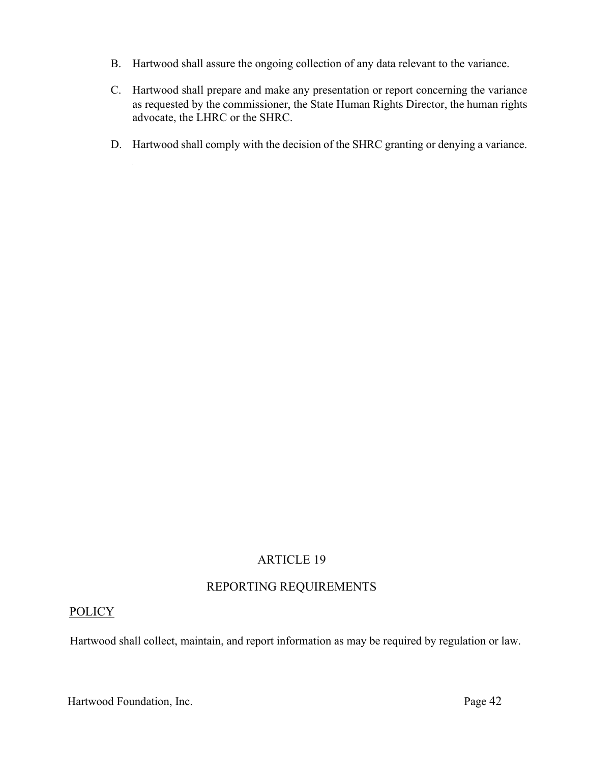B. Hartwood shall assure the ongoing collection of any data relevant to the variance.

C. Hartwood shall prepare and make any presentation or report concerning the variance as requested by the commissioner, the State Human Rights Director, the human rights advocate, the LHRC or the SHRC.

D. Hartwood shall comply with the decision of the SHRC granting or denying a variance.

# ARTICLE 19

## REPORTING REQUIREMENTS

### POLICY

Hartwood shall collect, maintain, and report information as may be required by regulation or law.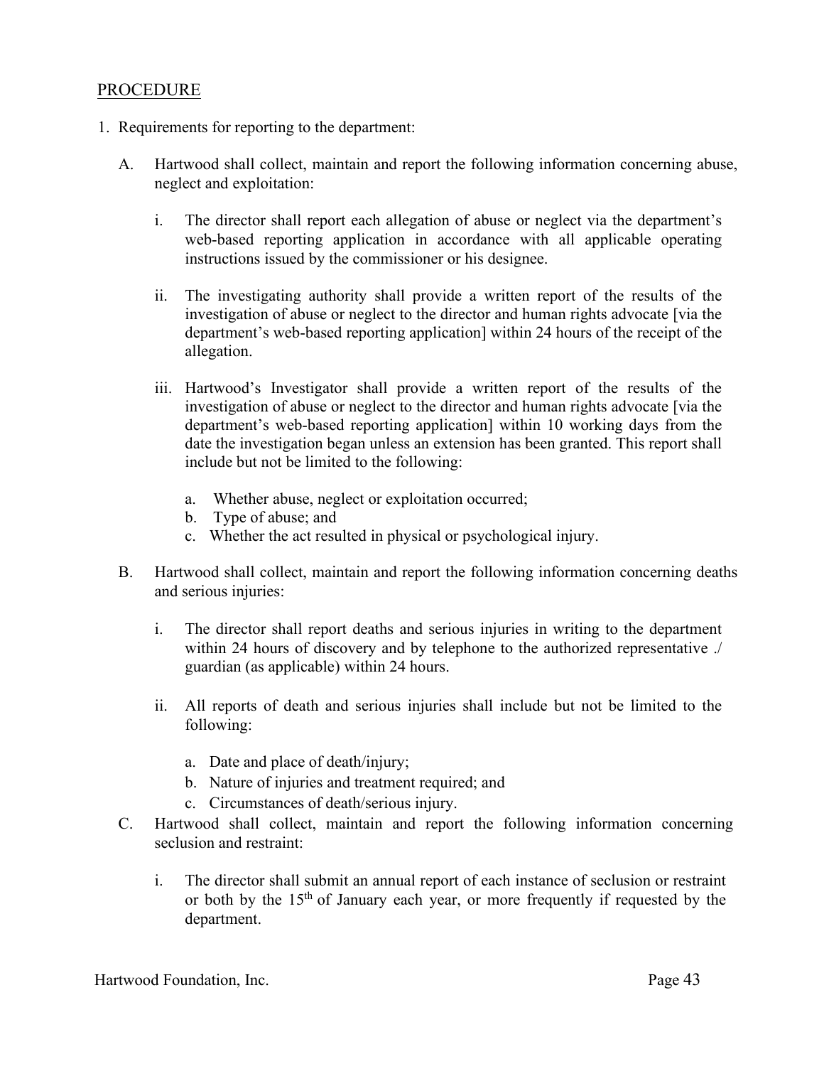<u>PROCEDURE</u>

1. Requirements for reporting to the department:

   A. Hartwood shall collect, maintain and report the following information concerning abuse, neglect and exploitation:

      i. The director shall report each allegation of abuse or neglect via the department's web-based reporting application in accordance with all applicable operating instructions issued by the commissioner or his designee.

      ii. The investigating authority shall provide a written report of the results of the investigation of abuse or neglect to the director and human rights advocate [via the department's web-based reporting application] within 24 hours of the receipt of the allegation.

      iii. Hartwood's Investigator shall provide a written report of the results of the investigation of abuse or neglect to the director and human rights advocate [via the department's web-based reporting application] within 10 working days from the date the investigation began unless an extension has been granted. This report shall include but not be limited to the following:

         a. Whether abuse, neglect or exploitation occurred;
         b. Type of abuse; and
         c. Whether the act resulted in physical or psychological injury.

   B. Hartwood shall collect, maintain and report the following information concerning deaths and serious injuries:

      i. The director shall report deaths and serious injuries in writing to the department within 24 hours of discovery and by telephone to the authorized representative ./ guardian (as applicable) within 24 hours.

      ii. All reports of death and serious injuries shall include but not be limited to the following:

         a. Date and place of death/injury;
         b. Nature of injuries and treatment required; and
         c. Circumstances of death/serious injury.

   C. Hartwood shall collect, maintain and report the following information concerning seclusion and restraint:

      i. The director shall submit an annual report of each instance of seclusion or restraint or both by the 15th of January each year, or more frequently if requested by the department.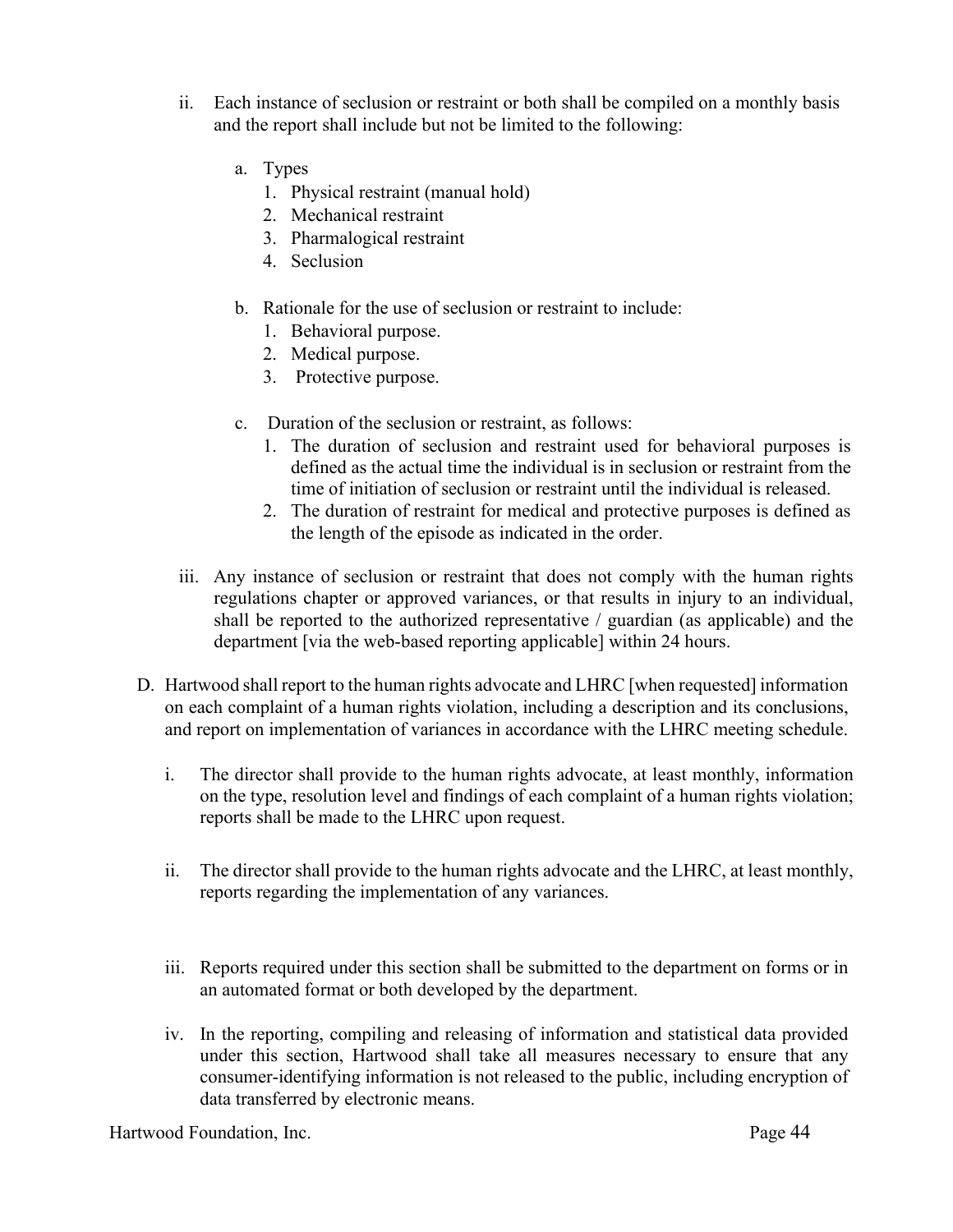ii. Each instance of seclusion or restraint or both shall be compiled on a monthly basis and the report shall include but not be limited to the following:

   a. Types
      1. Physical restraint (manual hold)
      2. Mechanical restraint
      3. Pharmalogical restraint
      4. Seclusion

   b. Rationale for the use of seclusion or restraint to include:
      1. Behavioral purpose.
      2. Medical purpose.
      3. Protective purpose.

   c. Duration of the seclusion or restraint, as follows:
      1. The duration of seclusion and restraint used for behavioral purposes is defined as the actual time the individual is in seclusion or restraint from the time of initiation of seclusion or restraint until the individual is released.
      2. The duration of restraint for medical and protective purposes is defined as the length of the episode as indicated in the order.

iii. Any instance of seclusion or restraint that does not comply with the human rights regulations chapter or approved variances, or that results in injury to an individual, shall be reported to the authorized representative / guardian (as applicable) and the department [via the web-based reporting applicable] within 24 hours.

D. Hartwood shall report to the human rights advocate and LHRC [when requested] information on each complaint of a human rights violation, including a description and its conclusions, and report on implementation of variances in accordance with the LHRC meeting schedule.

   i. The director shall provide to the human rights advocate, at least monthly, information on the type, resolution level and findings of each complaint of a human rights violation; reports shall be made to the LHRC upon request.

   ii. The director shall provide to the human rights advocate and the LHRC, at least monthly, reports regarding the implementation of any variances.

   iii. Reports required under this section shall be submitted to the department on forms or in an automated format or both developed by the department.

   iv. In the reporting, compiling and releasing of information and statistical data provided under this section, Hartwood shall take all measures necessary to ensure that any consumer-identifying information is not released to the public, including encryption of data transferred by electronic means.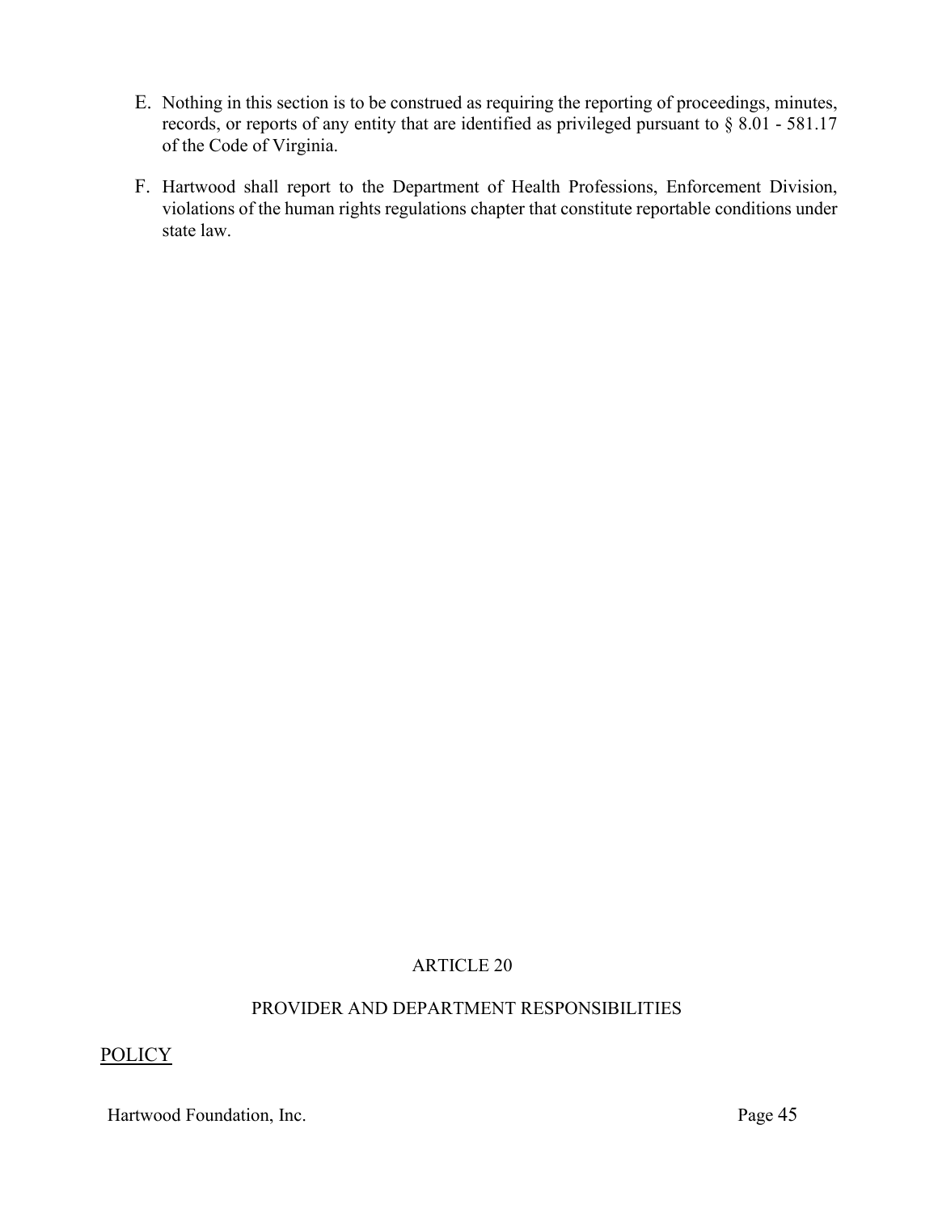E. Nothing in this section is to be construed as requiring the reporting of proceedings, minutes, records, or reports of any entity that are identified as privileged pursuant to § 8.01 - 581.17 of the Code of Virginia.

F. Hartwood shall report to the Department of Health Professions, Enforcement Division, violations of the human rights regulations chapter that constitute reportable conditions under state law.

## ARTICLE 20

## PROVIDER AND DEPARTMENT RESPONSIBILITIES

### POLICY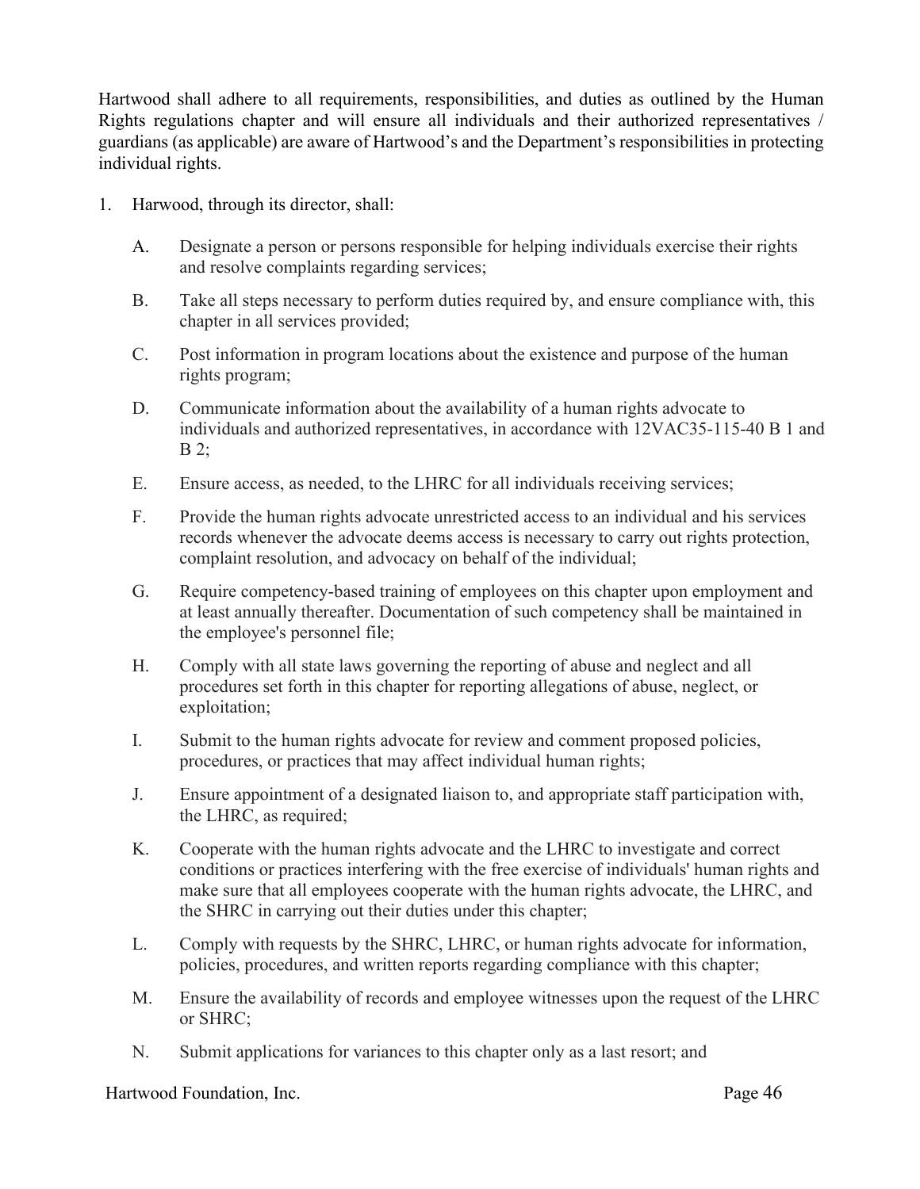Hartwood shall adhere to all requirements, responsibilities, and duties as outlined by the Human Rights regulations chapter and will ensure all individuals and their authorized representatives / guardians (as applicable) are aware of Hartwood's and the Department's responsibilities in protecting individual rights.

1. Harwood, through its director, shall:

   A. Designate a person or persons responsible for helping individuals exercise their rights and resolve complaints regarding services;

   B. Take all steps necessary to perform duties required by, and ensure compliance with, this chapter in all services provided;

   C. Post information in program locations about the existence and purpose of the human rights program;

   D. Communicate information about the availability of a human rights advocate to individuals and authorized representatives, in accordance with 12VAC35-115-40 B 1 and B 2;

   E. Ensure access, as needed, to the LHRC for all individuals receiving services;

   F. Provide the human rights advocate unrestricted access to an individual and his services records whenever the advocate deems access is necessary to carry out rights protection, complaint resolution, and advocacy on behalf of the individual;

   G. Require competency-based training of employees on this chapter upon employment and at least annually thereafter. Documentation of such competency shall be maintained in the employee's personnel file;

   H. Comply with all state laws governing the reporting of abuse and neglect and all procedures set forth in this chapter for reporting allegations of abuse, neglect, or exploitation;

   I. Submit to the human rights advocate for review and comment proposed policies, procedures, or practices that may affect individual human rights;

   J. Ensure appointment of a designated liaison to, and appropriate staff participation with, the LHRC, as required;

   K. Cooperate with the human rights advocate and the LHRC to investigate and correct conditions or practices interfering with the free exercise of individuals' human rights and make sure that all employees cooperate with the human rights advocate, the LHRC, and the SHRC in carrying out their duties under this chapter;

   L. Comply with requests by the SHRC, LHRC, or human rights advocate for information, policies, procedures, and written reports regarding compliance with this chapter;

   M. Ensure the availability of records and employee witnesses upon the request of the LHRC or SHRC;

   N. Submit applications for variances to this chapter only as a last resort; and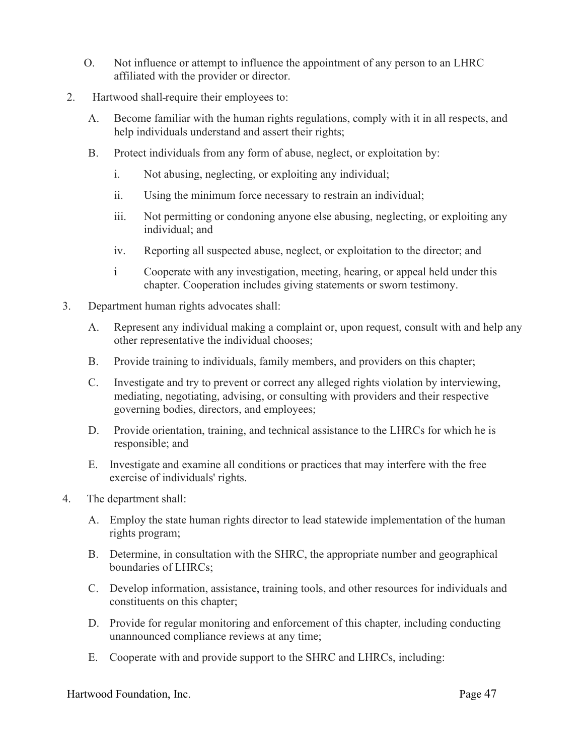O. Not influence or attempt to influence the appointment of any person to an LHRC affiliated with the provider or director.

2. Hartwood shall require their employees to:

   A. Become familiar with the human rights regulations, comply with it in all respects, and help individuals understand and assert their rights;

   B. Protect individuals from any form of abuse, neglect, or exploitation by:

      i. Not abusing, neglecting, or exploiting any individual;

      ii. Using the minimum force necessary to restrain an individual;

      iii. Not permitting or condoning anyone else abusing, neglecting, or exploiting any individual; and

      iv. Reporting all suspected abuse, neglect, or exploitation to the director; and

      i Cooperate with any investigation, meeting, hearing, or appeal held under this chapter. Cooperation includes giving statements or sworn testimony.

3. Department human rights advocates shall:

   A. Represent any individual making a complaint or, upon request, consult with and help any other representative the individual chooses;

   B. Provide training to individuals, family members, and providers on this chapter;

   C. Investigate and try to prevent or correct any alleged rights violation by interviewing, mediating, negotiating, advising, or consulting with providers and their respective governing bodies, directors, and employees;

   D. Provide orientation, training, and technical assistance to the LHRCs for which he is responsible; and

   E. Investigate and examine all conditions or practices that may interfere with the free exercise of individuals' rights.

4. The department shall:

   A. Employ the state human rights director to lead statewide implementation of the human rights program;

   B. Determine, in consultation with the SHRC, the appropriate number and geographical boundaries of LHRCs;

   C. Develop information, assistance, training tools, and other resources for individuals and constituents on this chapter;

   D. Provide for regular monitoring and enforcement of this chapter, including conducting unannounced compliance reviews at any time;

   E. Cooperate with and provide support to the SHRC and LHRCs, including: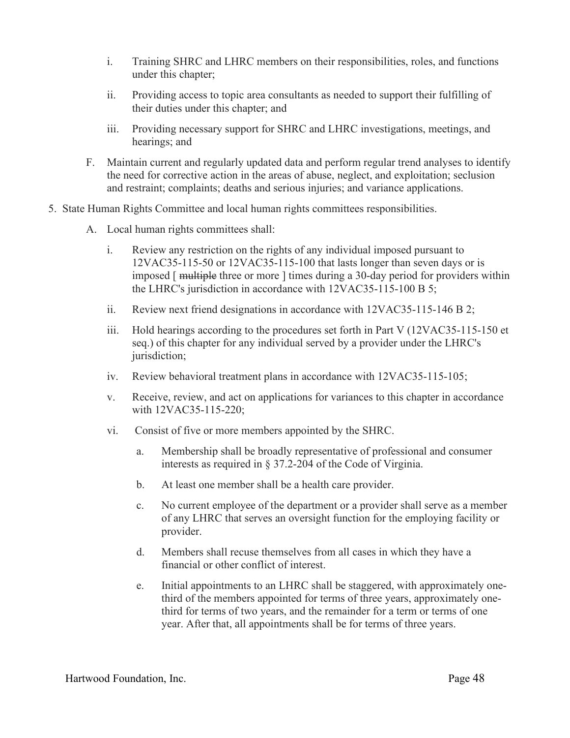i. Training SHRC and LHRC members on their responsibilities, roles, and functions under this chapter;

   ii. Providing access to topic area consultants as needed to support their fulfilling of their duties under this chapter; and

   iii. Providing necessary support for SHRC and LHRC investigations, meetings, and hearings; and

F. Maintain current and regularly updated data and perform regular trend analyses to identify the need for corrective action in the areas of abuse, neglect, and exploitation; seclusion and restraint; complaints; deaths and serious injuries; and variance applications.

5. State Human Rights Committee and local human rights committees responsibilities.

   A. Local human rights committees shall:

      i. Review any restriction on the rights of any individual imposed pursuant to 12VAC35-115-50 or 12VAC35-115-100 that lasts longer than seven days or is imposed [ ~~multiple~~ three or more ] times during a 30-day period for providers within the LHRC's jurisdiction in accordance with 12VAC35-115-100 B 5;

      ii. Review next friend designations in accordance with 12VAC35-115-146 B 2;

      iii. Hold hearings according to the procedures set forth in Part V (12VAC35-115-150 et seq.) of this chapter for any individual served by a provider under the LHRC's jurisdiction;

      iv. Review behavioral treatment plans in accordance with 12VAC35-115-105;

      v. Receive, review, and act on applications for variances to this chapter in accordance with 12VAC35-115-220;

      vi. Consist of five or more members appointed by the SHRC.

         a. Membership shall be broadly representative of professional and consumer interests as required in § 37.2-204 of the Code of Virginia.

         b. At least one member shall be a health care provider.

         c. No current employee of the department or a provider shall serve as a member of any LHRC that serves an oversight function for the employing facility or provider.

         d. Members shall recuse themselves from all cases in which they have a financial or other conflict of interest.

         e. Initial appointments to an LHRC shall be staggered, with approximately one-third of the members appointed for terms of three years, approximately one-third for terms of two years, and the remainder for a term or terms of one year. After that, all appointments shall be for terms of three years.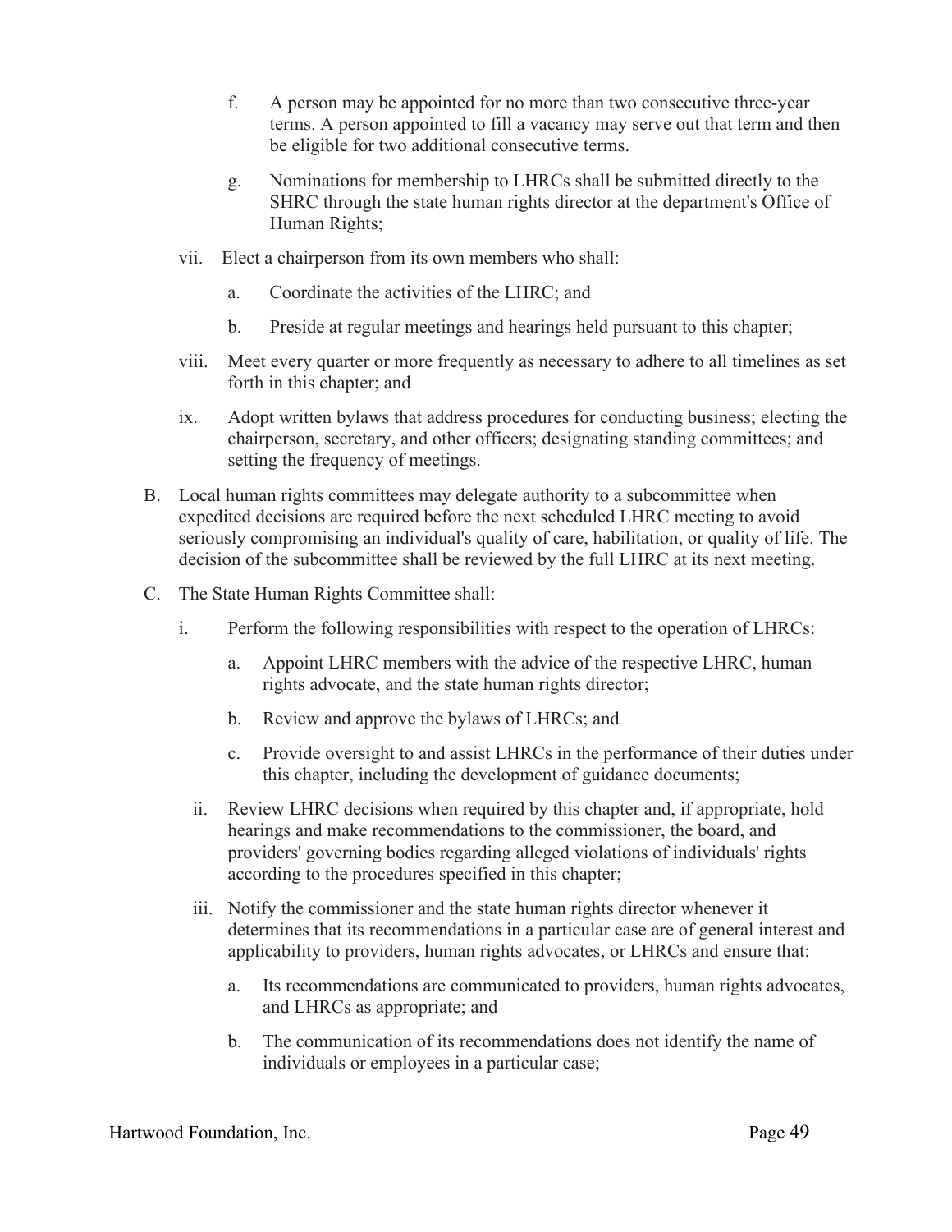f. A person may be appointed for no more than two consecutive three-year terms. A person appointed to fill a vacancy may serve out that term and then be eligible for two additional consecutive terms.

g. Nominations for membership to LHRCs shall be submitted directly to the SHRC through the state human rights director at the department's Office of Human Rights;

vii. Elect a chairperson from its own members who shall:

a. Coordinate the activities of the LHRC; and

b. Preside at regular meetings and hearings held pursuant to this chapter;

viii. Meet every quarter or more frequently as necessary to adhere to all timelines as set forth in this chapter; and

ix. Adopt written bylaws that address procedures for conducting business; electing the chairperson, secretary, and other officers; designating standing committees; and setting the frequency of meetings.

B. Local human rights committees may delegate authority to a subcommittee when expedited decisions are required before the next scheduled LHRC meeting to avoid seriously compromising an individual's quality of care, habilitation, or quality of life. The decision of the subcommittee shall be reviewed by the full LHRC at its next meeting.

C. The State Human Rights Committee shall:

i. Perform the following responsibilities with respect to the operation of LHRCs:

a. Appoint LHRC members with the advice of the respective LHRC, human rights advocate, and the state human rights director;

b. Review and approve the bylaws of LHRCs; and

c. Provide oversight to and assist LHRCs in the performance of their duties under this chapter, including the development of guidance documents;

ii. Review LHRC decisions when required by this chapter and, if appropriate, hold hearings and make recommendations to the commissioner, the board, and providers' governing bodies regarding alleged violations of individuals' rights according to the procedures specified in this chapter;

iii. Notify the commissioner and the state human rights director whenever it determines that its recommendations in a particular case are of general interest and applicability to providers, human rights advocates, or LHRCs and ensure that:

a. Its recommendations are communicated to providers, human rights advocates, and LHRCs as appropriate; and

b. The communication of its recommendations does not identify the name of individuals or employees in a particular case;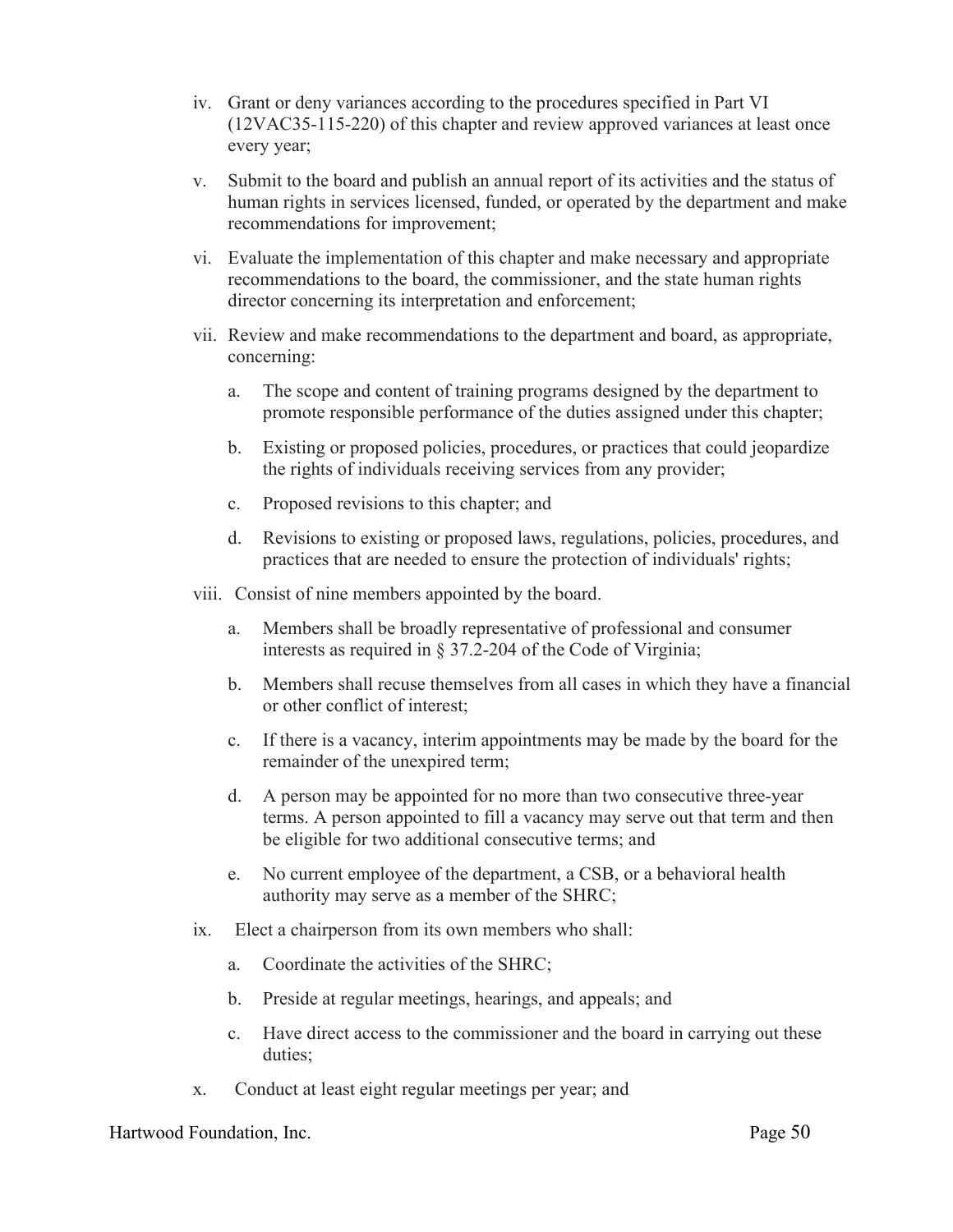iv. Grant or deny variances according to the procedures specified in Part VI (12VAC35-115-220) of this chapter and review approved variances at least once every year;

v. Submit to the board and publish an annual report of its activities and the status of human rights in services licensed, funded, or operated by the department and make recommendations for improvement;

vi. Evaluate the implementation of this chapter and make necessary and appropriate recommendations to the board, the commissioner, and the state human rights director concerning its interpretation and enforcement;

vii. Review and make recommendations to the department and board, as appropriate, concerning:

   a. The scope and content of training programs designed by the department to promote responsible performance of the duties assigned under this chapter;

   b. Existing or proposed policies, procedures, or practices that could jeopardize the rights of individuals receiving services from any provider;

   c. Proposed revisions to this chapter; and

   d. Revisions to existing or proposed laws, regulations, policies, procedures, and practices that are needed to ensure the protection of individuals' rights;

viii. Consist of nine members appointed by the board.

   a. Members shall be broadly representative of professional and consumer interests as required in § 37.2-204 of the Code of Virginia;

   b. Members shall recuse themselves from all cases in which they have a financial or other conflict of interest;

   c. If there is a vacancy, interim appointments may be made by the board for the remainder of the unexpired term;

   d. A person may be appointed for no more than two consecutive three-year terms. A person appointed to fill a vacancy may serve out that term and then be eligible for two additional consecutive terms; and

   e. No current employee of the department, a CSB, or a behavioral health authority may serve as a member of the SHRC;

ix. Elect a chairperson from its own members who shall:

   a. Coordinate the activities of the SHRC;

   b. Preside at regular meetings, hearings, and appeals; and

   c. Have direct access to the commissioner and the board in carrying out these duties;

x. Conduct at least eight regular meetings per year; and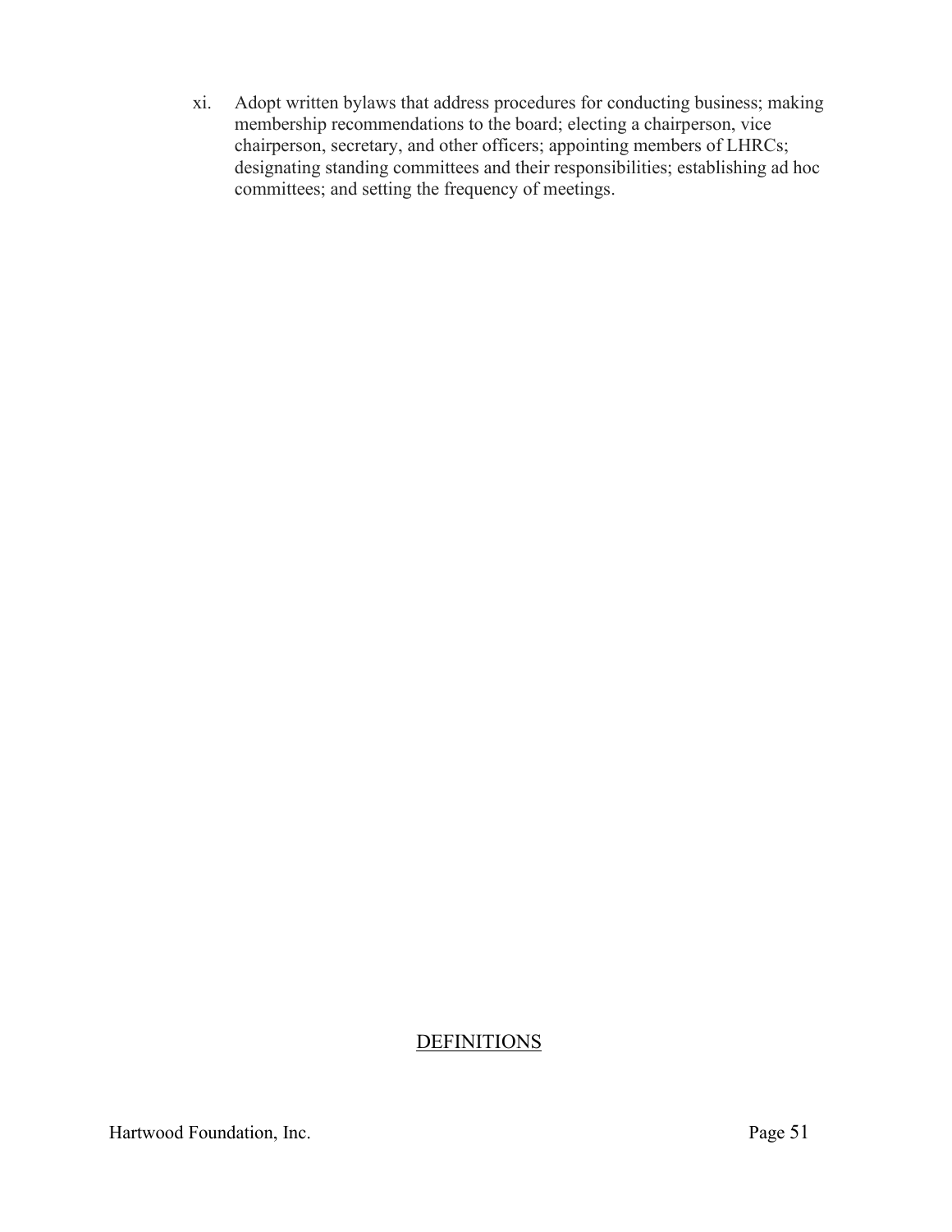xi. Adopt written bylaws that address procedures for conducting business; making membership recommendations to the board; electing a chairperson, vice chairperson, secretary, and other officers; appointing members of LHRCs; designating standing committees and their responsibilities; establishing ad hoc committees; and setting the frequency of meetings.

## DEFINITIONS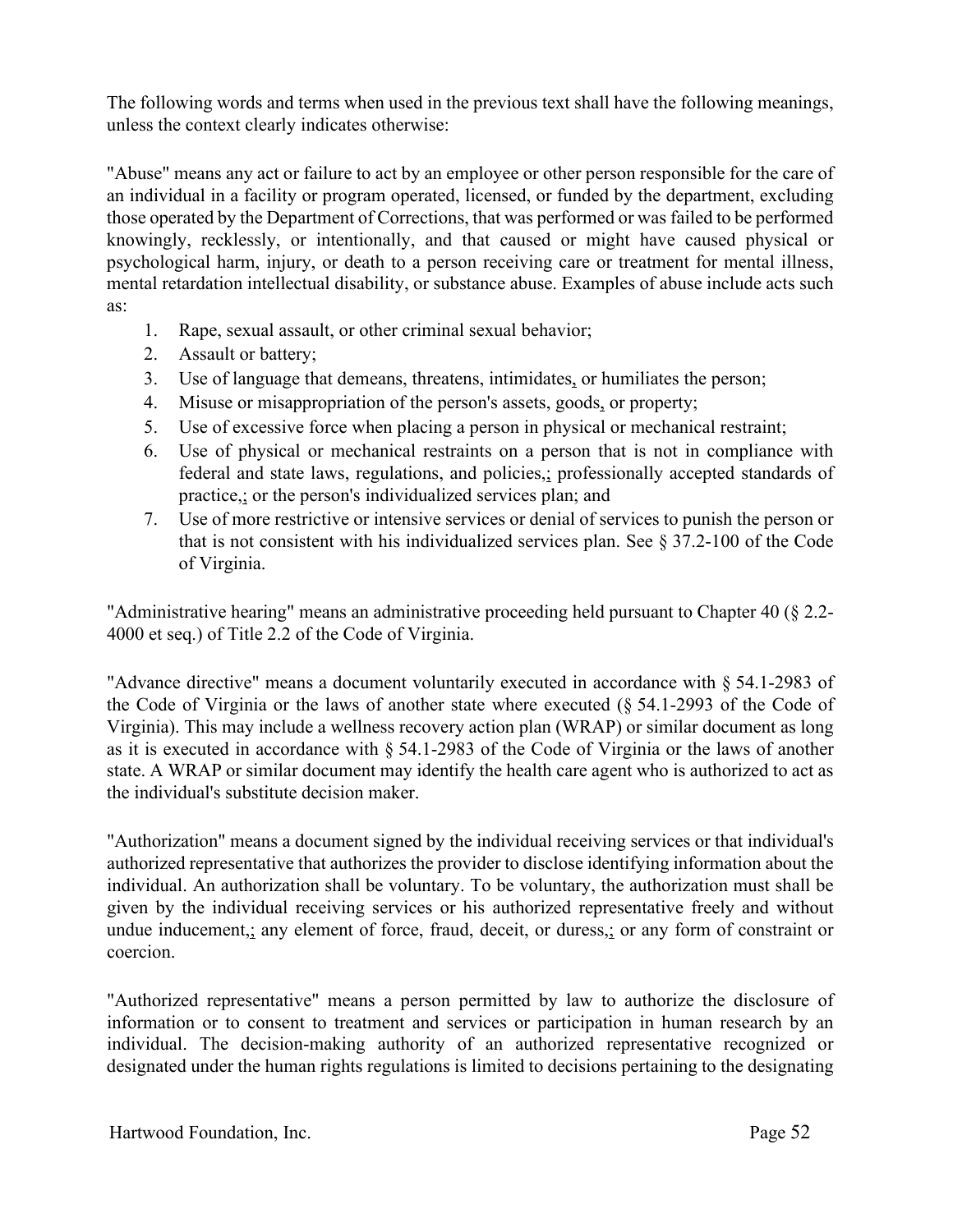The following words and terms when used in the previous text shall have the following meanings, unless the context clearly indicates otherwise:

"Abuse" means any act or failure to act by an employee or other person responsible for the care of an individual in a facility or program operated, licensed, or funded by the department, excluding those operated by the Department of Corrections, that was performed or was failed to be performed knowingly, recklessly, or intentionally, and that caused or might have caused physical or psychological harm, injury, or death to a person receiving care or treatment for mental illness, mental retardation intellectual disability, or substance abuse. Examples of abuse include acts such as:

1. Rape, sexual assault, or other criminal sexual behavior;
2. Assault or battery;
3. Use of language that demeans, threatens, intimidates, or humiliates the person;
4. Misuse or misappropriation of the person's assets, goods, or property;
5. Use of excessive force when placing a person in physical or mechanical restraint;
6. Use of physical or mechanical restraints on a person that is not in compliance with federal and state laws, regulations, and policies,; professionally accepted standards of practice,; or the person's individualized services plan; and
7. Use of more restrictive or intensive services or denial of services to punish the person or that is not consistent with his individualized services plan. See § 37.2-100 of the Code of Virginia.

"Administrative hearing" means an administrative proceeding held pursuant to Chapter 40 (§ 2.2-4000 et seq.) of Title 2.2 of the Code of Virginia.

"Advance directive" means a document voluntarily executed in accordance with § 54.1-2983 of the Code of Virginia or the laws of another state where executed (§ 54.1-2993 of the Code of Virginia). This may include a wellness recovery action plan (WRAP) or similar document as long as it is executed in accordance with § 54.1-2983 of the Code of Virginia or the laws of another state. A WRAP or similar document may identify the health care agent who is authorized to act as the individual's substitute decision maker.

"Authorization" means a document signed by the individual receiving services or that individual's authorized representative that authorizes the provider to disclose identifying information about the individual. An authorization shall be voluntary. To be voluntary, the authorization must shall be given by the individual receiving services or his authorized representative freely and without undue inducement,; any element of force, fraud, deceit, or duress,; or any form of constraint or coercion.

"Authorized representative" means a person permitted by law to authorize the disclosure of information or to consent to treatment and services or participation in human research by an individual. The decision-making authority of an authorized representative recognized or designated under the human rights regulations is limited to decisions pertaining to the designating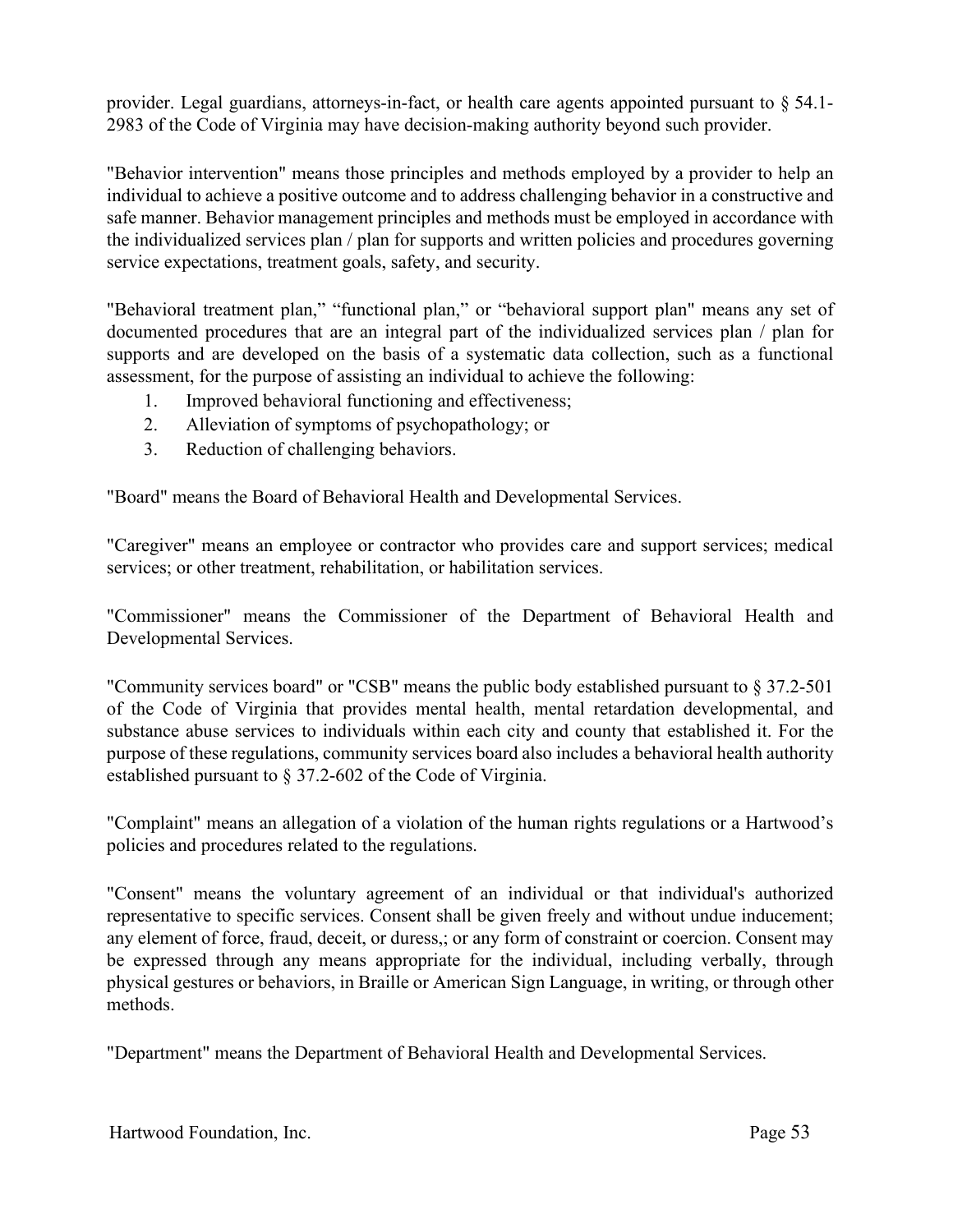provider. Legal guardians, attorneys-in-fact, or health care agents appointed pursuant to § 54.1-2983 of the Code of Virginia may have decision-making authority beyond such provider.

"Behavior intervention" means those principles and methods employed by a provider to help an individual to achieve a positive outcome and to address challenging behavior in a constructive and safe manner. Behavior management principles and methods must be employed in accordance with the individualized services plan / plan for supports and written policies and procedures governing service expectations, treatment goals, safety, and security.

"Behavioral treatment plan," "functional plan," or "behavioral support plan" means any set of documented procedures that are an integral part of the individualized services plan / plan for supports and are developed on the basis of a systematic data collection, such as a functional assessment, for the purpose of assisting an individual to achieve the following:

1. Improved behavioral functioning and effectiveness;
2. Alleviation of symptoms of psychopathology; or
3. Reduction of challenging behaviors.

"Board" means the Board of Behavioral Health and Developmental Services.

"Caregiver" means an employee or contractor who provides care and support services; medical services; or other treatment, rehabilitation, or habilitation services.

"Commissioner" means the Commissioner of the Department of Behavioral Health and Developmental Services.

"Community services board" or "CSB" means the public body established pursuant to § 37.2-501 of the Code of Virginia that provides mental health, mental retardation developmental, and substance abuse services to individuals within each city and county that established it. For the purpose of these regulations, community services board also includes a behavioral health authority established pursuant to § 37.2-602 of the Code of Virginia.

"Complaint" means an allegation of a violation of the human rights regulations or a Hartwood's policies and procedures related to the regulations.

"Consent" means the voluntary agreement of an individual or that individual's authorized representative to specific services. Consent shall be given freely and without undue inducement; any element of force, fraud, deceit, or duress,; or any form of constraint or coercion. Consent may be expressed through any means appropriate for the individual, including verbally, through physical gestures or behaviors, in Braille or American Sign Language, in writing, or through other methods.

"Department" means the Department of Behavioral Health and Developmental Services.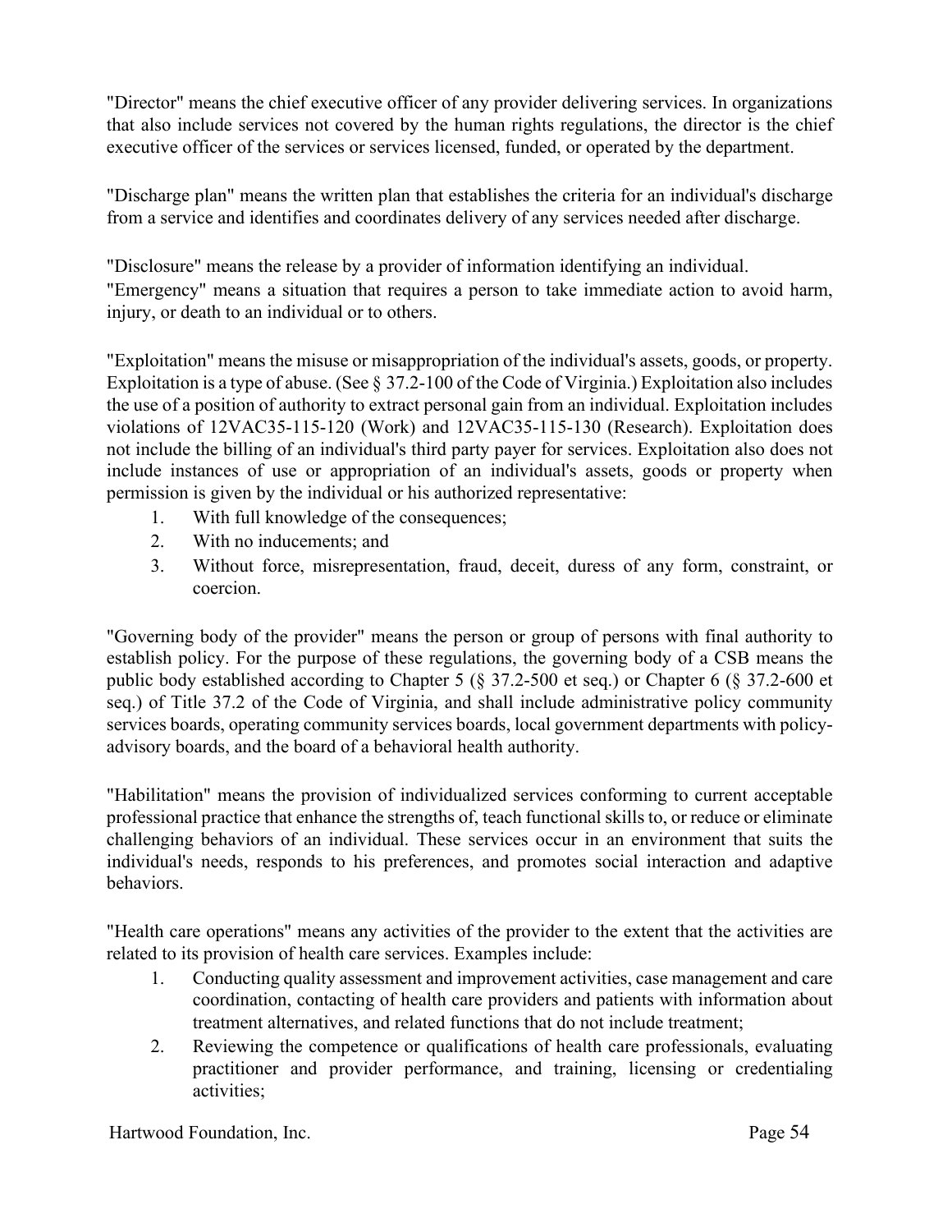"Director" means the chief executive officer of any provider delivering services. In organizations that also include services not covered by the human rights regulations, the director is the chief executive officer of the services or services licensed, funded, or operated by the department.

"Discharge plan" means the written plan that establishes the criteria for an individual's discharge from a service and identifies and coordinates delivery of any services needed after discharge.

"Disclosure" means the release by a provider of information identifying an individual.

"Emergency" means a situation that requires a person to take immediate action to avoid harm, injury, or death to an individual or to others.

"Exploitation" means the misuse or misappropriation of the individual's assets, goods, or property. Exploitation is a type of abuse. (See § 37.2-100 of the Code of Virginia.) Exploitation also includes the use of a position of authority to extract personal gain from an individual. Exploitation includes violations of 12VAC35-115-120 (Work) and 12VAC35-115-130 (Research). Exploitation does not include the billing of an individual's third party payer for services. Exploitation also does not include instances of use or appropriation of an individual's assets, goods or property when permission is given by the individual or his authorized representative:

1. With full knowledge of the consequences;
2. With no inducements; and
3. Without force, misrepresentation, fraud, deceit, duress of any form, constraint, or coercion.

"Governing body of the provider" means the person or group of persons with final authority to establish policy. For the purpose of these regulations, the governing body of a CSB means the public body established according to Chapter 5 (§ 37.2-500 et seq.) or Chapter 6 (§ 37.2-600 et seq.) of Title 37.2 of the Code of Virginia, and shall include administrative policy community services boards, operating community services boards, local government departments with policy-advisory boards, and the board of a behavioral health authority.

"Habilitation" means the provision of individualized services conforming to current acceptable professional practice that enhance the strengths of, teach functional skills to, or reduce or eliminate challenging behaviors of an individual. These services occur in an environment that suits the individual's needs, responds to his preferences, and promotes social interaction and adaptive behaviors.

"Health care operations" means any activities of the provider to the extent that the activities are related to its provision of health care services. Examples include:

1. Conducting quality assessment and improvement activities, case management and care coordination, contacting of health care providers and patients with information about treatment alternatives, and related functions that do not include treatment;
2. Reviewing the competence or qualifications of health care professionals, evaluating practitioner and provider performance, and training, licensing or credentialing activities;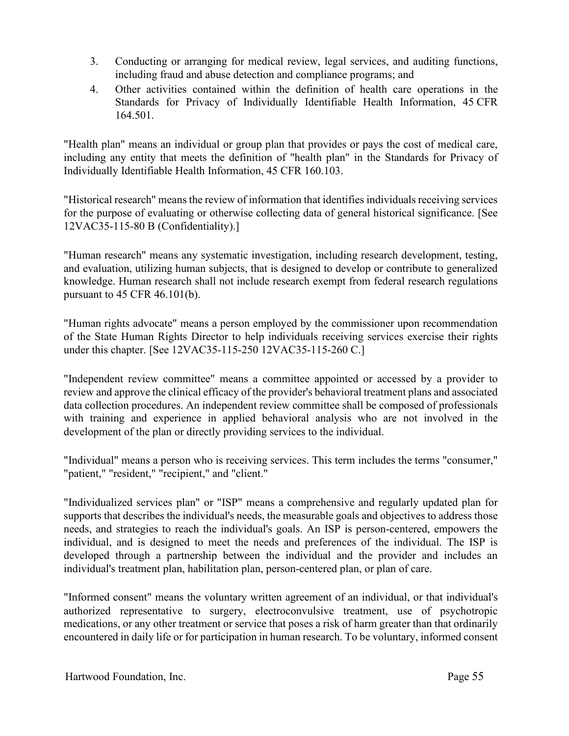3. Conducting or arranging for medical review, legal services, and auditing functions, including fraud and abuse detection and compliance programs; and
4. Other activities contained within the definition of health care operations in the Standards for Privacy of Individually Identifiable Health Information, 45 CFR 164.501.

"Health plan" means an individual or group plan that provides or pays the cost of medical care, including any entity that meets the definition of "health plan" in the Standards for Privacy of Individually Identifiable Health Information, 45 CFR 160.103.

"Historical research" means the review of information that identifies individuals receiving services for the purpose of evaluating or otherwise collecting data of general historical significance. [See 12VAC35-115-80 B (Confidentiality).]

"Human research" means any systematic investigation, including research development, testing, and evaluation, utilizing human subjects, that is designed to develop or contribute to generalized knowledge. Human research shall not include research exempt from federal research regulations pursuant to 45 CFR 46.101(b).

"Human rights advocate" means a person employed by the commissioner upon recommendation of the State Human Rights Director to help individuals receiving services exercise their rights under this chapter. [See 12VAC35-115-250 12VAC35-115-260 C.]

"Independent review committee" means a committee appointed or accessed by a provider to review and approve the clinical efficacy of the provider's behavioral treatment plans and associated data collection procedures. An independent review committee shall be composed of professionals with training and experience in applied behavioral analysis who are not involved in the development of the plan or directly providing services to the individual.

"Individual" means a person who is receiving services. This term includes the terms "consumer," "patient," "resident," "recipient," and "client."

"Individualized services plan" or "ISP" means a comprehensive and regularly updated plan for supports that describes the individual's needs, the measurable goals and objectives to address those needs, and strategies to reach the individual's goals. An ISP is person-centered, empowers the individual, and is designed to meet the needs and preferences of the individual. The ISP is developed through a partnership between the individual and the provider and includes an individual's treatment plan, habilitation plan, person-centered plan, or plan of care.

"Informed consent" means the voluntary written agreement of an individual, or that individual's authorized representative to surgery, electroconvulsive treatment, use of psychotropic medications, or any other treatment or service that poses a risk of harm greater than that ordinarily encountered in daily life or for participation in human research. To be voluntary, informed consent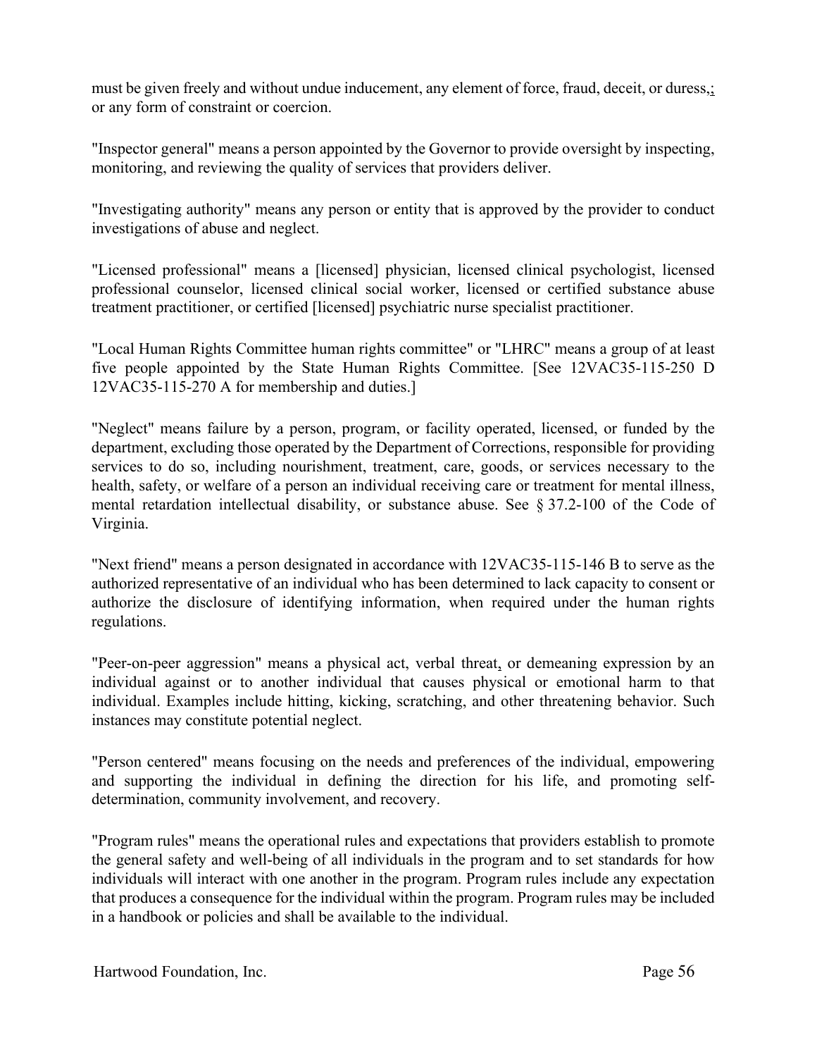must be given freely and without undue inducement, any element of force, fraud, deceit, or duress,; or any form of constraint or coercion.

"Inspector general" means a person appointed by the Governor to provide oversight by inspecting, monitoring, and reviewing the quality of services that providers deliver.

"Investigating authority" means any person or entity that is approved by the provider to conduct investigations of abuse and neglect.

"Licensed professional" means a [licensed] physician, licensed clinical psychologist, licensed professional counselor, licensed clinical social worker, licensed or certified substance abuse treatment practitioner, or certified [licensed] psychiatric nurse specialist practitioner.

"Local Human Rights Committee human rights committee" or "LHRC" means a group of at least five people appointed by the State Human Rights Committee. [See 12VAC35-115-250 D 12VAC35-115-270 A for membership and duties.]

"Neglect" means failure by a person, program, or facility operated, licensed, or funded by the department, excluding those operated by the Department of Corrections, responsible for providing services to do so, including nourishment, treatment, care, goods, or services necessary to the health, safety, or welfare of a person an individual receiving care or treatment for mental illness, mental retardation intellectual disability, or substance abuse. See § 37.2-100 of the Code of Virginia.

"Next friend" means a person designated in accordance with 12VAC35-115-146 B to serve as the authorized representative of an individual who has been determined to lack capacity to consent or authorize the disclosure of identifying information, when required under the human rights regulations.

"Peer-on-peer aggression" means a physical act, verbal threat, or demeaning expression by an individual against or to another individual that causes physical or emotional harm to that individual. Examples include hitting, kicking, scratching, and other threatening behavior. Such instances may constitute potential neglect.

"Person centered" means focusing on the needs and preferences of the individual, empowering and supporting the individual in defining the direction for his life, and promoting self-determination, community involvement, and recovery.

"Program rules" means the operational rules and expectations that providers establish to promote the general safety and well-being of all individuals in the program and to set standards for how individuals will interact with one another in the program. Program rules include any expectation that produces a consequence for the individual within the program. Program rules may be included in a handbook or policies and shall be available to the individual.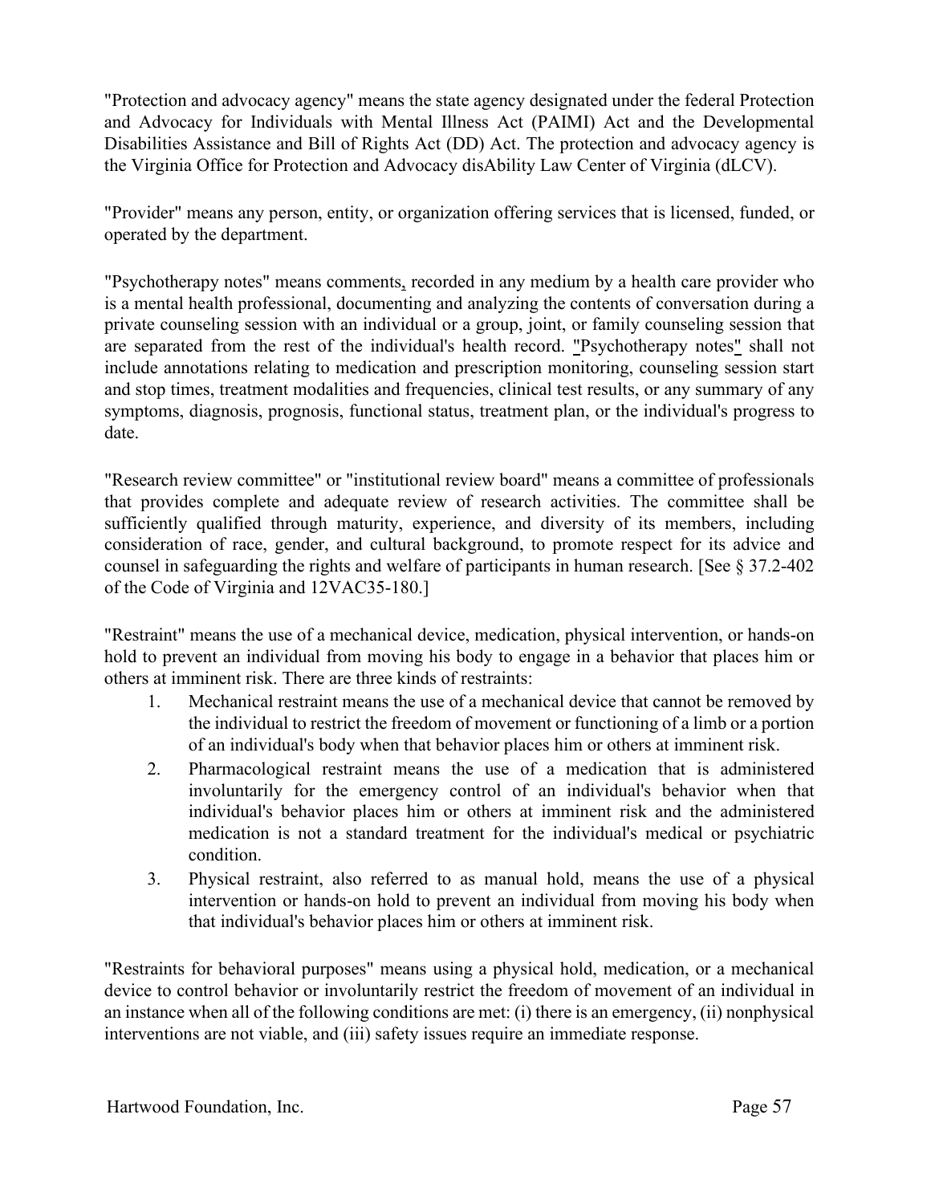"Protection and advocacy agency" means the state agency designated under the federal Protection and Advocacy for Individuals with Mental Illness Act (PAIMI) Act and the Developmental Disabilities Assistance and Bill of Rights Act (DD) Act. The protection and advocacy agency is the Virginia Office for Protection and Advocacy disAbility Law Center of Virginia (dLCV).

"Provider" means any person, entity, or organization offering services that is licensed, funded, or operated by the department.

"Psychotherapy notes" means comments, recorded in any medium by a health care provider who is a mental health professional, documenting and analyzing the contents of conversation during a private counseling session with an individual or a group, joint, or family counseling session that are separated from the rest of the individual's health record. "Psychotherapy notes" shall not include annotations relating to medication and prescription monitoring, counseling session start and stop times, treatment modalities and frequencies, clinical test results, or any summary of any symptoms, diagnosis, prognosis, functional status, treatment plan, or the individual's progress to date.

"Research review committee" or "institutional review board" means a committee of professionals that provides complete and adequate review of research activities. The committee shall be sufficiently qualified through maturity, experience, and diversity of its members, including consideration of race, gender, and cultural background, to promote respect for its advice and counsel in safeguarding the rights and welfare of participants in human research. [See § 37.2-402 of the Code of Virginia and 12VAC35-180.]

"Restraint" means the use of a mechanical device, medication, physical intervention, or hands-on hold to prevent an individual from moving his body to engage in a behavior that places him or others at imminent risk. There are three kinds of restraints:

1. Mechanical restraint means the use of a mechanical device that cannot be removed by the individual to restrict the freedom of movement or functioning of a limb or a portion of an individual's body when that behavior places him or others at imminent risk.
2. Pharmacological restraint means the use of a medication that is administered involuntarily for the emergency control of an individual's behavior when that individual's behavior places him or others at imminent risk and the administered medication is not a standard treatment for the individual's medical or psychiatric condition.
3. Physical restraint, also referred to as manual hold, means the use of a physical intervention or hands-on hold to prevent an individual from moving his body when that individual's behavior places him or others at imminent risk.

"Restraints for behavioral purposes" means using a physical hold, medication, or a mechanical device to control behavior or involuntarily restrict the freedom of movement of an individual in an instance when all of the following conditions are met: (i) there is an emergency, (ii) nonphysical interventions are not viable, and (iii) safety issues require an immediate response.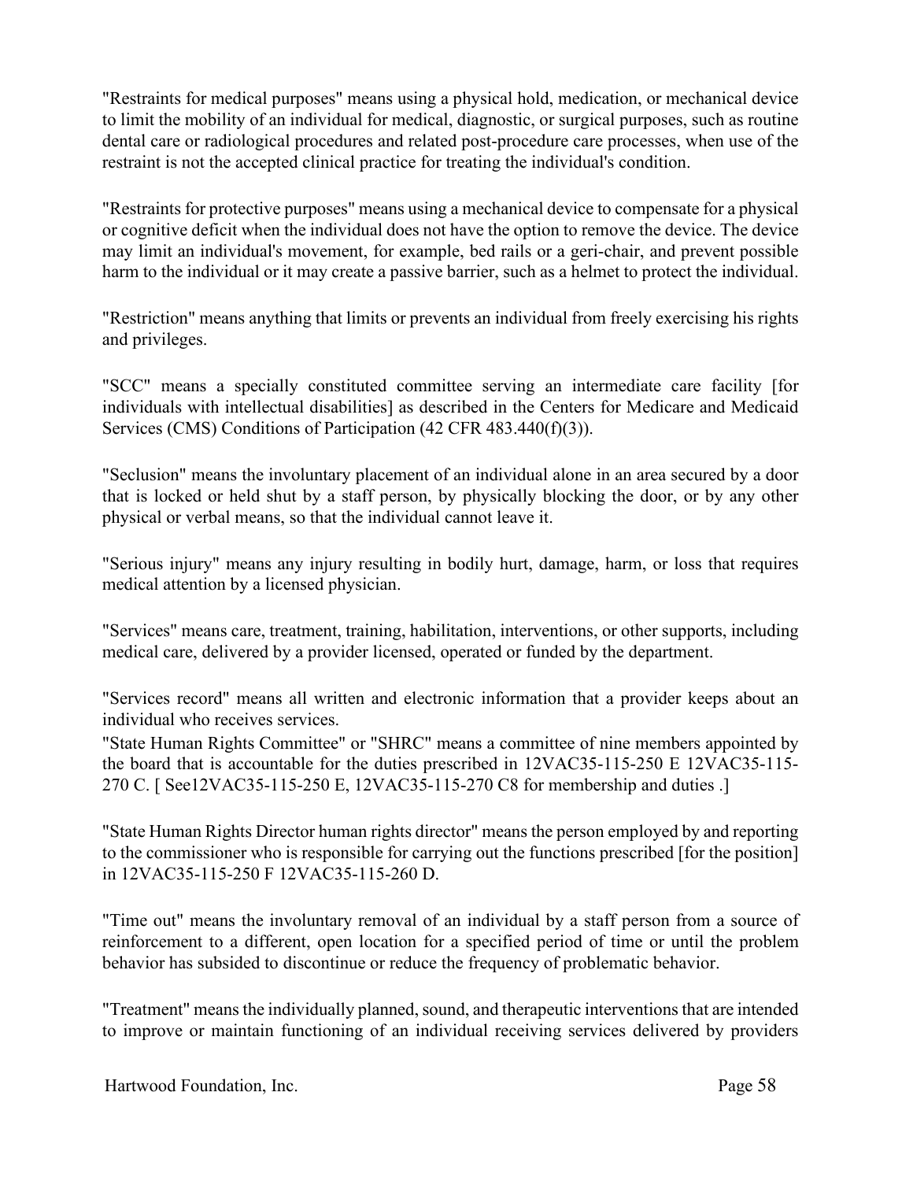"Restraints for medical purposes" means using a physical hold, medication, or mechanical device to limit the mobility of an individual for medical, diagnostic, or surgical purposes, such as routine dental care or radiological procedures and related post-procedure care processes, when use of the restraint is not the accepted clinical practice for treating the individual's condition.

"Restraints for protective purposes" means using a mechanical device to compensate for a physical or cognitive deficit when the individual does not have the option to remove the device. The device may limit an individual's movement, for example, bed rails or a geri-chair, and prevent possible harm to the individual or it may create a passive barrier, such as a helmet to protect the individual.

"Restriction" means anything that limits or prevents an individual from freely exercising his rights and privileges.

"SCC" means a specially constituted committee serving an intermediate care facility [for individuals with intellectual disabilities] as described in the Centers for Medicare and Medicaid Services (CMS) Conditions of Participation (42 CFR 483.440(f)(3)).

"Seclusion" means the involuntary placement of an individual alone in an area secured by a door that is locked or held shut by a staff person, by physically blocking the door, or by any other physical or verbal means, so that the individual cannot leave it.

"Serious injury" means any injury resulting in bodily hurt, damage, harm, or loss that requires medical attention by a licensed physician.

"Services" means care, treatment, training, habilitation, interventions, or other supports, including medical care, delivered by a provider licensed, operated or funded by the department.

"Services record" means all written and electronic information that a provider keeps about an individual who receives services.

"State Human Rights Committee" or "SHRC" means a committee of nine members appointed by the board that is accountable for the duties prescribed in 12VAC35-115-250 E 12VAC35-115-270 C. [ See12VAC35-115-250 E, 12VAC35-115-270 C8 for membership and duties .]

"State Human Rights Director human rights director" means the person employed by and reporting to the commissioner who is responsible for carrying out the functions prescribed [for the position] in 12VAC35-115-250 F 12VAC35-115-260 D.

"Time out" means the involuntary removal of an individual by a staff person from a source of reinforcement to a different, open location for a specified period of time or until the problem behavior has subsided to discontinue or reduce the frequency of problematic behavior.

"Treatment" means the individually planned, sound, and therapeutic interventions that are intended to improve or maintain functioning of an individual receiving services delivered by providers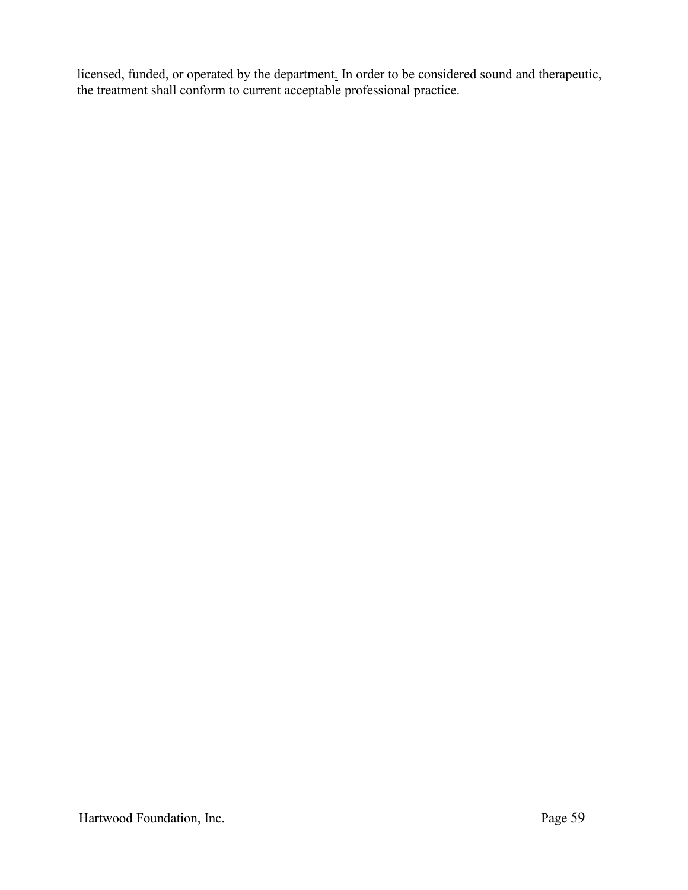licensed, funded, or operated by the department. In order to be considered sound and therapeutic, the treatment shall conform to current acceptable professional practice.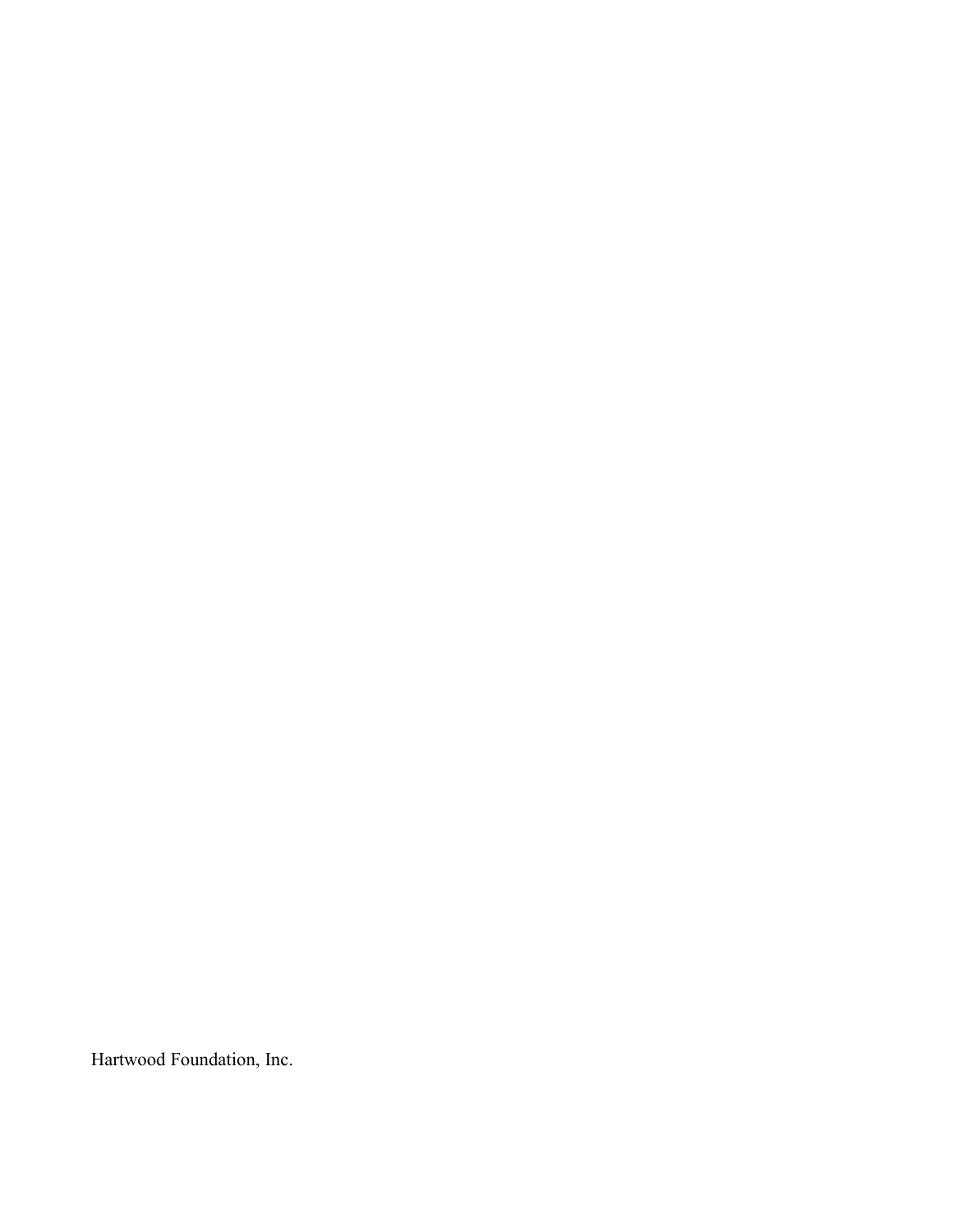Hartwood Foundation, Inc.